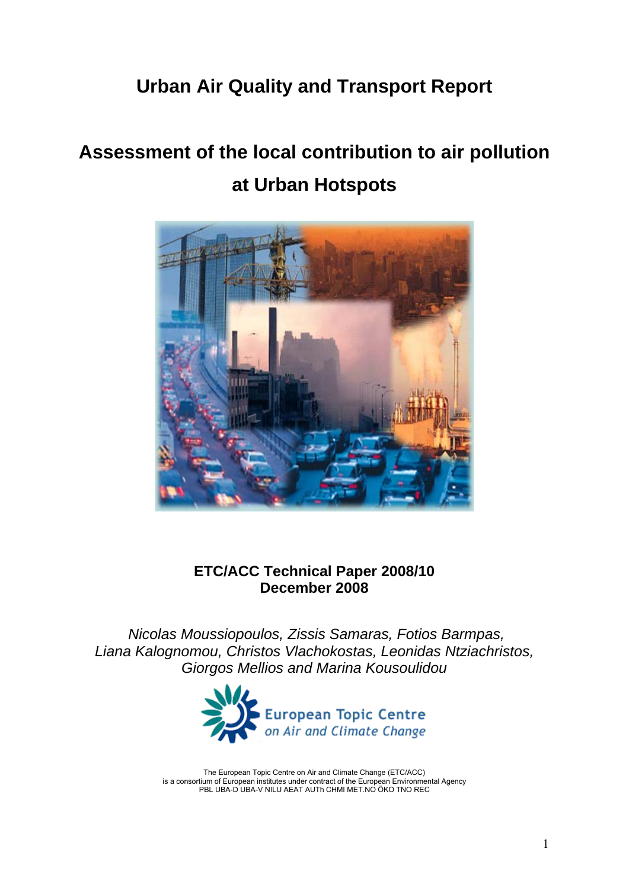# Urban Air Quality and Transport Report

# Assessment of the local contribution to air pollution at Urban Hotspots

**ETC/ACC Technical Paper 2008/10**
**December 2008**

*Nicolas Moussiopoulos, Zissis Samaras, Fotios Barmpas, Liana Kalognomou, Christos Vlachokostas, Leonidas Ntziachristos, Giorgos Mellios and Marina Kousoulidou*

European Topic Centre on Air and Climate Change

The European Topic Centre on Air and Climate Change (ETC/ACC) is a consortium of European institutes under contract of the European Environmental Agency
PBL UBA-D UBA-V NILU AEAT AUTh CHMI MET.NO ÖKO TNO REC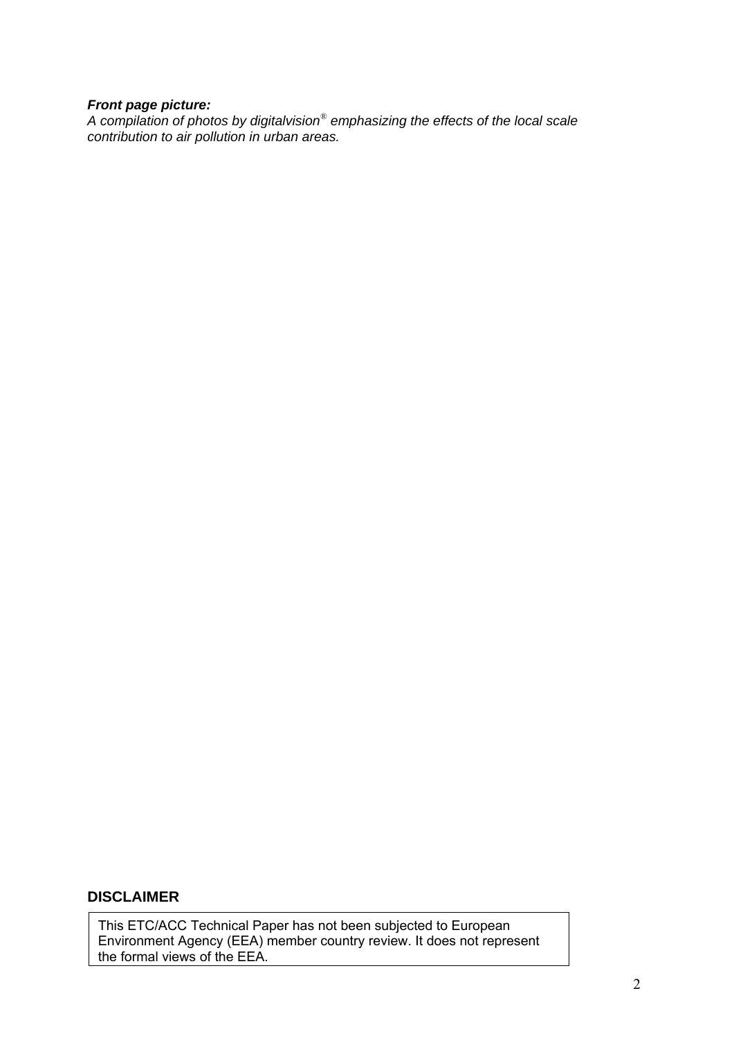***Front page picture:***
*A compilation of photos by digitalvision® emphasizing the effects of the local scale contribution to air pollution in urban areas.*

**DISCLAIMER**

This ETC/ACC Technical Paper has not been subjected to European Environment Agency (EEA) member country review. It does not represent the formal views of the EEA.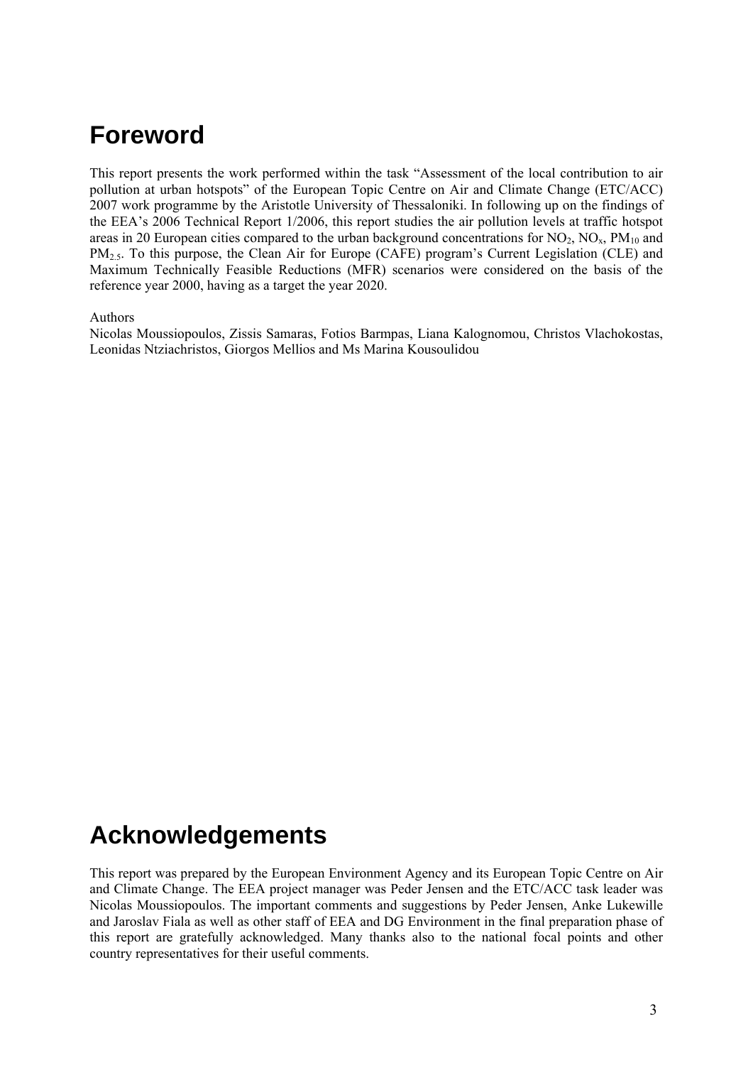# Foreword

This report presents the work performed within the task "Assessment of the local contribution to air pollution at urban hotspots" of the European Topic Centre on Air and Climate Change (ETC/ACC) 2007 work programme by the Aristotle University of Thessaloniki. In following up on the findings of the EEA's 2006 Technical Report 1/2006, this report studies the air pollution levels at traffic hotspot areas in 20 European cities compared to the urban background concentrations for $NO_2$, $NO_x$, $PM_{10}$ and $PM_{2.5}$. To this purpose, the Clean Air for Europe (CAFE) program's Current Legislation (CLE) and Maximum Technically Feasible Reductions (MFR) scenarios were considered on the basis of the reference year 2000, having as a target the year 2020.

Authors
Nicolas Moussiopoulos, Zissis Samaras, Fotios Barmpas, Liana Kalognomou, Christos Vlachokostas, Leonidas Ntziachristos, Giorgos Mellios and Ms Marina Kousoulidou

# Acknowledgements

This report was prepared by the European Environment Agency and its European Topic Centre on Air and Climate Change. The EEA project manager was Peder Jensen and the ETC/ACC task leader was Nicolas Moussiopoulos. The important comments and suggestions by Peder Jensen, Anke Lukewille and Jaroslav Fiala as well as other staff of EEA and DG Environment in the final preparation phase of this report are gratefully acknowledged. Many thanks also to the national focal points and other country representatives for their useful comments.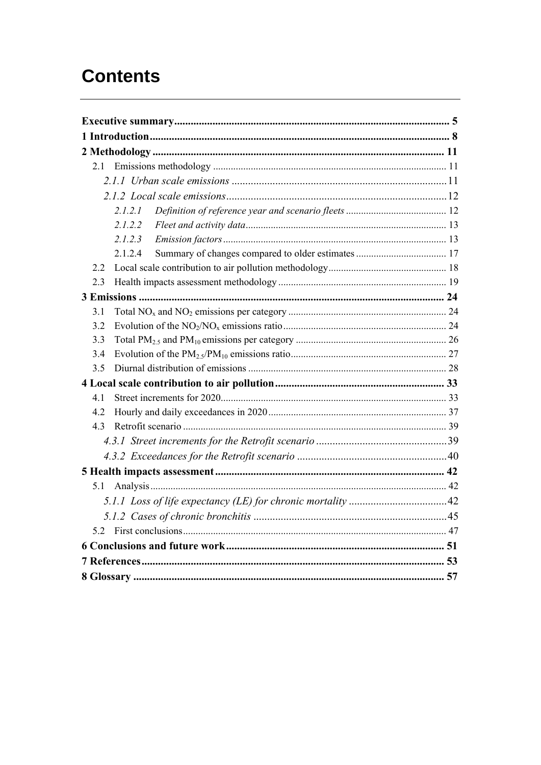# Contents

**Executive summary** ........ **5**

**1 Introduction** ........ **8**

**2 Methodology** ........ **11**

- 2.1 Emissions methodology ........ 11
  - *2.1.1 Urban scale emissions* ........ 11
  - *2.1.2 Local scale emissions* ........ 12
    - *2.1.2.1 Definition of reference year and scenario fleets* ........ 12
    - *2.1.2.2 Fleet and activity data* ........ 13
    - *2.1.2.3 Emission factors* ........ 13
    - 2.1.2.4 Summary of changes compared to older estimates ........ 17
- 2.2 Local scale contribution to air pollution methodology ........ 18
- 2.3 Health impacts assessment methodology ........ 19

**3 Emissions** ........ **24**

- 3.1 Total $NO_x$ and $NO_2$ emissions per category ........ 24
- 3.2 Evolution of the $NO_2/NO_x$ emissions ratio ........ 24
- 3.3 Total $PM_{2.5}$ and $PM_{10}$ emissions per category ........ 26
- 3.4 Evolution of the $PM_{2.5}/PM_{10}$ emissions ratio ........ 27
- 3.5 Diurnal distribution of emissions ........ 28

**4 Local scale contribution to air pollution** ........ **33**

- 4.1 Street increments for 2020 ........ 33
- 4.2 Hourly and daily exceedances in 2020 ........ 37
- 4.3 Retrofit scenario ........ 39
  - *4.3.1 Street increments for the Retrofit scenario* ........ 39
  - *4.3.2 Exceedances for the Retrofit scenario* ........ 40

**5 Health impacts assessment** ........ **42**

- 5.1 Analysis ........ 42
  - *5.1.1 Loss of life expectancy (LE) for chronic mortality* ........ 42
  - *5.1.2 Cases of chronic bronchitis* ........ 45
- 5.2 First conclusions ........ 47

**6 Conclusions and future work** ........ **51**

**7 References** ........ **53**

**8 Glossary** ........ **57**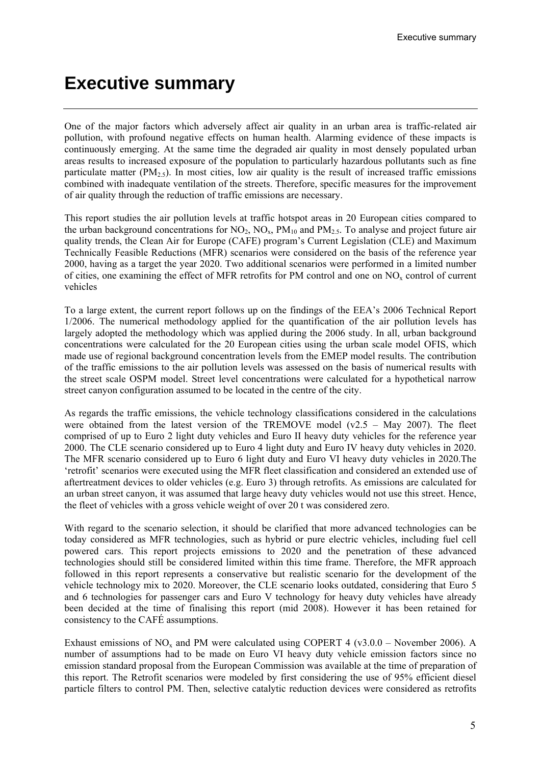# Executive summary

One of the major factors which adversely affect air quality in an urban area is traffic-related air pollution, with profound negative effects on human health. Alarming evidence of these impacts is continuously emerging. At the same time the degraded air quality in most densely populated urban areas results to increased exposure of the population to particularly hazardous pollutants such as fine particulate matter ($PM_{2.5}$). In most cities, low air quality is the result of increased traffic emissions combined with inadequate ventilation of the streets. Therefore, specific measures for the improvement of air quality through the reduction of traffic emissions are necessary.

This report studies the air pollution levels at traffic hotspot areas in 20 European cities compared to the urban background concentrations for $NO_2$, $NO_x$, $PM_{10}$ and $PM_{2.5}$. To analyse and project future air quality trends, the Clean Air for Europe (CAFE) program's Current Legislation (CLE) and Maximum Technically Feasible Reductions (MFR) scenarios were considered on the basis of the reference year 2000, having as a target the year 2020. Two additional scenarios were performed in a limited number of cities, one examining the effect of MFR retrofits for PM control and one on $NO_x$ control of current vehicles

To a large extent, the current report follows up on the findings of the EEA's 2006 Technical Report 1/2006. The numerical methodology applied for the quantification of the air pollution levels has largely adopted the methodology which was applied during the 2006 study. In all, urban background concentrations were calculated for the 20 European cities using the urban scale model OFIS, which made use of regional background concentration levels from the EMEP model results. The contribution of the traffic emissions to the air pollution levels was assessed on the basis of numerical results with the street scale OSPM model. Street level concentrations were calculated for a hypothetical narrow street canyon configuration assumed to be located in the centre of the city.

As regards the traffic emissions, the vehicle technology classifications considered in the calculations were obtained from the latest version of the TREMOVE model (v2.5 – May 2007). The fleet comprised of up to Euro 2 light duty vehicles and Euro II heavy duty vehicles for the reference year 2000. The CLE scenario considered up to Euro 4 light duty and Euro IV heavy duty vehicles in 2020. The MFR scenario considered up to Euro 6 light duty and Euro VI heavy duty vehicles in 2020.The 'retrofit' scenarios were executed using the MFR fleet classification and considered an extended use of aftertreatment devices to older vehicles (e.g. Euro 3) through retrofits. As emissions are calculated for an urban street canyon, it was assumed that large heavy duty vehicles would not use this street. Hence, the fleet of vehicles with a gross vehicle weight of over 20 t was considered zero.

With regard to the scenario selection, it should be clarified that more advanced technologies can be today considered as MFR technologies, such as hybrid or pure electric vehicles, including fuel cell powered cars. This report projects emissions to 2020 and the penetration of these advanced technologies should still be considered limited within this time frame. Therefore, the MFR approach followed in this report represents a conservative but realistic scenario for the development of the vehicle technology mix to 2020. Moreover, the CLE scenario looks outdated, considering that Euro 5 and 6 technologies for passenger cars and Euro V technology for heavy duty vehicles have already been decided at the time of finalising this report (mid 2008). However it has been retained for consistency to the CAFÉ assumptions.

Exhaust emissions of $NO_x$ and PM were calculated using COPERT 4 (v3.0.0 – November 2006). A number of assumptions had to be made on Euro VI heavy duty vehicle emission factors since no emission standard proposal from the European Commission was available at the time of preparation of this report. The Retrofit scenarios were modeled by first considering the use of 95% efficient diesel particle filters to control PM. Then, selective catalytic reduction devices were considered as retrofits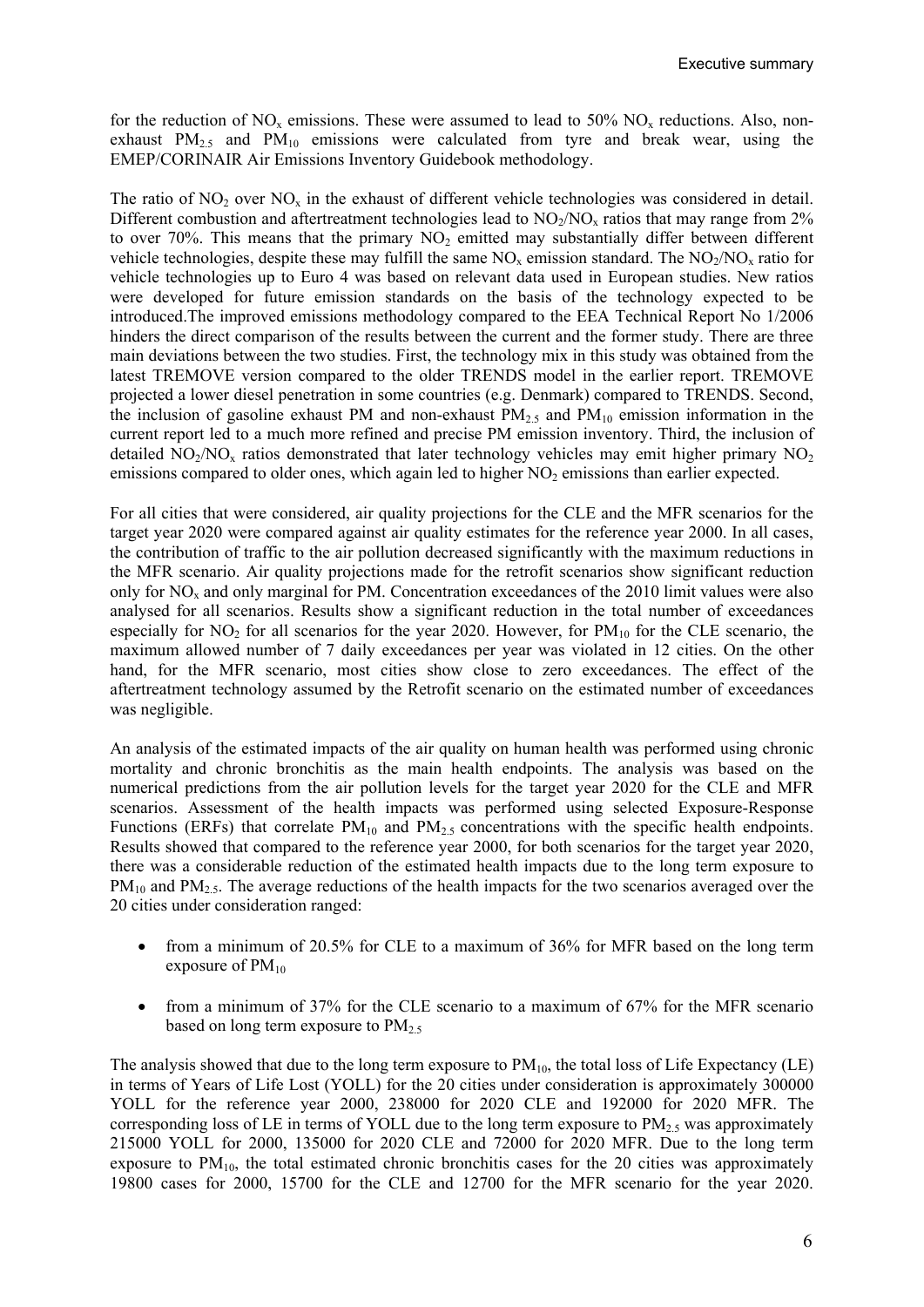for the reduction of $NO_x$ emissions. These were assumed to lead to 50% $NO_x$ reductions. Also, non-exhaust $PM_{2.5}$ and $PM_{10}$ emissions were calculated from tyre and break wear, using the EMEP/CORINAIR Air Emissions Inventory Guidebook methodology.

The ratio of $NO_2$ over $NO_x$ in the exhaust of different vehicle technologies was considered in detail. Different combustion and aftertreatment technologies lead to $NO_2/NO_x$ ratios that may range from 2% to over 70%. This means that the primary $NO_2$ emitted may substantially differ between different vehicle technologies, despite these may fulfill the same $NO_x$ emission standard. The $NO_2/NO_x$ ratio for vehicle technologies up to Euro 4 was based on relevant data used in European studies. New ratios were developed for future emission standards on the basis of the technology expected to be introduced.The improved emissions methodology compared to the EEA Technical Report No 1/2006 hinders the direct comparison of the results between the current and the former study. There are three main deviations between the two studies. First, the technology mix in this study was obtained from the latest TREMOVE version compared to the older TRENDS model in the earlier report. TREMOVE projected a lower diesel penetration in some countries (e.g. Denmark) compared to TRENDS. Second, the inclusion of gasoline exhaust PM and non-exhaust $PM_{2.5}$ and $PM_{10}$ emission information in the current report led to a much more refined and precise PM emission inventory. Third, the inclusion of detailed $NO_2/NO_x$ ratios demonstrated that later technology vehicles may emit higher primary $NO_2$ emissions compared to older ones, which again led to higher $NO_2$ emissions than earlier expected.

For all cities that were considered, air quality projections for the CLE and the MFR scenarios for the target year 2020 were compared against air quality estimates for the reference year 2000. In all cases, the contribution of traffic to the air pollution decreased significantly with the maximum reductions in the MFR scenario. Air quality projections made for the retrofit scenarios show significant reduction only for $NO_x$ and only marginal for PM. Concentration exceedances of the 2010 limit values were also analysed for all scenarios. Results show a significant reduction in the total number of exceedances especially for $NO_2$ for all scenarios for the year 2020. However, for $PM_{10}$ for the CLE scenario, the maximum allowed number of 7 daily exceedances per year was violated in 12 cities. On the other hand, for the MFR scenario, most cities show close to zero exceedances. The effect of the aftertreatment technology assumed by the Retrofit scenario on the estimated number of exceedances was negligible.

An analysis of the estimated impacts of the air quality on human health was performed using chronic mortality and chronic bronchitis as the main health endpoints. The analysis was based on the numerical predictions from the air pollution levels for the target year 2020 for the CLE and MFR scenarios. Assessment of the health impacts was performed using selected Exposure-Response Functions (ERFs) that correlate $PM_{10}$ and $PM_{2.5}$ concentrations with the specific health endpoints. Results showed that compared to the reference year 2000, for both scenarios for the target year 2020, there was a considerable reduction of the estimated health impacts due to the long term exposure to $PM_{10}$ and $PM_{2.5}$. The average reductions of the health impacts for the two scenarios averaged over the 20 cities under consideration ranged:

- from a minimum of 20.5% for CLE to a maximum of 36% for MFR based on the long term exposure of $PM_{10}$
- from a minimum of 37% for the CLE scenario to a maximum of 67% for the MFR scenario based on long term exposure to $PM_{2.5}$

The analysis showed that due to the long term exposure to $PM_{10}$, the total loss of Life Expectancy (LE) in terms of Years of Life Lost (YOLL) for the 20 cities under consideration is approximately 300000 YOLL for the reference year 2000, 238000 for 2020 CLE and 192000 for 2020 MFR. The corresponding loss of LE in terms of YOLL due to the long term exposure to $PM_{2.5}$ was approximately 215000 YOLL for 2000, 135000 for 2020 CLE and 72000 for 2020 MFR. Due to the long term exposure to $PM_{10}$, the total estimated chronic bronchitis cases for the 20 cities was approximately 19800 cases for 2000, 15700 for the CLE and 12700 for the MFR scenario for the year 2020.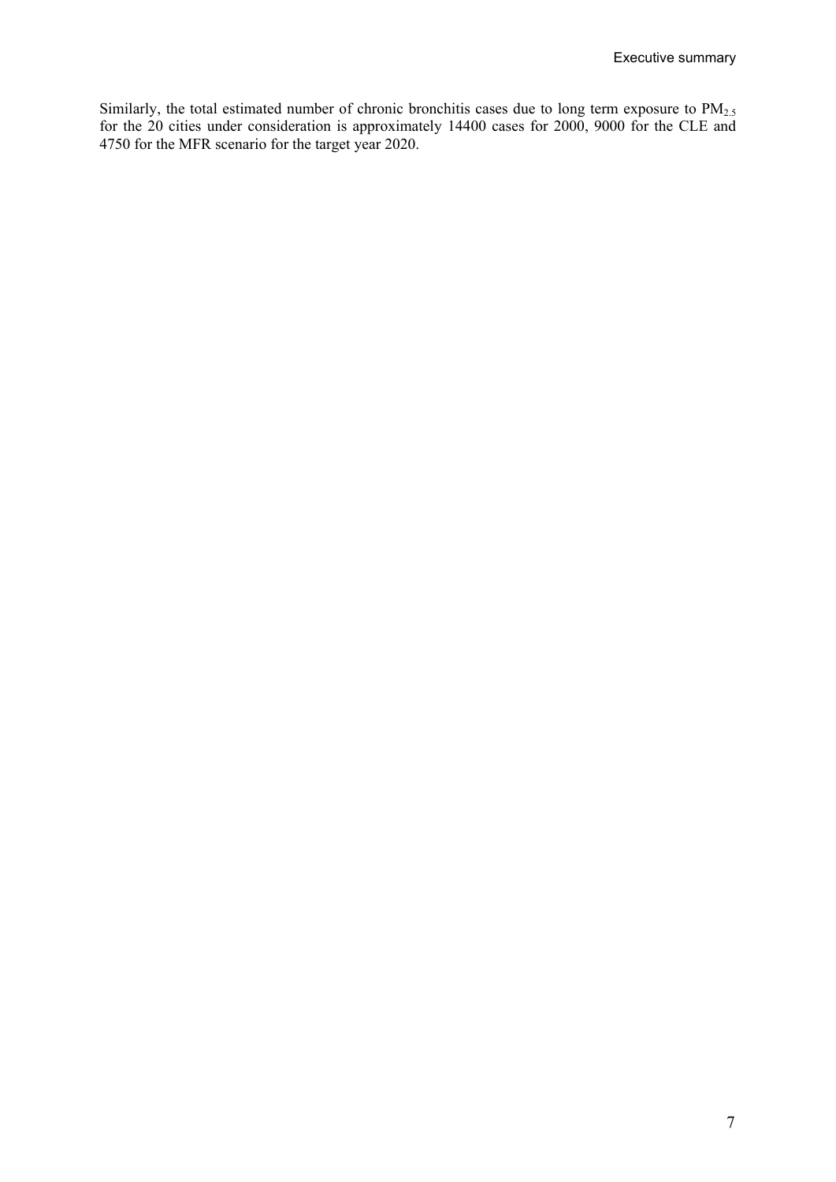Similarly, the total estimated number of chronic bronchitis cases due to long term exposure to $PM_{2.5}$ for the 20 cities under consideration is approximately 14400 cases for 2000, 9000 for the CLE and 4750 for the MFR scenario for the target year 2020.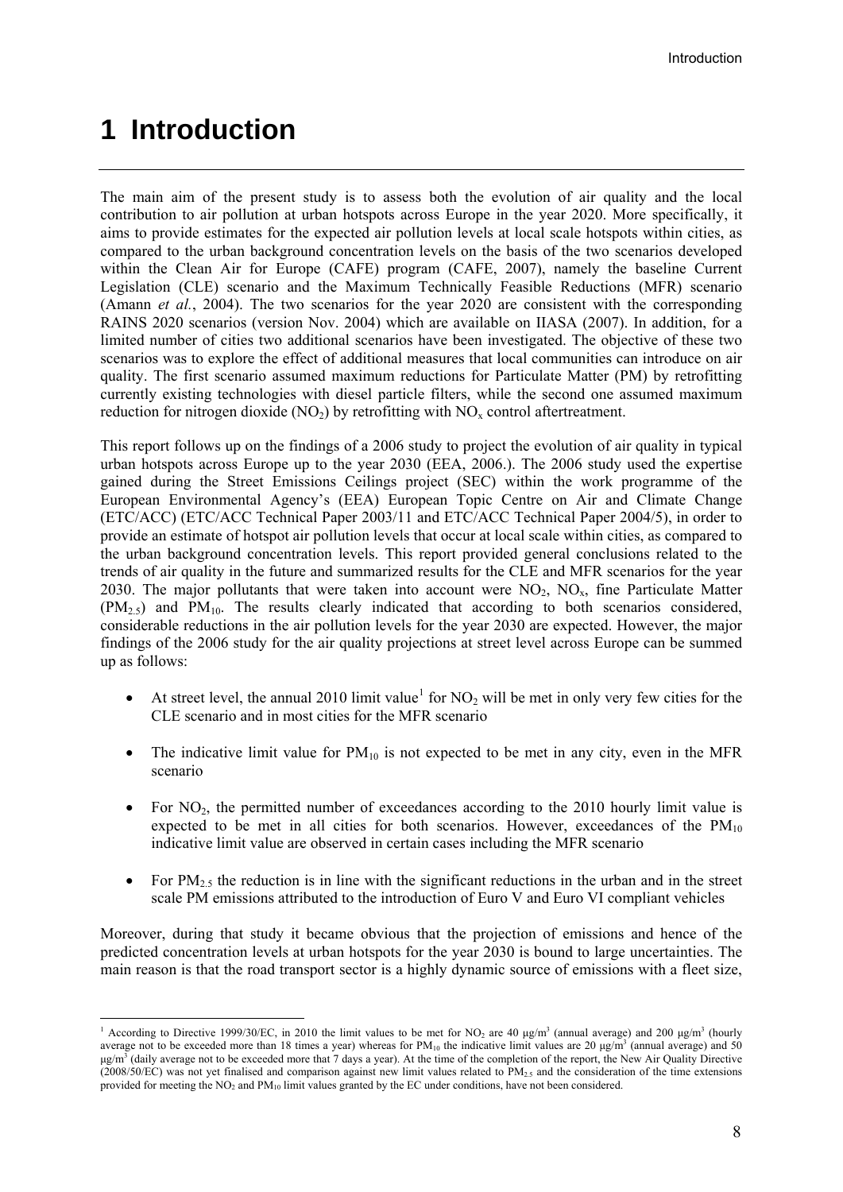# 1 Introduction

The main aim of the present study is to assess both the evolution of air quality and the local contribution to air pollution at urban hotspots across Europe in the year 2020. More specifically, it aims to provide estimates for the expected air pollution levels at local scale hotspots within cities, as compared to the urban background concentration levels on the basis of the two scenarios developed within the Clean Air for Europe (CAFE) program (CAFE, 2007), namely the baseline Current Legislation (CLE) scenario and the Maximum Technically Feasible Reductions (MFR) scenario (Amann *et al.*, 2004). The two scenarios for the year 2020 are consistent with the corresponding RAINS 2020 scenarios (version Nov. 2004) which are available on IIASA (2007). In addition, for a limited number of cities two additional scenarios have been investigated. The objective of these two scenarios was to explore the effect of additional measures that local communities can introduce on air quality. The first scenario assumed maximum reductions for Particulate Matter (PM) by retrofitting currently existing technologies with diesel particle filters, while the second one assumed maximum reduction for nitrogen dioxide ($NO_2$) by retrofitting with $NO_x$ control aftertreatment.

This report follows up on the findings of a 2006 study to project the evolution of air quality in typical urban hotspots across Europe up to the year 2030 (EEA, 2006.). The 2006 study used the expertise gained during the Street Emissions Ceilings project (SEC) within the work programme of the European Environmental Agency's (EEA) European Topic Centre on Air and Climate Change (ETC/ACC) (ETC/ACC Technical Paper 2003/11 and ETC/ACC Technical Paper 2004/5), in order to provide an estimate of hotspot air pollution levels that occur at local scale within cities, as compared to the urban background concentration levels. This report provided general conclusions related to the trends of air quality in the future and summarized results for the CLE and MFR scenarios for the year 2030. The major pollutants that were taken into account were $NO_2$, $NO_x$, fine Particulate Matter ($PM_{2.5}$) and $PM_{10}$. The results clearly indicated that according to both scenarios considered, considerable reductions in the air pollution levels for the year 2030 are expected. However, the major findings of the 2006 study for the air quality projections at street level across Europe can be summed up as follows:

- At street level, the annual 2010 limit value[1] for $NO_2$ will be met in only very few cities for the CLE scenario and in most cities for the MFR scenario
- The indicative limit value for $PM_{10}$ is not expected to be met in any city, even in the MFR scenario
- For $NO_2$, the permitted number of exceedances according to the 2010 hourly limit value is expected to be met in all cities for both scenarios. However, exceedances of the $PM_{10}$ indicative limit value are observed in certain cases including the MFR scenario
- For $PM_{2.5}$ the reduction is in line with the significant reductions in the urban and in the street scale PM emissions attributed to the introduction of Euro V and Euro VI compliant vehicles

Moreover, during that study it became obvious that the projection of emissions and hence of the predicted concentration levels at urban hotspots for the year 2030 is bound to large uncertainties. The main reason is that the road transport sector is a highly dynamic source of emissions with a fleet size,

[1] According to Directive 1999/30/EC, in 2010 the limit values to be met for $NO_2$ are 40 μg/m$^3$ (annual average) and 200 μg/m$^3$ (hourly average not to be exceeded more than 18 times a year) whereas for $PM_{10}$ the indicative limit values are 20 μg/m$^3$ (annual average) and 50 μg/m$^3$ (daily average not to be exceeded more that 7 days a year). At the time of the completion of the report, the New Air Quality Directive (2008/50/EC) was not yet finalised and comparison against new limit values related to $PM_{2.5}$ and the consideration of the time extensions provided for meeting the $NO_2$ and $PM_{10}$ limit values granted by the EC under conditions, have not been considered.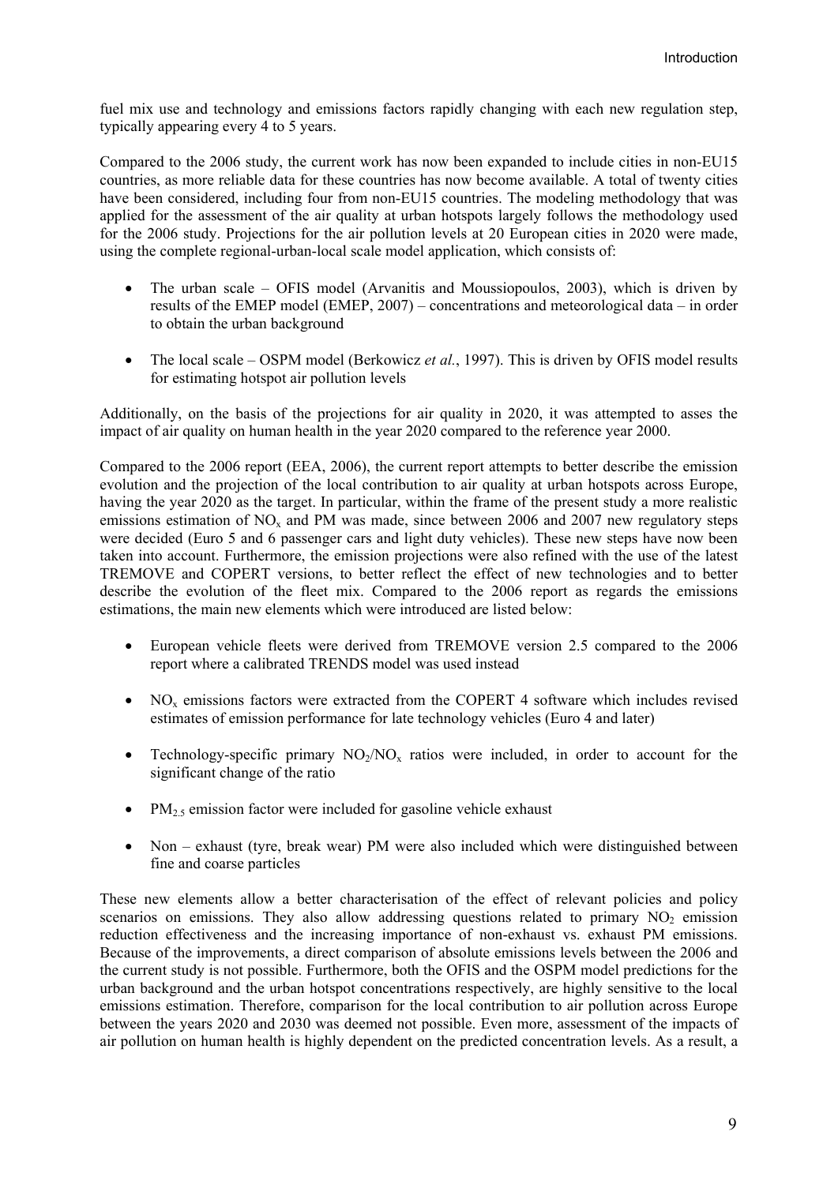fuel mix use and technology and emissions factors rapidly changing with each new regulation step, typically appearing every 4 to 5 years.

Compared to the 2006 study, the current work has now been expanded to include cities in non-EU15 countries, as more reliable data for these countries has now become available. A total of twenty cities have been considered, including four from non-EU15 countries. The modeling methodology that was applied for the assessment of the air quality at urban hotspots largely follows the methodology used for the 2006 study. Projections for the air pollution levels at 20 European cities in 2020 were made, using the complete regional-urban-local scale model application, which consists of:

- The urban scale – OFIS model (Arvanitis and Moussiopoulos, 2003), which is driven by results of the EMEP model (EMEP, 2007) – concentrations and meteorological data – in order to obtain the urban background

- The local scale – OSPM model (Berkowicz *et al.*, 1997). This is driven by OFIS model results for estimating hotspot air pollution levels

Additionally, on the basis of the projections for air quality in 2020, it was attempted to asses the impact of air quality on human health in the year 2020 compared to the reference year 2000.

Compared to the 2006 report (EEA, 2006), the current report attempts to better describe the emission evolution and the projection of the local contribution to air quality at urban hotspots across Europe, having the year 2020 as the target. In particular, within the frame of the present study a more realistic emissions estimation of $NO_x$ and PM was made, since between 2006 and 2007 new regulatory steps were decided (Euro 5 and 6 passenger cars and light duty vehicles). These new steps have now been taken into account. Furthermore, the emission projections were also refined with the use of the latest TREMOVE and COPERT versions, to better reflect the effect of new technologies and to better describe the evolution of the fleet mix. Compared to the 2006 report as regards the emissions estimations, the main new elements which were introduced are listed below:

- European vehicle fleets were derived from TREMOVE version 2.5 compared to the 2006 report where a calibrated TRENDS model was used instead

- $NO_x$ emissions factors were extracted from the COPERT 4 software which includes revised estimates of emission performance for late technology vehicles (Euro 4 and later)

- Technology-specific primary $NO_2/NO_x$ ratios were included, in order to account for the significant change of the ratio

- $PM_{2.5}$ emission factor were included for gasoline vehicle exhaust

- Non – exhaust (tyre, break wear) PM were also included which were distinguished between fine and coarse particles

These new elements allow a better characterisation of the effect of relevant policies and policy scenarios on emissions. They also allow addressing questions related to primary $NO_2$ emission reduction effectiveness and the increasing importance of non-exhaust vs. exhaust PM emissions. Because of the improvements, a direct comparison of absolute emissions levels between the 2006 and the current study is not possible. Furthermore, both the OFIS and the OSPM model predictions for the urban background and the urban hotspot concentrations respectively, are highly sensitive to the local emissions estimation. Therefore, comparison for the local contribution to air pollution across Europe between the years 2020 and 2030 was deemed not possible. Even more, assessment of the impacts of air pollution on human health is highly dependent on the predicted concentration levels. As a result, a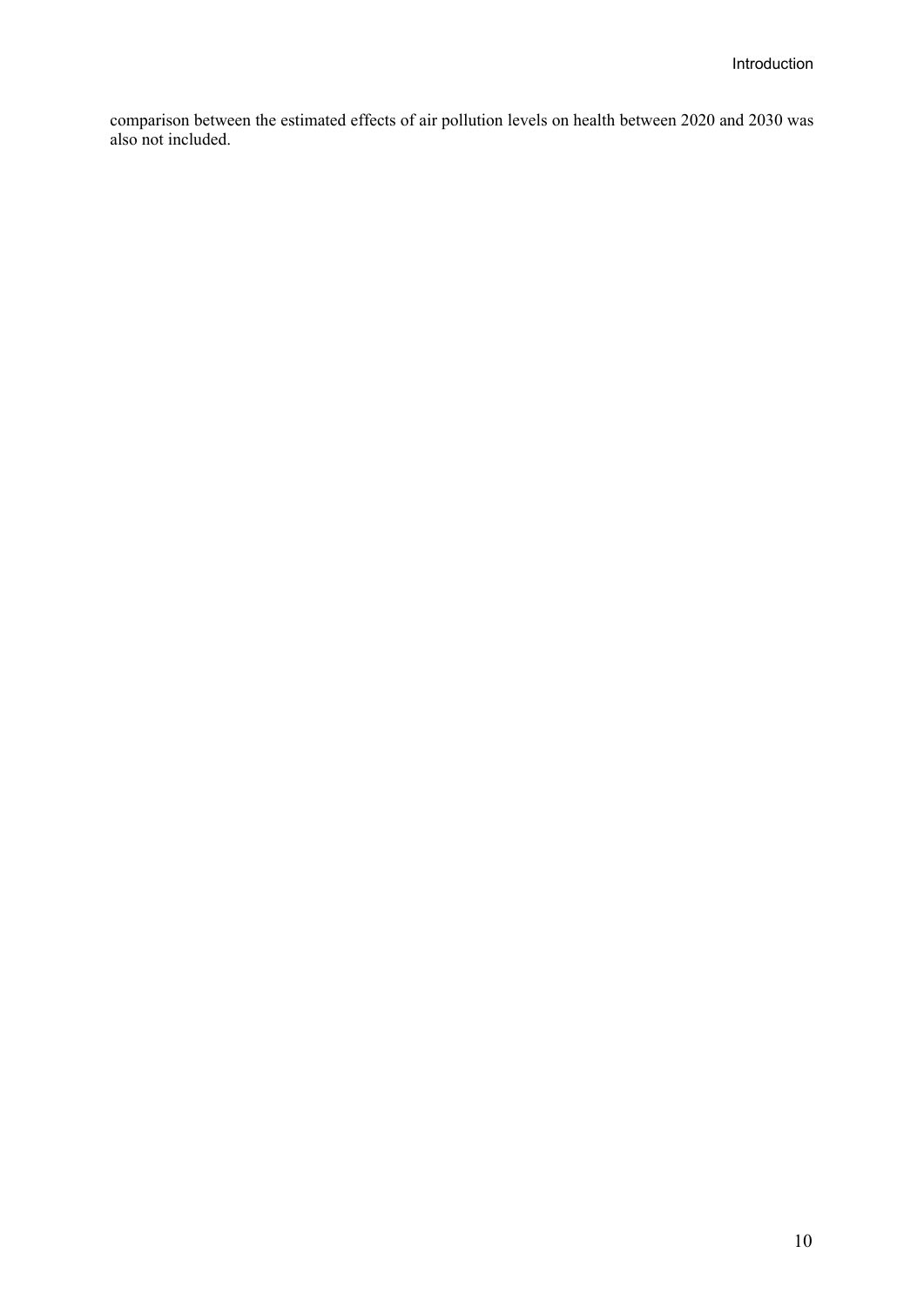comparison between the estimated effects of air pollution levels on health between 2020 and 2030 was also not included.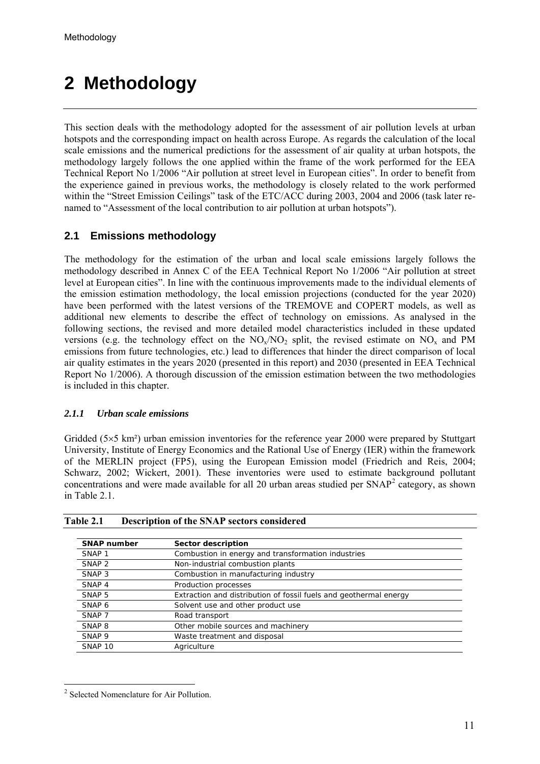# 2 Methodology

This section deals with the methodology adopted for the assessment of air pollution levels at urban hotspots and the corresponding impact on health across Europe. As regards the calculation of the local scale emissions and the numerical predictions for the assessment of air quality at urban hotspots, the methodology largely follows the one applied within the frame of the work performed for the EEA Technical Report No 1/2006 "Air pollution at street level in European cities". In order to benefit from the experience gained in previous works, the methodology is closely related to the work performed within the "Street Emission Ceilings" task of the ETC/ACC during 2003, 2004 and 2006 (task later re-named to "Assessment of the local contribution to air pollution at urban hotspots").

## 2.1 Emissions methodology

The methodology for the estimation of the urban and local scale emissions largely follows the methodology described in Annex C of the EEA Technical Report No 1/2006 "Air pollution at street level at European cities". In line with the continuous improvements made to the individual elements of the emission estimation methodology, the local emission projections (conducted for the year 2020) have been performed with the latest versions of the TREMOVE and COPERT models, as well as additional new elements to describe the effect of technology on emissions. As analysed in the following sections, the revised and more detailed model characteristics included in these updated versions (e.g. the technology effect on the $NO_x/NO_2$ split, the revised estimate on $NO_x$ and PM emissions from future technologies, etc.) lead to differences that hinder the direct comparison of local air quality estimates in the years 2020 (presented in this report) and 2030 (presented in EEA Technical Report No 1/2006). A thorough discussion of the emission estimation between the two methodologies is included in this chapter.

### *2.1.1 Urban scale emissions*

Gridded (5×5 km²) urban emission inventories for the reference year 2000 were prepared by Stuttgart University, Institute of Energy Economics and the Rational Use of Energy (IER) within the framework of the MERLIN project (FP5), using the European Emission model (Friedrich and Reis, 2004; Schwarz, 2002; Wickert, 2001). These inventories were used to estimate background pollutant concentrations and were made available for all 20 urban areas studied per SNAP[2] category, as shown in Table 2.1.

**Table 2.1 Description of the SNAP sectors considered**

| SNAP number | Sector description |
|---|---|
| SNAP 1 | Combustion in energy and transformation industries |
| SNAP 2 | Non-industrial combustion plants |
| SNAP 3 | Combustion in manufacturing industry |
| SNAP 4 | Production processes |
| SNAP 5 | Extraction and distribution of fossil fuels and geothermal energy |
| SNAP 6 | Solvent use and other product use |
| SNAP 7 | Road transport |
| SNAP 8 | Other mobile sources and machinery |
| SNAP 9 | Waste treatment and disposal |
| SNAP 10 | Agriculture |

[2] Selected Nomenclature for Air Pollution.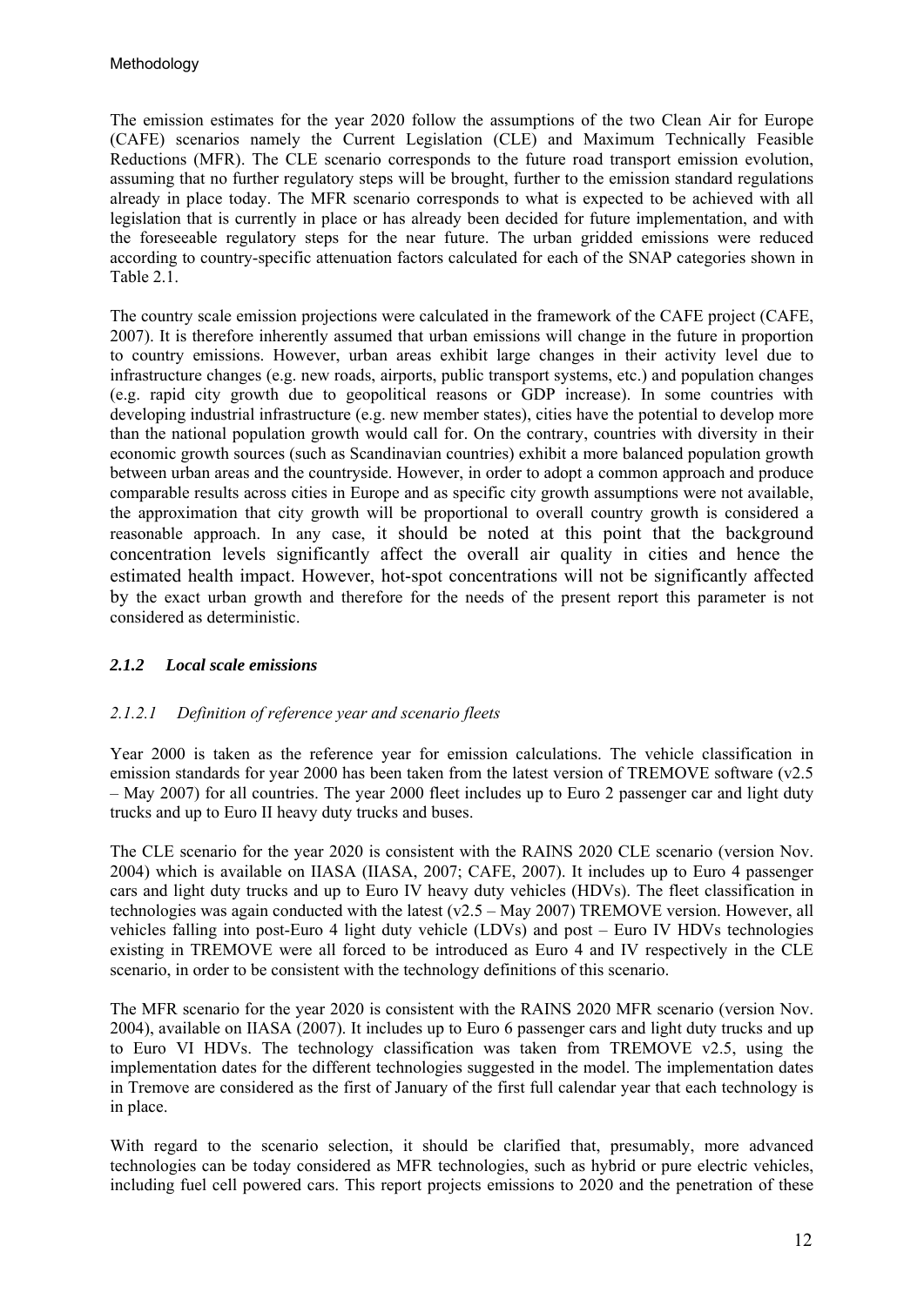The emission estimates for the year 2020 follow the assumptions of the two Clean Air for Europe (CAFE) scenarios namely the Current Legislation (CLE) and Maximum Technically Feasible Reductions (MFR). The CLE scenario corresponds to the future road transport emission evolution, assuming that no further regulatory steps will be brought, further to the emission standard regulations already in place today. The MFR scenario corresponds to what is expected to be achieved with all legislation that is currently in place or has already been decided for future implementation, and with the foreseeable regulatory steps for the near future. The urban gridded emissions were reduced according to country-specific attenuation factors calculated for each of the SNAP categories shown in Table 2.1.

The country scale emission projections were calculated in the framework of the CAFE project (CAFE, 2007). It is therefore inherently assumed that urban emissions will change in the future in proportion to country emissions. However, urban areas exhibit large changes in their activity level due to infrastructure changes (e.g. new roads, airports, public transport systems, etc.) and population changes (e.g. rapid city growth due to geopolitical reasons or GDP increase). In some countries with developing industrial infrastructure (e.g. new member states), cities have the potential to develop more than the national population growth would call for. On the contrary, countries with diversity in their economic growth sources (such as Scandinavian countries) exhibit a more balanced population growth between urban areas and the countryside. However, in order to adopt a common approach and produce comparable results across cities in Europe and as specific city growth assumptions were not available, the approximation that city growth will be proportional to overall country growth is considered a reasonable approach. In any case, it should be noted at this point that the background concentration levels significantly affect the overall air quality in cities and hence the estimated health impact. However, hot-spot concentrations will not be significantly affected by the exact urban growth and therefore for the needs of the present report this parameter is not considered as deterministic.

### *2.1.2 Local scale emissions*

#### *2.1.2.1 Definition of reference year and scenario fleets*

Year 2000 is taken as the reference year for emission calculations. The vehicle classification in emission standards for year 2000 has been taken from the latest version of TREMOVE software (v2.5 – May 2007) for all countries. The year 2000 fleet includes up to Euro 2 passenger car and light duty trucks and up to Euro II heavy duty trucks and buses.

The CLE scenario for the year 2020 is consistent with the RAINS 2020 CLE scenario (version Nov. 2004) which is available on IIASA (IIASA, 2007; CAFE, 2007). It includes up to Euro 4 passenger cars and light duty trucks and up to Euro IV heavy duty vehicles (HDVs). The fleet classification in technologies was again conducted with the latest (v2.5 – May 2007) TREMOVE version. However, all vehicles falling into post-Euro 4 light duty vehicle (LDVs) and post – Euro IV HDVs technologies existing in TREMOVE were all forced to be introduced as Euro 4 and IV respectively in the CLE scenario, in order to be consistent with the technology definitions of this scenario.

The MFR scenario for the year 2020 is consistent with the RAINS 2020 MFR scenario (version Nov. 2004), available on IIASA (2007). It includes up to Euro 6 passenger cars and light duty trucks and up to Euro VI HDVs. The technology classification was taken from TREMOVE v2.5, using the implementation dates for the different technologies suggested in the model. The implementation dates in Tremove are considered as the first of January of the first full calendar year that each technology is in place.

With regard to the scenario selection, it should be clarified that, presumably, more advanced technologies can be today considered as MFR technologies, such as hybrid or pure electric vehicles, including fuel cell powered cars. This report projects emissions to 2020 and the penetration of these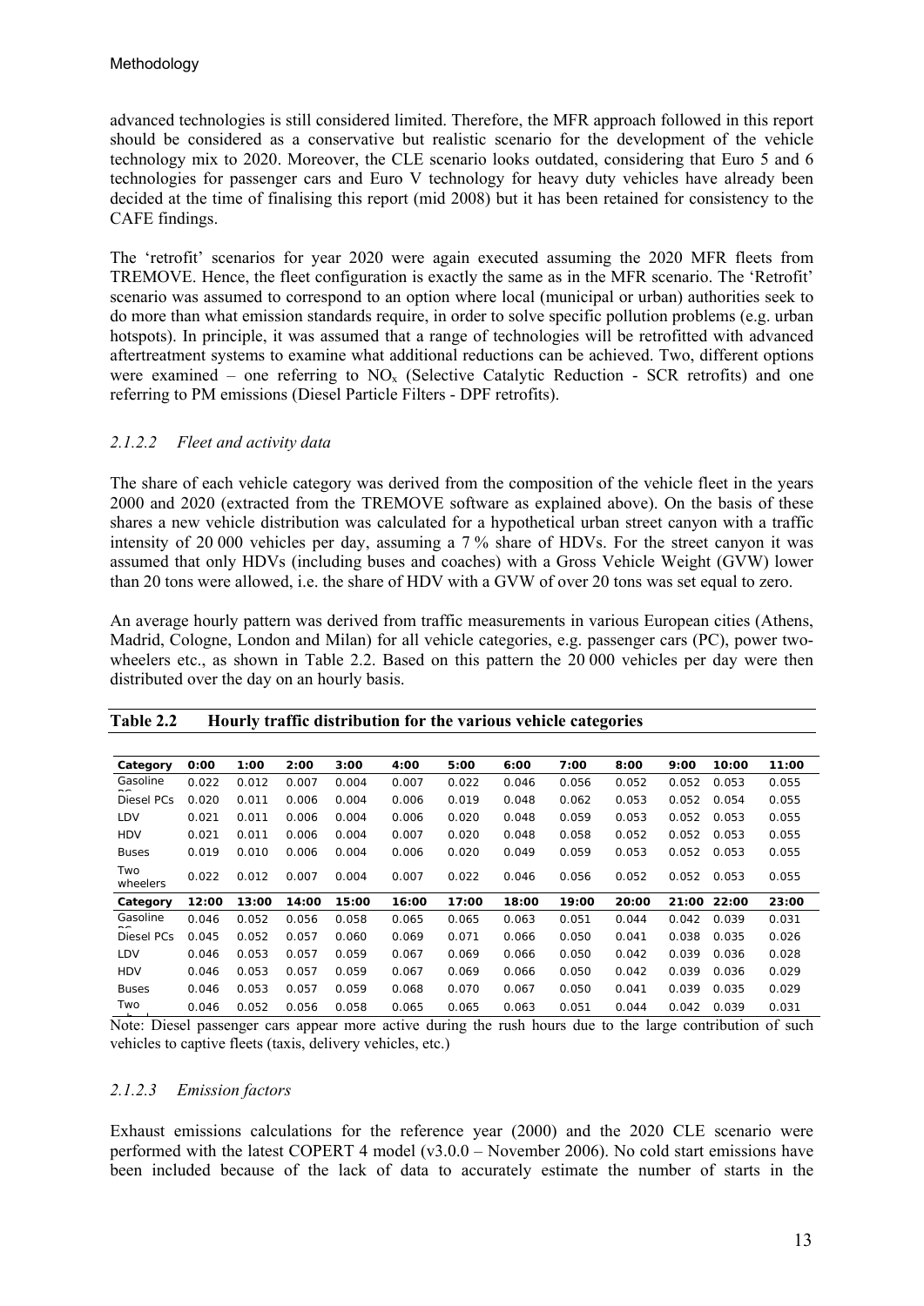advanced technologies is still considered limited. Therefore, the MFR approach followed in this report should be considered as a conservative but realistic scenario for the development of the vehicle technology mix to 2020. Moreover, the CLE scenario looks outdated, considering that Euro 5 and 6 technologies for passenger cars and Euro V technology for heavy duty vehicles have already been decided at the time of finalising this report (mid 2008) but it has been retained for consistency to the CAFE findings.

The 'retrofit' scenarios for year 2020 were again executed assuming the 2020 MFR fleets from TREMOVE. Hence, the fleet configuration is exactly the same as in the MFR scenario. The 'Retrofit' scenario was assumed to correspond to an option where local (municipal or urban) authorities seek to do more than what emission standards require, in order to solve specific pollution problems (e.g. urban hotspots). In principle, it was assumed that a range of technologies will be retrofitted with advanced aftertreatment systems to examine what additional reductions can be achieved. Two, different options were examined – one referring to $NO_x$ (Selective Catalytic Reduction - SCR retrofits) and one referring to PM emissions (Diesel Particle Filters - DPF retrofits).

### *2.1.2.2 Fleet and activity data*

The share of each vehicle category was derived from the composition of the vehicle fleet in the years 2000 and 2020 (extracted from the TREMOVE software as explained above). On the basis of these shares a new vehicle distribution was calculated for a hypothetical urban street canyon with a traffic intensity of 20 000 vehicles per day, assuming a 7 % share of HDVs. For the street canyon it was assumed that only HDVs (including buses and coaches) with a Gross Vehicle Weight (GVW) lower than 20 tons were allowed, i.e. the share of HDV with a GVW of over 20 tons was set equal to zero.

An average hourly pattern was derived from traffic measurements in various European cities (Athens, Madrid, Cologne, London and Milan) for all vehicle categories, e.g. passenger cars (PC), power two-wheelers etc., as shown in Table 2.2. Based on this pattern the 20 000 vehicles per day were then distributed over the day on an hourly basis.

**Table 2.2 Hourly traffic distribution for the various vehicle categories**

| Category | 0:00 | 1:00 | 2:00 | 3:00 | 4:00 | 5:00 | 6:00 | 7:00 | 8:00 | 9:00 | 10:00 | 11:00 |
|---|---|---|---|---|---|---|---|---|---|---|---|---|
| Gasoline PC | 0.022 | 0.012 | 0.007 | 0.004 | 0.007 | 0.022 | 0.046 | 0.056 | 0.052 | 0.052 | 0.053 | 0.055 |
| Diesel PCs | 0.020 | 0.011 | 0.006 | 0.004 | 0.006 | 0.019 | 0.048 | 0.062 | 0.053 | 0.052 | 0.054 | 0.055 |
| LDV | 0.021 | 0.011 | 0.006 | 0.004 | 0.006 | 0.020 | 0.048 | 0.059 | 0.053 | 0.052 | 0.053 | 0.055 |
| HDV | 0.021 | 0.011 | 0.006 | 0.004 | 0.007 | 0.020 | 0.048 | 0.058 | 0.052 | 0.052 | 0.053 | 0.055 |
| Buses | 0.019 | 0.010 | 0.006 | 0.004 | 0.006 | 0.020 | 0.049 | 0.059 | 0.053 | 0.052 | 0.053 | 0.055 |
| Two wheelers | 0.022 | 0.012 | 0.007 | 0.004 | 0.007 | 0.022 | 0.046 | 0.056 | 0.052 | 0.052 | 0.053 | 0.055 |
| **Category** | **12:00** | **13:00** | **14:00** | **15:00** | **16:00** | **17:00** | **18:00** | **19:00** | **20:00** | **21:00** | **22:00** | **23:00** |
| Gasoline PC | 0.046 | 0.052 | 0.056 | 0.058 | 0.065 | 0.065 | 0.063 | 0.051 | 0.044 | 0.042 | 0.039 | 0.031 |
| Diesel PCs | 0.045 | 0.052 | 0.057 | 0.060 | 0.069 | 0.071 | 0.066 | 0.050 | 0.041 | 0.038 | 0.035 | 0.026 |
| LDV | 0.046 | 0.053 | 0.057 | 0.059 | 0.067 | 0.069 | 0.066 | 0.050 | 0.042 | 0.039 | 0.036 | 0.028 |
| HDV | 0.046 | 0.053 | 0.057 | 0.059 | 0.067 | 0.069 | 0.066 | 0.050 | 0.042 | 0.039 | 0.036 | 0.029 |
| Buses | 0.046 | 0.053 | 0.057 | 0.059 | 0.068 | 0.070 | 0.067 | 0.050 | 0.041 | 0.039 | 0.035 | 0.029 |
| Two wheelers | 0.046 | 0.052 | 0.056 | 0.058 | 0.065 | 0.065 | 0.063 | 0.051 | 0.044 | 0.042 | 0.039 | 0.031 |

Note: Diesel passenger cars appear more active during the rush hours due to the large contribution of such vehicles to captive fleets (taxis, delivery vehicles, etc.)

### *2.1.2.3 Emission factors*

Exhaust emissions calculations for the reference year (2000) and the 2020 CLE scenario were performed with the latest COPERT 4 model (v3.0.0 – November 2006). No cold start emissions have been included because of the lack of data to accurately estimate the number of starts in the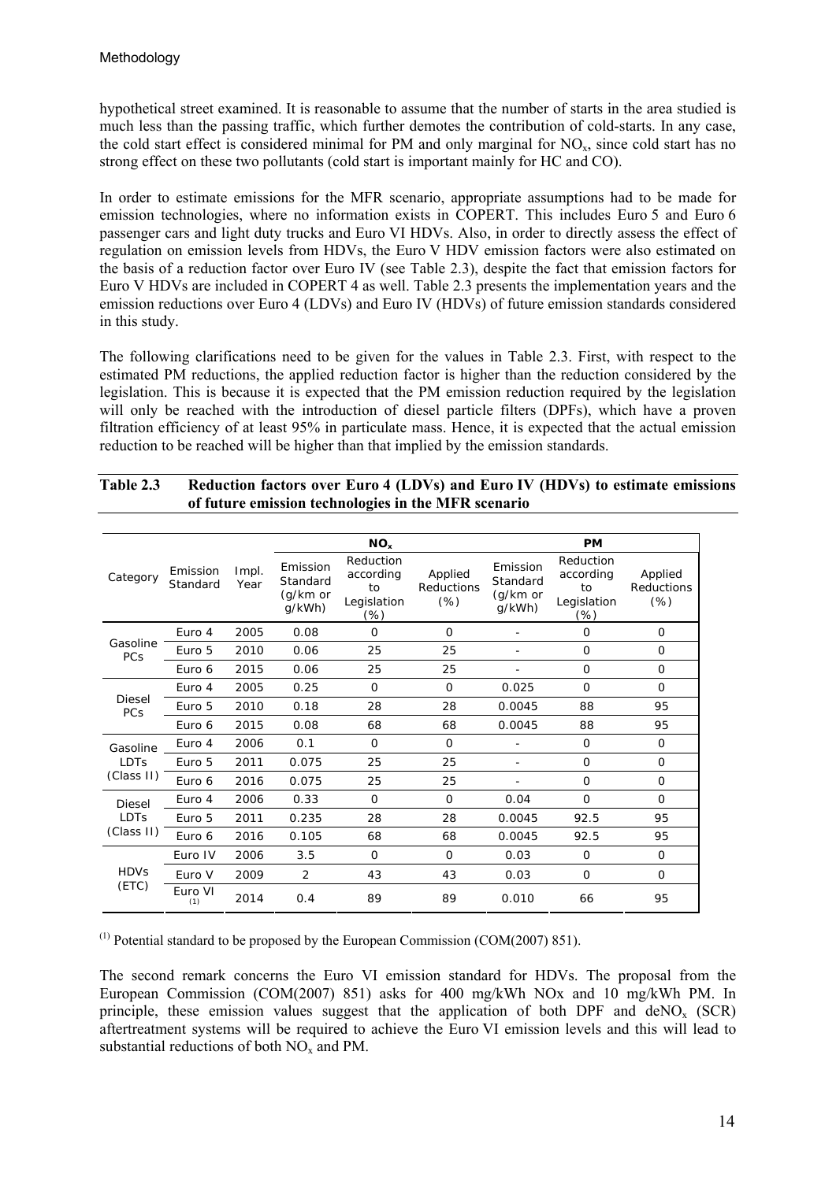hypothetical street examined. It is reasonable to assume that the number of starts in the area studied is much less than the passing traffic, which further demotes the contribution of cold-starts. In any case, the cold start effect is considered minimal for PM and only marginal for $NO_x$, since cold start has no strong effect on these two pollutants (cold start is important mainly for HC and CO).

In order to estimate emissions for the MFR scenario, appropriate assumptions had to be made for emission technologies, where no information exists in COPERT. This includes Euro 5 and Euro 6 passenger cars and light duty trucks and Euro VI HDVs. Also, in order to directly assess the effect of regulation on emission levels from HDVs, the Euro V HDV emission factors were also estimated on the basis of a reduction factor over Euro IV (see Table 2.3), despite the fact that emission factors for Euro V HDVs are included in COPERT 4 as well. Table 2.3 presents the implementation years and the emission reductions over Euro 4 (LDVs) and Euro IV (HDVs) of future emission standards considered in this study.

The following clarifications need to be given for the values in Table 2.3. First, with respect to the estimated PM reductions, the applied reduction factor is higher than the reduction considered by the legislation. This is because it is expected that the PM emission reduction required by the legislation will only be reached with the introduction of diesel particle filters (DPFs), which have a proven filtration efficiency of at least 95% in particulate mass. Hence, it is expected that the actual emission reduction to be reached will be higher than that implied by the emission standards.

**Table 2.3 Reduction factors over Euro 4 (LDVs) and Euro IV (HDVs) to estimate emissions of future emission technologies in the MFR scenario**

| Category | Emission Standard | Impl. Year | $NO_x$ | | | PM | | |
|---|---|---|---|---|---|---|---|---|
| | | | Emission Standard (g/km or g/kWh) | Reduction according to Legislation (%) | Applied Reductions (%) | Emission Standard (g/km or g/kWh) | Reduction according to Legislation (%) | Applied Reductions (%) |
| Gasoline PCs | Euro 4 | 2005 | 0.08 | 0 | 0 | - | 0 | 0 |
| | Euro 5 | 2010 | 0.06 | 25 | 25 | - | 0 | 0 |
| | Euro 6 | 2015 | 0.06 | 25 | 25 | - | 0 | 0 |
| Diesel PCs | Euro 4 | 2005 | 0.25 | 0 | 0 | 0.025 | 0 | 0 |
| | Euro 5 | 2010 | 0.18 | 28 | 28 | 0.0045 | 88 | 95 |
| | Euro 6 | 2015 | 0.08 | 68 | 68 | 0.0045 | 88 | 95 |
| Gasoline LDTs (Class II) | Euro 4 | 2006 | 0.1 | 0 | 0 | - | 0 | 0 |
| | Euro 5 | 2011 | 0.075 | 25 | 25 | - | 0 | 0 |
| | Euro 6 | 2016 | 0.075 | 25 | 25 | - | 0 | 0 |
| Diesel LDTs (Class II) | Euro 4 | 2006 | 0.33 | 0 | 0 | 0.04 | 0 | 0 |
| | Euro 5 | 2011 | 0.235 | 28 | 28 | 0.0045 | 92.5 | 95 |
| | Euro 6 | 2016 | 0.105 | 68 | 68 | 0.0045 | 92.5 | 95 |
| HDVs (ETC) | Euro IV | 2006 | 3.5 | 0 | 0 | 0.03 | 0 | 0 |
| | Euro V | 2009 | 2 | 43 | 43 | 0.03 | 0 | 0 |
| | Euro VI (1) | 2014 | 0.4 | 89 | 89 | 0.010 | 66 | 95 |

(1) Potential standard to be proposed by the European Commission (COM(2007) 851).

The second remark concerns the Euro VI emission standard for HDVs. The proposal from the European Commission (COM(2007) 851) asks for 400 mg/kWh NOx and 10 mg/kWh PM. In principle, these emission values suggest that the application of both DPF and $deNO_x$ (SCR) aftertreatment systems will be required to achieve the Euro VI emission levels and this will lead to substantial reductions of both $NO_x$ and PM.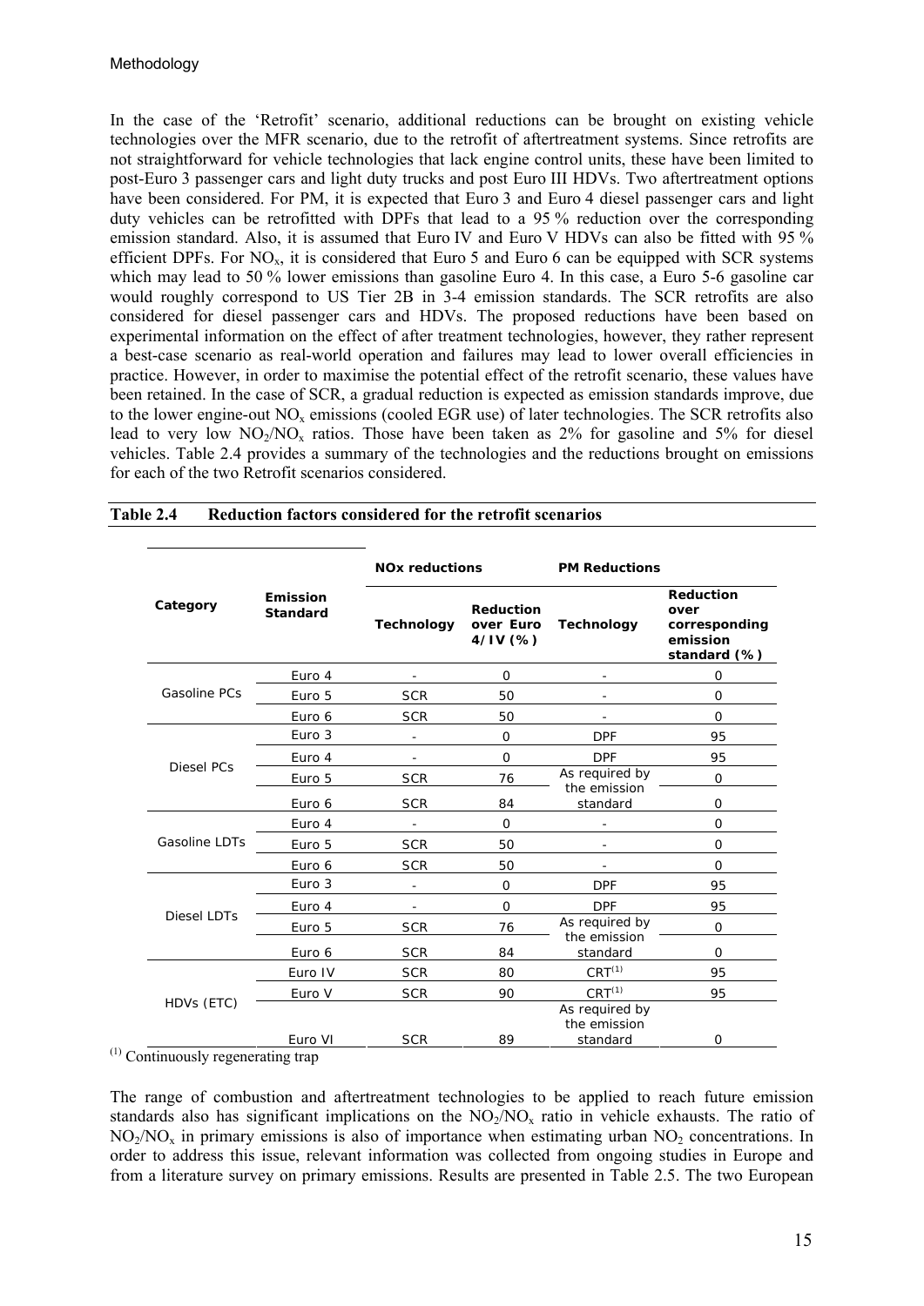In the case of the 'Retrofit' scenario, additional reductions can be brought on existing vehicle technologies over the MFR scenario, due to the retrofit of aftertreatment systems. Since retrofits are not straightforward for vehicle technologies that lack engine control units, these have been limited to post-Euro 3 passenger cars and light duty trucks and post Euro III HDVs. Two aftertreatment options have been considered. For PM, it is expected that Euro 3 and Euro 4 diesel passenger cars and light duty vehicles can be retrofitted with DPFs that lead to a 95 % reduction over the corresponding emission standard. Also, it is assumed that Euro IV and Euro V HDVs can also be fitted with 95 % efficient DPFs. For $NO_x$, it is considered that Euro 5 and Euro 6 can be equipped with SCR systems which may lead to 50 % lower emissions than gasoline Euro 4. In this case, a Euro 5-6 gasoline car would roughly correspond to US Tier 2B in 3-4 emission standards. The SCR retrofits are also considered for diesel passenger cars and HDVs. The proposed reductions have been based on experimental information on the effect of after treatment technologies, however, they rather represent a best-case scenario as real-world operation and failures may lead to lower overall efficiencies in practice. However, in order to maximise the potential effect of the retrofit scenario, these values have been retained. In the case of SCR, a gradual reduction is expected as emission standards improve, due to the lower engine-out $NO_x$ emissions (cooled EGR use) of later technologies. The SCR retrofits also lead to very low $NO_2/NO_x$ ratios. Those have been taken as 2% for gasoline and 5% for diesel vehicles. Table 2.4 provides a summary of the technologies and the reductions brought on emissions for each of the two Retrofit scenarios considered.

**Table 2.4 Reduction factors considered for the retrofit scenarios**

| Category | Emission Standard | NOx reductions | | PM Reductions | |
|---|---|---|---|---|---|
| | | Technology | Reduction over Euro 4/IV (%) | Technology | Reduction over corresponding emission standard (%) |
| Gasoline PCs | Euro 4 | - | 0 | - | 0 |
| | Euro 5 | SCR | 50 | - | 0 |
| | Euro 6 | SCR | 50 | - | 0 |
| Diesel PCs | Euro 3 | - | 0 | DPF | 95 |
| | Euro 4 | - | 0 | DPF | 95 |
| | Euro 5 | SCR | 76 | As required by the emission standard | 0 |
| | Euro 6 | SCR | 84 | | 0 |
| Gasoline LDTs | Euro 4 | - | 0 | - | 0 |
| | Euro 5 | SCR | 50 | - | 0 |
| | Euro 6 | SCR | 50 | - | 0 |
| Diesel LDTs | Euro 3 | - | 0 | DPF | 95 |
| | Euro 4 | - | 0 | DPF | 95 |
| | Euro 5 | SCR | 76 | As required by the emission standard | 0 |
| | Euro 6 | SCR | 84 | | 0 |
| HDVs (ETC) | Euro IV | SCR | 80 | CRT[(1)] | 95 |
| | Euro V | SCR | 90 | CRT[(1)] | 95 |
| | Euro VI | SCR | 89 | As required by the emission standard | 0 |

[(1)] Continuously regenerating trap

The range of combustion and aftertreatment technologies to be applied to reach future emission standards also has significant implications on the $NO_2/NO_x$ ratio in vehicle exhausts. The ratio of $NO_2/NO_x$ in primary emissions is also of importance when estimating urban $NO_2$ concentrations. In order to address this issue, relevant information was collected from ongoing studies in Europe and from a literature survey on primary emissions. Results are presented in Table 2.5. The two European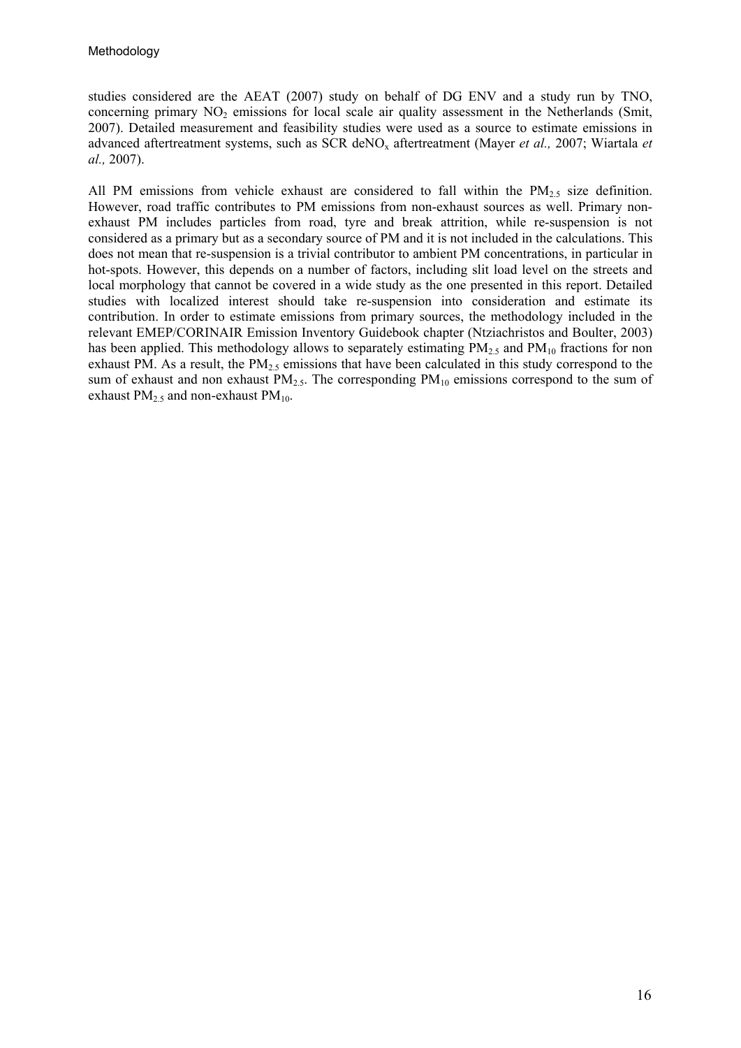studies considered are the AEAT (2007) study on behalf of DG ENV and a study run by TNO, concerning primary $NO_2$ emissions for local scale air quality assessment in the Netherlands (Smit, 2007). Detailed measurement and feasibility studies were used as a source to estimate emissions in advanced aftertreatment systems, such as SCR de$NO_x$ aftertreatment (Mayer *et al.,* 2007; Wiartala *et al.,* 2007).

All PM emissions from vehicle exhaust are considered to fall within the $PM_{2.5}$ size definition. However, road traffic contributes to PM emissions from non-exhaust sources as well. Primary non-exhaust PM includes particles from road, tyre and break attrition, while re-suspension is not considered as a primary but as a secondary source of PM and it is not included in the calculations. This does not mean that re-suspension is a trivial contributor to ambient PM concentrations, in particular in hot-spots. However, this depends on a number of factors, including slit load level on the streets and local morphology that cannot be covered in a wide study as the one presented in this report. Detailed studies with localized interest should take re-suspension into consideration and estimate its contribution. In order to estimate emissions from primary sources, the methodology included in the relevant EMEP/CORINAIR Emission Inventory Guidebook chapter (Ntziachristos and Boulter, 2003) has been applied. This methodology allows to separately estimating $PM_{2.5}$ and $PM_{10}$ fractions for non exhaust PM. As a result, the $PM_{2.5}$ emissions that have been calculated in this study correspond to the sum of exhaust and non exhaust $PM_{2.5}$. The corresponding $PM_{10}$ emissions correspond to the sum of exhaust $PM_{2.5}$ and non-exhaust $PM_{10}$.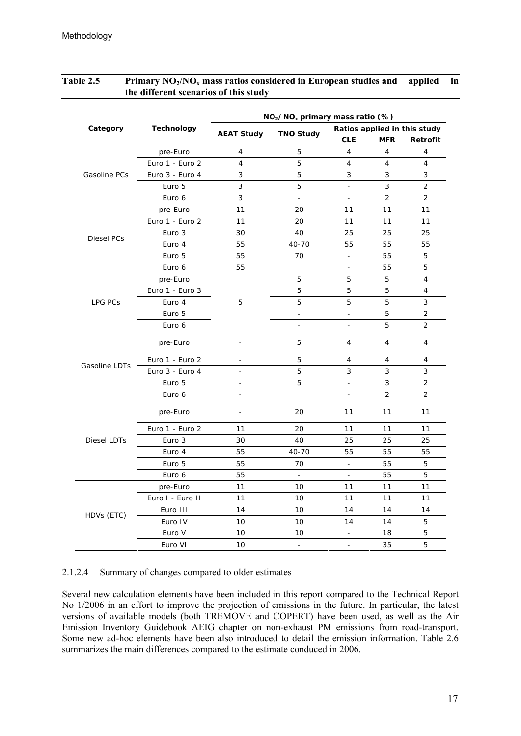**Table 2.5 Primary $NO_2/NO_x$ mass ratios considered in European studies and applied in the different scenarios of this study**

| Category | Technology | $NO_2/NO_x$ primary mass ratio (%) | | | | |
|---|---|---|---|---|---|---|
| | | AEAT Study | TNO Study | Ratios applied in this study | | |
| | | | | CLE | MFR | Retrofit |
| Gasoline PCs | pre-Euro | 4 | 5 | 4 | 4 | 4 |
| | Euro 1 - Euro 2 | 4 | 5 | 4 | 4 | 4 |
| | Euro 3 - Euro 4 | 3 | 5 | 3 | 3 | 3 |
| | Euro 5 | 3 | 5 | - | 3 | 2 |
| | Euro 6 | 3 | - | - | 2 | 2 |
| Diesel PCs | pre-Euro | 11 | 20 | 11 | 11 | 11 |
| | Euro 1 - Euro 2 | 11 | 20 | 11 | 11 | 11 |
| | Euro 3 | 30 | 40 | 25 | 25 | 25 |
| | Euro 4 | 55 | 40-70 | 55 | 55 | 55 |
| | Euro 5 | 55 | 70 | - | 55 | 5 |
| | Euro 6 | 55 | | - | 55 | 5 |
| LPG PCs | pre-Euro | 5 | 5 | 5 | 5 | 4 |
| | Euro 1 - Euro 3 | | 5 | 5 | 5 | 4 |
| | Euro 4 | | 5 | 5 | 5 | 3 |
| | Euro 5 | | - | - | 5 | 2 |
| | Euro 6 | | - | - | 5 | 2 |
| Gasoline LDTs | pre-Euro | - | 5 | 4 | 4 | 4 |
| | Euro 1 - Euro 2 | - | 5 | 4 | 4 | 4 |
| | Euro 3 - Euro 4 | - | 5 | 3 | 3 | 3 |
| | Euro 5 | - | 5 | - | 3 | 2 |
| | Euro 6 | - | | - | 2 | 2 |
| Diesel LDTs | pre-Euro | - | 20 | 11 | 11 | 11 |
| | Euro 1 - Euro 2 | 11 | 20 | 11 | 11 | 11 |
| | Euro 3 | 30 | 40 | 25 | 25 | 25 |
| | Euro 4 | 55 | 40-70 | 55 | 55 | 55 |
| | Euro 5 | 55 | 70 | - | 55 | 5 |
| | Euro 6 | 55 | - | - | 55 | 5 |
| HDVs (ETC) | pre-Euro | 11 | 10 | 11 | 11 | 11 |
| | Euro I - Euro II | 11 | 10 | 11 | 11 | 11 |
| | Euro III | 14 | 10 | 14 | 14 | 14 |
| | Euro IV | 10 | 10 | 14 | 14 | 5 |
| | Euro V | 10 | 10 | - | 18 | 5 |
| | Euro VI | 10 | - | - | 35 | 5 |

#### 2.1.2.4 Summary of changes compared to older estimates

Several new calculation elements have been included in this report compared to the Technical Report No 1/2006 in an effort to improve the projection of emissions in the future. In particular, the latest versions of available models (both TREMOVE and COPERT) have been used, as well as the Air Emission Inventory Guidebook AEIG chapter on non-exhaust PM emissions from road-transport. Some new ad-hoc elements have been also introduced to detail the emission information. Table 2.6 summarizes the main differences compared to the estimate conduced in 2006.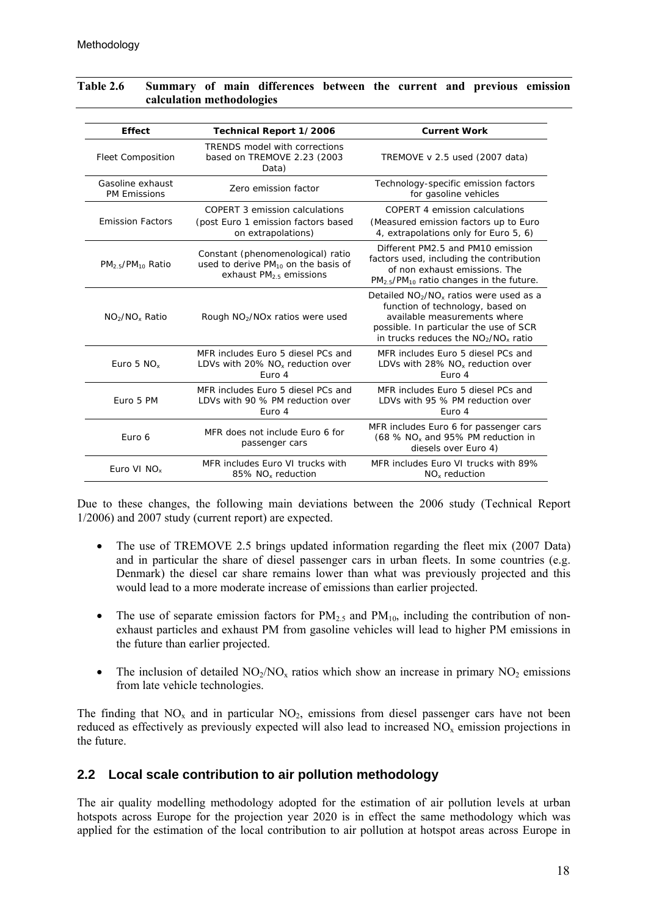**Table 2.6 Summary of main differences between the current and previous emission calculation methodologies**

| Effect | Technical Report 1/2006 | Current Work |
|---|---|---|
| Fleet Composition | TRENDS model with corrections based on TREMOVE 2.23 (2003 Data) | TREMOVE v 2.5 used (2007 data) |
| Gasoline exhaust PM Emissions | Zero emission factor | Technology-specific emission factors for gasoline vehicles |
| Emission Factors | COPERT 3 emission calculations (post Euro 1 emission factors based on extrapolations) | COPERT 4 emission calculations (Measured emission factors up to Euro 4, extrapolations only for Euro 5, 6) |
| $PM_{2.5}/PM_{10}$ Ratio | Constant (phenomenological) ratio used to derive $PM_{10}$ on the basis of exhaust $PM_{2.5}$ emissions | Different PM2.5 and PM10 emission factors used, including the contribution of non exhaust emissions. The $PM_{2.5}/PM_{10}$ ratio changes in the future. |
| $NO_2/NO_x$ Ratio | Rough $NO_2$/NOx ratios were used | Detailed $NO_2/NO_x$ ratios were used as a function of technology, based on available measurements where possible. In particular the use of SCR in trucks reduces the $NO_2/NO_x$ ratio |
| Euro 5 $NO_x$ | MFR includes Euro 5 diesel PCs and LDVs with 20% $NO_x$ reduction over Euro 4 | MFR includes Euro 5 diesel PCs and LDVs with 28% $NO_x$ reduction over Euro 4 |
| Euro 5 PM | MFR includes Euro 5 diesel PCs and LDVs with 90 % PM reduction over Euro 4 | MFR includes Euro 5 diesel PCs and LDVs with 95 % PM reduction over Euro 4 |
| Euro 6 | MFR does not include Euro 6 for passenger cars | MFR includes Euro 6 for passenger cars (68 % $NO_x$ and 95% PM reduction in diesels over Euro 4) |
| Euro VI $NO_x$ | MFR includes Euro VI trucks with 85% $NO_x$ reduction | MFR includes Euro VI trucks with 89% $NO_x$ reduction |

Due to these changes, the following main deviations between the 2006 study (Technical Report 1/2006) and 2007 study (current report) are expected.

- The use of TREMOVE 2.5 brings updated information regarding the fleet mix (2007 Data) and in particular the share of diesel passenger cars in urban fleets. In some countries (e.g. Denmark) the diesel car share remains lower than what was previously projected and this would lead to a more moderate increase of emissions than earlier projected.

- The use of separate emission factors for $PM_{2.5}$ and $PM_{10}$, including the contribution of non-exhaust particles and exhaust PM from gasoline vehicles will lead to higher PM emissions in the future than earlier projected.

- The inclusion of detailed $NO_2/NO_x$ ratios which show an increase in primary $NO_2$ emissions from late vehicle technologies.

The finding that $NO_x$ and in particular $NO_2$, emissions from diesel passenger cars have not been reduced as effectively as previously expected will also lead to increased $NO_x$ emission projections in the future.

## 2.2 Local scale contribution to air pollution methodology

The air quality modelling methodology adopted for the estimation of air pollution levels at urban hotspots across Europe for the projection year 2020 is in effect the same methodology which was applied for the estimation of the local contribution to air pollution at hotspot areas across Europe in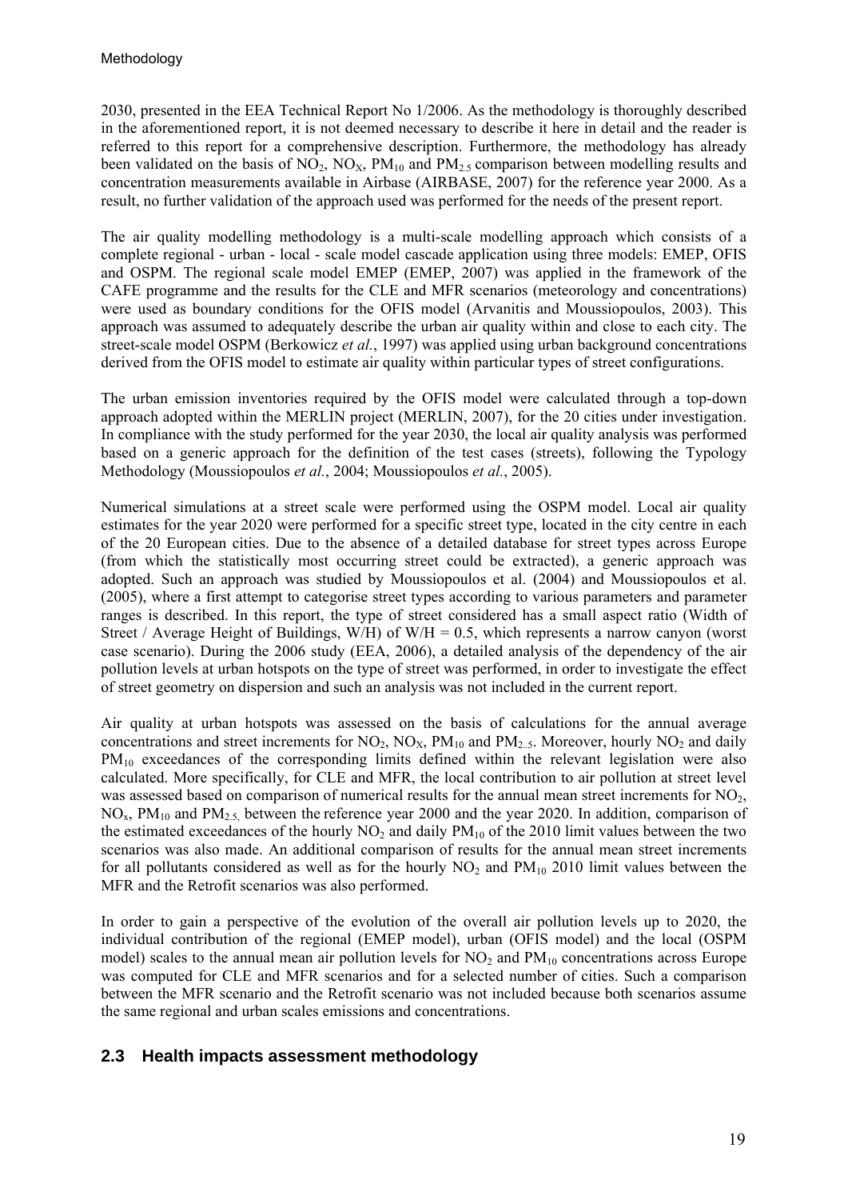2030, presented in the EEA Technical Report No 1/2006. As the methodology is thoroughly described in the aforementioned report, it is not deemed necessary to describe it here in detail and the reader is referred to this report for a comprehensive description. Furthermore, the methodology has already been validated on the basis of $NO_2$, $NO_X$, $PM_{10}$ and $PM_{2.5}$ comparison between modelling results and concentration measurements available in Airbase (AIRBASE, 2007) for the reference year 2000. As a result, no further validation of the approach used was performed for the needs of the present report.

The air quality modelling methodology is a multi-scale modelling approach which consists of a complete regional - urban - local - scale model cascade application using three models: EMEP, OFIS and OSPM. The regional scale model EMEP (EMEP, 2007) was applied in the framework of the CAFE programme and the results for the CLE and MFR scenarios (meteorology and concentrations) were used as boundary conditions for the OFIS model (Arvanitis and Moussiopoulos, 2003). This approach was assumed to adequately describe the urban air quality within and close to each city. The street-scale model OSPM (Berkowicz *et al.*, 1997) was applied using urban background concentrations derived from the OFIS model to estimate air quality within particular types of street configurations.

The urban emission inventories required by the OFIS model were calculated through a top-down approach adopted within the MERLIN project (MERLIN, 2007), for the 20 cities under investigation. In compliance with the study performed for the year 2030, the local air quality analysis was performed based on a generic approach for the definition of the test cases (streets), following the Typology Methodology (Moussiopoulos *et al.*, 2004; Moussiopoulos *et al.*, 2005).

Numerical simulations at a street scale were performed using the OSPM model. Local air quality estimates for the year 2020 were performed for a specific street type, located in the city centre in each of the 20 European cities. Due to the absence of a detailed database for street types across Europe (from which the statistically most occurring street could be extracted), a generic approach was adopted. Such an approach was studied by Moussiopoulos et al. (2004) and Moussiopoulos et al. (2005), where a first attempt to categorise street types according to various parameters and parameter ranges is described. In this report, the type of street considered has a small aspect ratio (Width of Street / Average Height of Buildings, W/H) of W/H = 0.5, which represents a narrow canyon (worst case scenario). During the 2006 study (EEA, 2006), a detailed analysis of the dependency of the air pollution levels at urban hotspots on the type of street was performed, in order to investigate the effect of street geometry on dispersion and such an analysis was not included in the current report.

Air quality at urban hotspots was assessed on the basis of calculations for the annual average concentrations and street increments for $NO_2$, $NO_X$, $PM_{10}$ and $PM_{2.5}$. Moreover, hourly $NO_2$ and daily $PM_{10}$ exceedances of the corresponding limits defined within the relevant legislation were also calculated. More specifically, for CLE and MFR, the local contribution to air pollution at street level was assessed based on comparison of numerical results for the annual mean street increments for $NO_2$, $NO_x$, $PM_{10}$ and $PM_{2.5}$, between the reference year 2000 and the year 2020. In addition, comparison of the estimated exceedances of the hourly $NO_2$ and daily $PM_{10}$ of the 2010 limit values between the two scenarios was also made. An additional comparison of results for the annual mean street increments for all pollutants considered as well as for the hourly $NO_2$ and $PM_{10}$ 2010 limit values between the MFR and the Retrofit scenarios was also performed.

In order to gain a perspective of the evolution of the overall air pollution levels up to 2020, the individual contribution of the regional (EMEP model), urban (OFIS model) and the local (OSPM model) scales to the annual mean air pollution levels for $NO_2$ and $PM_{10}$ concentrations across Europe was computed for CLE and MFR scenarios and for a selected number of cities. Such a comparison between the MFR scenario and the Retrofit scenario was not included because both scenarios assume the same regional and urban scales emissions and concentrations.

## 2.3 Health impacts assessment methodology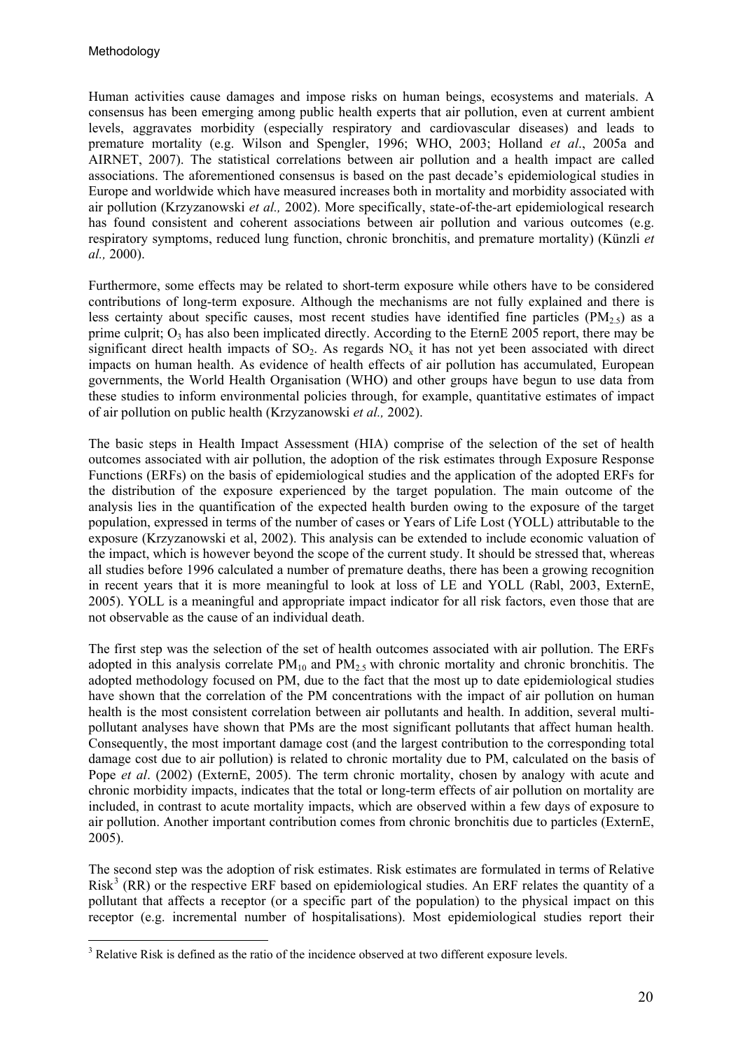Human activities cause damages and impose risks on human beings, ecosystems and materials. A consensus has been emerging among public health experts that air pollution, even at current ambient levels, aggravates morbidity (especially respiratory and cardiovascular diseases) and leads to premature mortality (e.g. Wilson and Spengler, 1996; WHO, 2003; Holland *et al*., 2005a and AIRNET, 2007). The statistical correlations between air pollution and a health impact are called associations. The aforementioned consensus is based on the past decade's epidemiological studies in Europe and worldwide which have measured increases both in mortality and morbidity associated with air pollution (Krzyzanowski *et al.,* 2002). More specifically, state-of-the-art epidemiological research has found consistent and coherent associations between air pollution and various outcomes (e.g. respiratory symptoms, reduced lung function, chronic bronchitis, and premature mortality) (Künzli *et al.,* 2000).

Furthermore, some effects may be related to short-term exposure while others have to be considered contributions of long-term exposure. Although the mechanisms are not fully explained and there is less certainty about specific causes, most recent studies have identified fine particles ($PM_{2.5}$) as a prime culprit; $O_3$ has also been implicated directly. According to the EternE 2005 report, there may be significant direct health impacts of $SO_2$. As regards $NO_x$ it has not yet been associated with direct impacts on human health. As evidence of health effects of air pollution has accumulated, European governments, the World Health Organisation (WHO) and other groups have begun to use data from these studies to inform environmental policies through, for example, quantitative estimates of impact of air pollution on public health (Krzyzanowski *et al.,* 2002).

The basic steps in Health Impact Assessment (HIA) comprise of the selection of the set of health outcomes associated with air pollution, the adoption of the risk estimates through Exposure Response Functions (ERFs) on the basis of epidemiological studies and the application of the adopted ERFs for the distribution of the exposure experienced by the target population. The main outcome of the analysis lies in the quantification of the expected health burden owing to the exposure of the target population, expressed in terms of the number of cases or Years of Life Lost (YOLL) attributable to the exposure (Krzyzanowski et al, 2002). This analysis can be extended to include economic valuation of the impact, which is however beyond the scope of the current study. It should be stressed that, whereas all studies before 1996 calculated a number of premature deaths, there has been a growing recognition in recent years that it is more meaningful to look at loss of LE and YOLL (Rabl, 2003, ExternE, 2005). YOLL is a meaningful and appropriate impact indicator for all risk factors, even those that are not observable as the cause of an individual death.

The first step was the selection of the set of health outcomes associated with air pollution. The ERFs adopted in this analysis correlate $PM_{10}$ and $PM_{2.5}$ with chronic mortality and chronic bronchitis. The adopted methodology focused on PM, due to the fact that the most up to date epidemiological studies have shown that the correlation of the PM concentrations with the impact of air pollution on human health is the most consistent correlation between air pollutants and health. In addition, several multi-pollutant analyses have shown that PMs are the most significant pollutants that affect human health. Consequently, the most important damage cost (and the largest contribution to the corresponding total damage cost due to air pollution) is related to chronic mortality due to PM, calculated on the basis of Pope *et al*. (2002) (ExternE, 2005). The term chronic mortality, chosen by analogy with acute and chronic morbidity impacts, indicates that the total or long-term effects of air pollution on mortality are included, in contrast to acute mortality impacts, which are observed within a few days of exposure to air pollution. Another important contribution comes from chronic bronchitis due to particles (ExternE, 2005).

The second step was the adoption of risk estimates. Risk estimates are formulated in terms of Relative Risk[3] (RR) or the respective ERF based on epidemiological studies. An ERF relates the quantity of a pollutant that affects a receptor (or a specific part of the population) to the physical impact on this receptor (e.g. incremental number of hospitalisations). Most epidemiological studies report their

[3] Relative Risk is defined as the ratio of the incidence observed at two different exposure levels.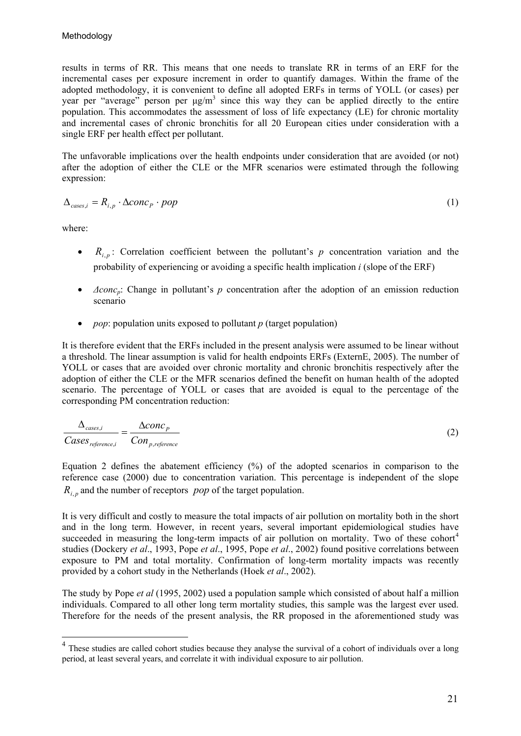results in terms of RR. This means that one needs to translate RR in terms of an ERF for the incremental cases per exposure increment in order to quantify damages. Within the frame of the adopted methodology, it is convenient to define all adopted ERFs in terms of YOLL (or cases) per year per "average" person per μg/m$^3$ since this way they can be applied directly to the entire population. This accommodates the assessment of loss of life expectancy (LE) for chronic mortality and incremental cases of chronic bronchitis for all 20 European cities under consideration with a single ERF per health effect per pollutant.

The unfavorable implications over the health endpoints under consideration that are avoided (or not) after the adoption of either the CLE or the MFR scenarios were estimated through the following expression:

$$\Delta_{cases,i} = R_{i,p} \cdot \Delta conc_P \cdot pop \tag{1}$$

where:

- $R_{i,p}$: Correlation coefficient between the pollutant's $p$ concentration variation and the probability of experiencing or avoiding a specific health implication $i$ (slope of the ERF)
- $\Delta conc_p$: Change in pollutant's $p$ concentration after the adoption of an emission reduction scenario
- $pop$: population units exposed to pollutant $p$ (target population)

It is therefore evident that the ERFs included in the present analysis were assumed to be linear without a threshold. The linear assumption is valid for health endpoints ERFs (ExternE, 2005). The number of YOLL or cases that are avoided over chronic mortality and chronic bronchitis respectively after the adoption of either the CLE or the MFR scenarios defined the benefit on human health of the adopted scenario. The percentage of YOLL or cases that are avoided is equal to the percentage of the corresponding PM concentration reduction:

$$\frac{\Delta_{cases,i}}{Cases_{reference,i}} = \frac{\Delta conc_P}{Con_{p,reference}} \tag{2}$$

Equation 2 defines the abatement efficiency (%) of the adopted scenarios in comparison to the reference case (2000) due to concentration variation. This percentage is independent of the slope $R_{i,p}$ and the number of receptors $pop$ of the target population.

It is very difficult and costly to measure the total impacts of air pollution on mortality both in the short and in the long term. However, in recent years, several important epidemiological studies have succeeded in measuring the long-term impacts of air pollution on mortality. Two of these cohort[4] studies (Dockery *et al*., 1993, Pope *et al*., 1995, Pope *et al*., 2002) found positive correlations between exposure to PM and total mortality. Confirmation of long-term mortality impacts was recently provided by a cohort study in the Netherlands (Hoek *et al*., 2002).

The study by Pope *et al* (1995, 2002) used a population sample which consisted of about half a million individuals. Compared to all other long term mortality studies, this sample was the largest ever used. Therefore for the needs of the present analysis, the RR proposed in the aforementioned study was

[4] These studies are called cohort studies because they analyse the survival of a cohort of individuals over a long period, at least several years, and correlate it with individual exposure to air pollution.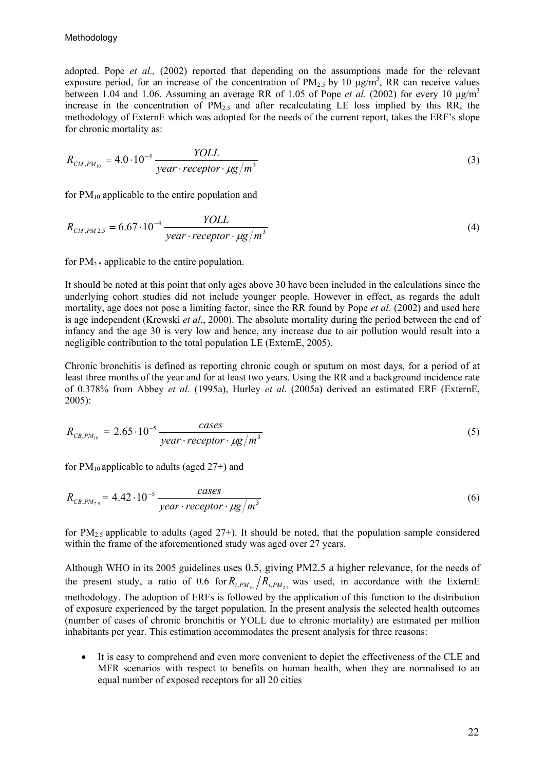adopted. Pope *et al.,* (2002) reported that depending on the assumptions made for the relevant exposure period, for an increase of the concentration of $PM_{2.5}$ by 10 μg/m$^3$, RR can receive values between 1.04 and 1.06. Assuming an average RR of 1.05 of Pope *et al.* (2002) for every 10 μg/m$^3$ increase in the concentration of $PM_{2.5}$ and after recalculating LE loss implied by this RR, the methodology of ExternE which was adopted for the needs of the current report, takes the ERF's slope for chronic mortality as:

$$R_{CM,PM_{10}} = 4.0 \cdot 10^{-4} \frac{YOLL}{year \cdot receptor \cdot \mu g/m^3} \tag{3}$$

for $PM_{10}$ applicable to the entire population and

$$R_{CM,PM2.5} = 6.67 \cdot 10^{-4} \frac{YOLL}{year \cdot receptor \cdot \mu g/m^3} \tag{4}$$

for $PM_{2.5}$ applicable to the entire population.

It should be noted at this point that only ages above 30 have been included in the calculations since the underlying cohort studies did not include younger people. However in effect, as regards the adult mortality, age does not pose a limiting factor, since the RR found by Pope *et al*. (2002) and used here is age independent (Krewski *et al*., 2000). The absolute mortality during the period between the end of infancy and the age 30 is very low and hence, any increase due to air pollution would result into a negligible contribution to the total population LE (ExternE, 2005).

Chronic bronchitis is defined as reporting chronic cough or sputum on most days, for a period of at least three months of the year and for at least two years. Using the RR and a background incidence rate of 0.378% from Abbey *et al*. (1995a), Hurley *et al*. (2005a) derived an estimated ERF (ExternE, 2005):

$$R_{CB,PM_{10}} = 2.65 \cdot 10^{-5} \frac{cases}{year \cdot receptor \cdot \mu g/m^3} \tag{5}$$

for $PM_{10}$ applicable to adults (aged 27+) and

$$R_{CB,PM_{2.5}} = 4.42 \cdot 10^{-5} \frac{cases}{year \cdot receptor \cdot \mu g/m^3} \tag{6}$$

for $PM_{2.5}$ applicable to adults (aged 27+). It should be noted, that the population sample considered within the frame of the aforementioned study was aged over 27 years.

Although WHO in its 2005 guidelines uses 0.5, giving PM2.5 a higher relevance, for the needs of the present study, a ratio of 0.6 for $R_{i,PM_{10}}/R_{i,PM_{2.5}}$ was used, in accordance with the ExternE methodology. The adoption of ERFs is followed by the application of this function to the distribution of exposure experienced by the target population. In the present analysis the selected health outcomes (number of cases of chronic bronchitis or YOLL due to chronic mortality) are estimated per million inhabitants per year. This estimation accommodates the present analysis for three reasons:

- It is easy to comprehend and even more convenient to depict the effectiveness of the CLE and MFR scenarios with respect to benefits on human health, when they are normalised to an equal number of exposed receptors for all 20 cities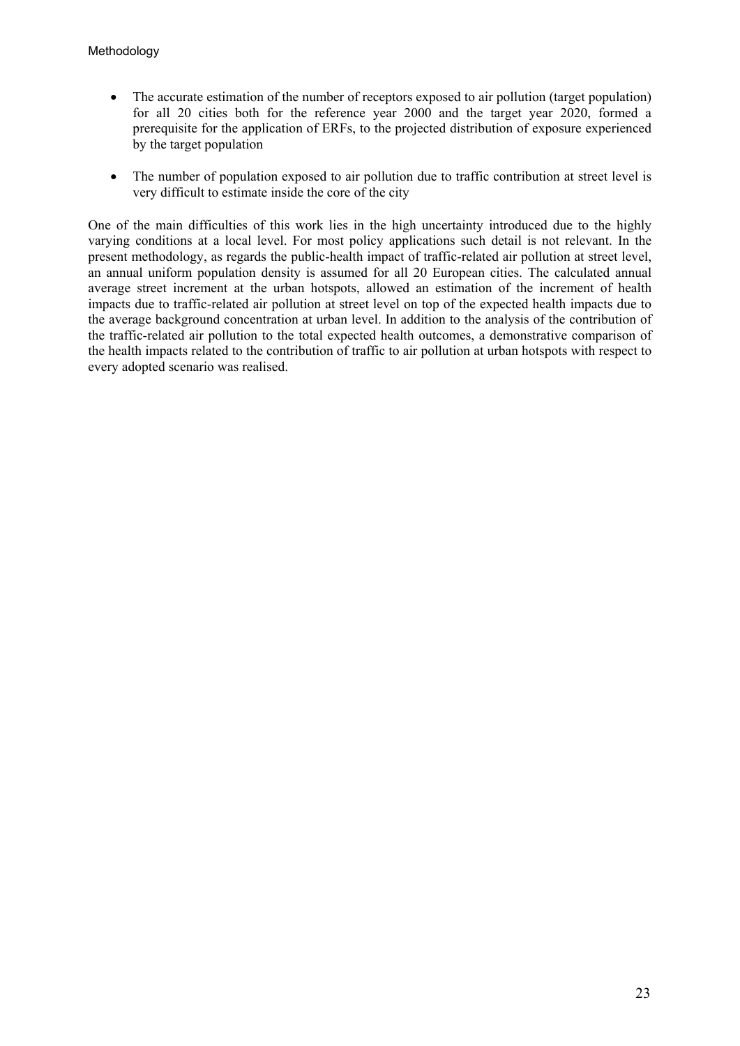- The accurate estimation of the number of receptors exposed to air pollution (target population) for all 20 cities both for the reference year 2000 and the target year 2020, formed a prerequisite for the application of ERFs, to the projected distribution of exposure experienced by the target population

- The number of population exposed to air pollution due to traffic contribution at street level is very difficult to estimate inside the core of the city

One of the main difficulties of this work lies in the high uncertainty introduced due to the highly varying conditions at a local level. For most policy applications such detail is not relevant. In the present methodology, as regards the public-health impact of traffic-related air pollution at street level, an annual uniform population density is assumed for all 20 European cities. The calculated annual average street increment at the urban hotspots, allowed an estimation of the increment of health impacts due to traffic-related air pollution at street level on top of the expected health impacts due to the average background concentration at urban level. In addition to the analysis of the contribution of the traffic-related air pollution to the total expected health outcomes, a demonstrative comparison of the health impacts related to the contribution of traffic to air pollution at urban hotspots with respect to every adopted scenario was realised.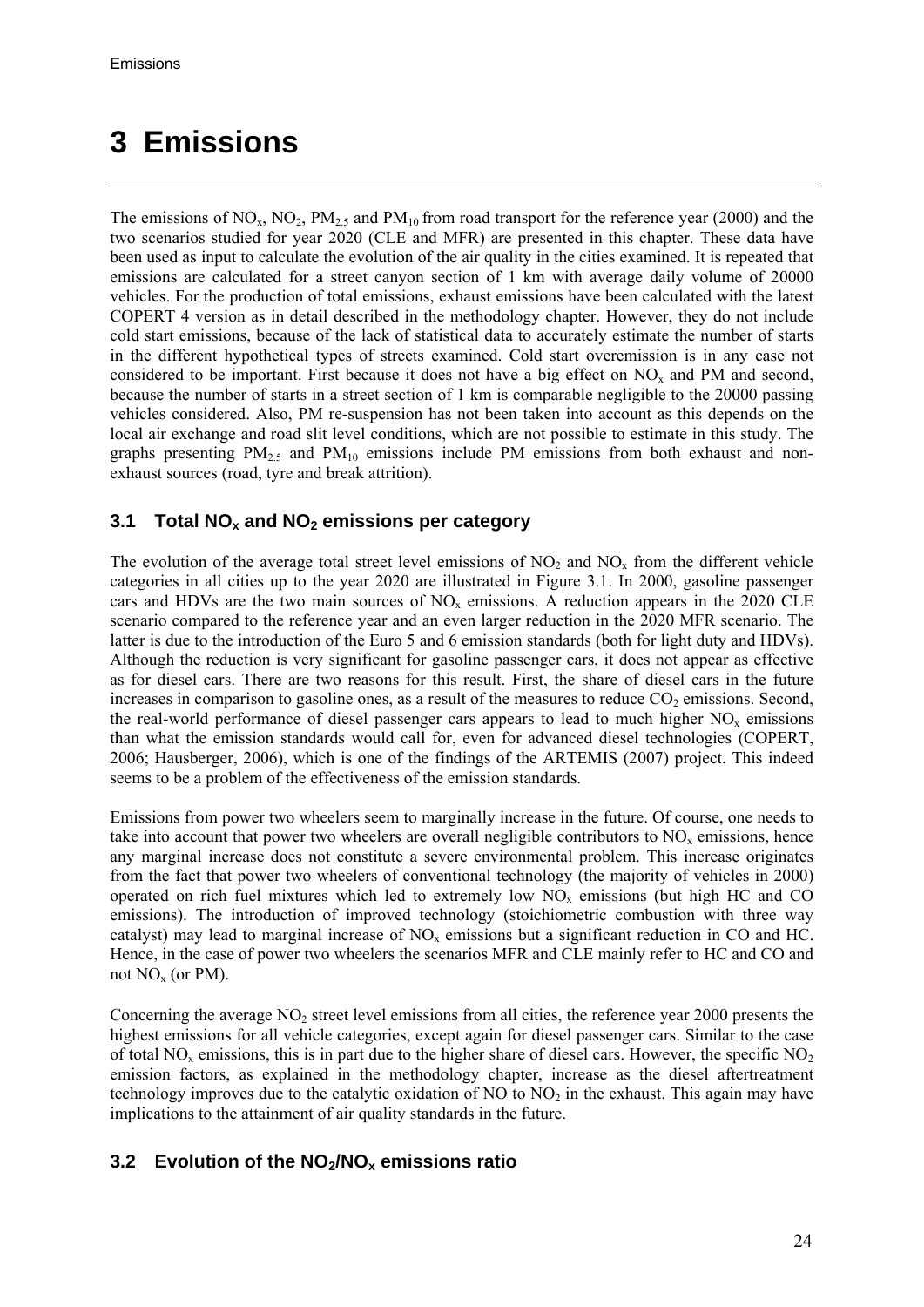# 3 Emissions

The emissions of $NO_x$, $NO_2$, $PM_{2.5}$ and $PM_{10}$ from road transport for the reference year (2000) and the two scenarios studied for year 2020 (CLE and MFR) are presented in this chapter. These data have been used as input to calculate the evolution of the air quality in the cities examined. It is repeated that emissions are calculated for a street canyon section of 1 km with average daily volume of 20000 vehicles. For the production of total emissions, exhaust emissions have been calculated with the latest COPERT 4 version as in detail described in the methodology chapter. However, they do not include cold start emissions, because of the lack of statistical data to accurately estimate the number of starts in the different hypothetical types of streets examined. Cold start overemission is in any case not considered to be important. First because it does not have a big effect on $NO_x$ and PM and second, because the number of starts in a street section of 1 km is comparable negligible to the 20000 passing vehicles considered. Also, PM re-suspension has not been taken into account as this depends on the local air exchange and road slit level conditions, which are not possible to estimate in this study. The graphs presenting $PM_{2.5}$ and $PM_{10}$ emissions include PM emissions from both exhaust and non-exhaust sources (road, tyre and break attrition).

## 3.1 Total $NO_x$ and $NO_2$ emissions per category

The evolution of the average total street level emissions of $NO_2$ and $NO_x$ from the different vehicle categories in all cities up to the year 2020 are illustrated in Figure 3.1. In 2000, gasoline passenger cars and HDVs are the two main sources of $NO_x$ emissions. A reduction appears in the 2020 CLE scenario compared to the reference year and an even larger reduction in the 2020 MFR scenario. The latter is due to the introduction of the Euro 5 and 6 emission standards (both for light duty and HDVs). Although the reduction is very significant for gasoline passenger cars, it does not appear as effective as for diesel cars. There are two reasons for this result. First, the share of diesel cars in the future increases in comparison to gasoline ones, as a result of the measures to reduce $CO_2$ emissions. Second, the real-world performance of diesel passenger cars appears to lead to much higher $NO_x$ emissions than what the emission standards would call for, even for advanced diesel technologies (COPERT, 2006; Hausberger, 2006), which is one of the findings of the ARTEMIS (2007) project. This indeed seems to be a problem of the effectiveness of the emission standards.

Emissions from power two wheelers seem to marginally increase in the future. Of course, one needs to take into account that power two wheelers are overall negligible contributors to $NO_x$ emissions, hence any marginal increase does not constitute a severe environmental problem. This increase originates from the fact that power two wheelers of conventional technology (the majority of vehicles in 2000) operated on rich fuel mixtures which led to extremely low $NO_x$ emissions (but high HC and CO emissions). The introduction of improved technology (stoichiometric combustion with three way catalyst) may lead to marginal increase of $NO_x$ emissions but a significant reduction in CO and HC. Hence, in the case of power two wheelers the scenarios MFR and CLE mainly refer to HC and CO and not $NO_x$ (or PM).

Concerning the average $NO_2$ street level emissions from all cities, the reference year 2000 presents the highest emissions for all vehicle categories, except again for diesel passenger cars. Similar to the case of total $NO_x$ emissions, this is in part due to the higher share of diesel cars. However, the specific $NO_2$ emission factors, as explained in the methodology chapter, increase as the diesel aftertreatment technology improves due to the catalytic oxidation of NO to $NO_2$ in the exhaust. This again may have implications to the attainment of air quality standards in the future.

## 3.2 Evolution of the $NO_2/NO_x$ emissions ratio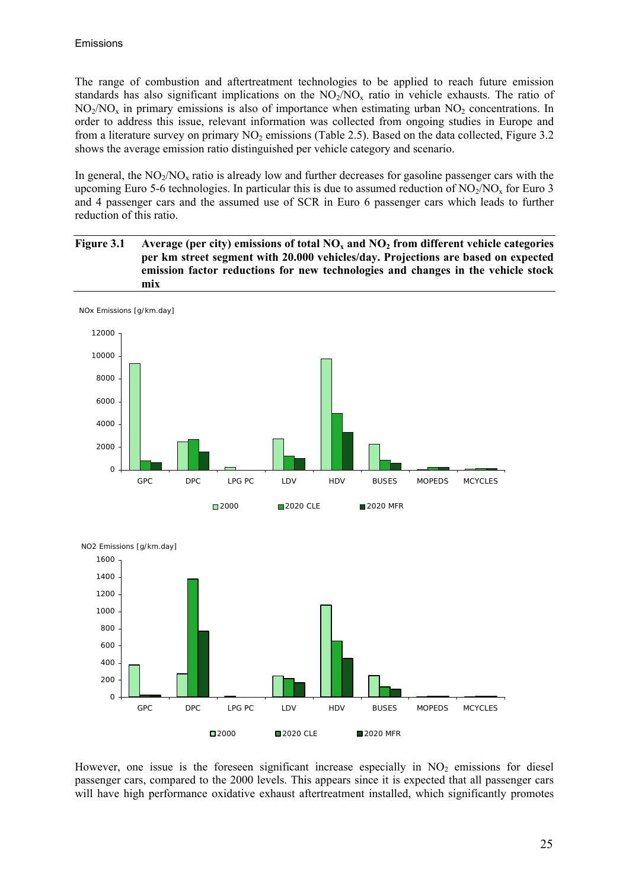The range of combustion and aftertreatment technologies to be applied to reach future emission standards has also significant implications on the $NO_2/NO_x$ ratio in vehicle exhausts. The ratio of $NO_2/NO_x$ in primary emissions is also of importance when estimating urban $NO_2$ concentrations. In order to address this issue, relevant information was collected from ongoing studies in Europe and from a literature survey on primary $NO_2$ emissions (Table 2.5). Based on the data collected, Figure 3.2 shows the average emission ratio distinguished per vehicle category and scenario.

In general, the $NO_2/NO_x$ ratio is already low and further decreases for gasoline passenger cars with the upcoming Euro 5-6 technologies. In particular this is due to assumed reduction of $NO_2/NO_x$ for Euro 3 and 4 passenger cars and the assumed use of SCR in Euro 6 passenger cars which leads to further reduction of this ratio.

**Figure 3.1 Average (per city) emissions of total $NO_x$ and $NO_2$ from different vehicle categories per km street segment with 20.000 vehicles/day. Projections are based on expected emission factor reductions for new technologies and changes in the vehicle stock mix**

However, one issue is the foreseen significant increase especially in $NO_2$ emissions for diesel passenger cars, compared to the 2000 levels. This appears since it is expected that all passenger cars will have high performance oxidative exhaust aftertreatment installed, which significantly promotes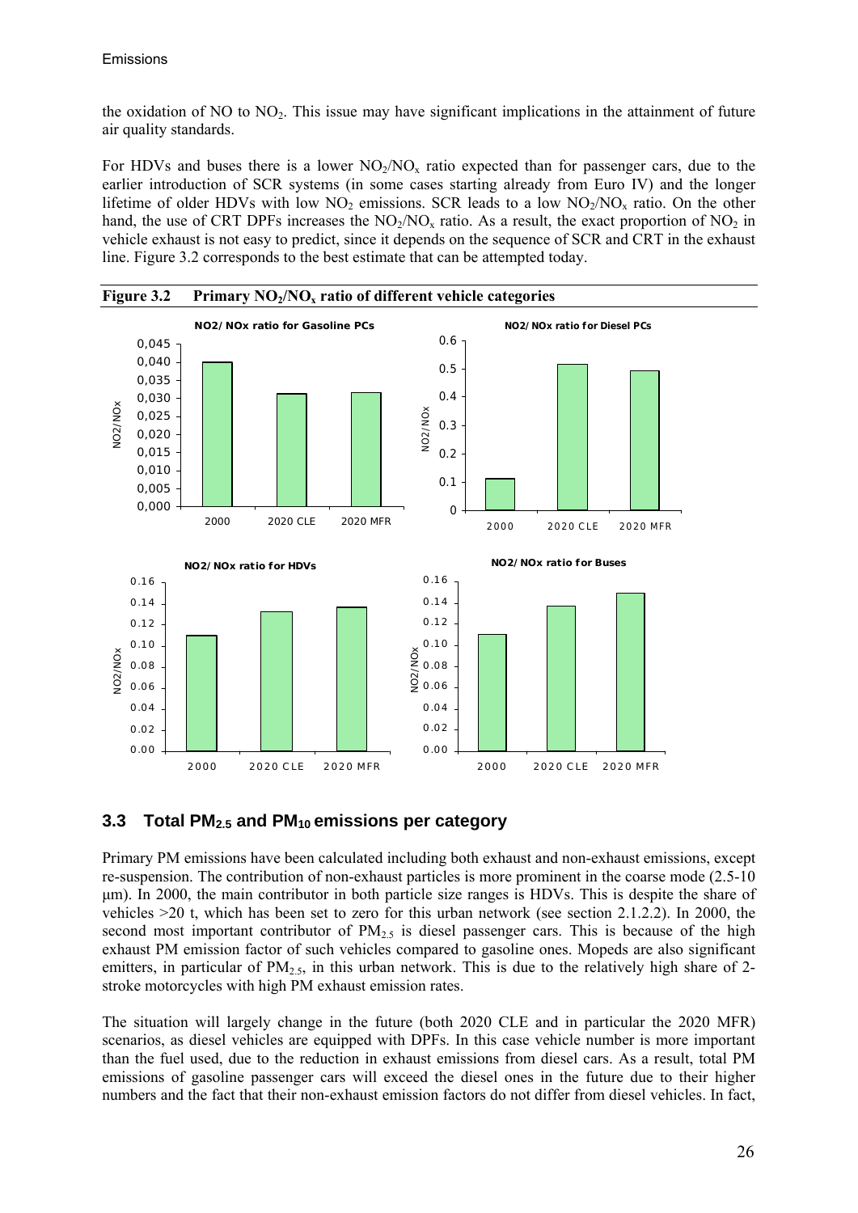the oxidation of NO to $NO_2$. This issue may have significant implications in the attainment of future air quality standards.

For HDVs and buses there is a lower $NO_2/NO_x$ ratio expected than for passenger cars, due to the earlier introduction of SCR systems (in some cases starting already from Euro IV) and the longer lifetime of older HDVs with low $NO_2$ emissions. SCR leads to a low $NO_2/NO_x$ ratio. On the other hand, the use of CRT DPFs increases the $NO_2/NO_x$ ratio. As a result, the exact proportion of $NO_2$ in vehicle exhaust is not easy to predict, since it depends on the sequence of SCR and CRT in the exhaust line. Figure 3.2 corresponds to the best estimate that can be attempted today.

**Figure 3.2 Primary $NO_2/NO_x$ ratio of different vehicle categories**

## 3.3 Total $PM_{2.5}$ and $PM_{10}$ emissions per category

Primary PM emissions have been calculated including both exhaust and non-exhaust emissions, except re-suspension. The contribution of non-exhaust particles is more prominent in the coarse mode (2.5-10 μm). In 2000, the main contributor in both particle size ranges is HDVs. This is despite the share of vehicles >20 t, which has been set to zero for this urban network (see section 2.1.2.2). In 2000, the second most important contributor of $PM_{2.5}$ is diesel passenger cars. This is because of the high exhaust PM emission factor of such vehicles compared to gasoline ones. Mopeds are also significant emitters, in particular of $PM_{2.5}$, in this urban network. This is due to the relatively high share of 2-stroke motorcycles with high PM exhaust emission rates.

The situation will largely change in the future (both 2020 CLE and in particular the 2020 MFR) scenarios, as diesel vehicles are equipped with DPFs. In this case vehicle number is more important than the fuel used, due to the reduction in exhaust emissions from diesel cars. As a result, total PM emissions of gasoline passenger cars will exceed the diesel ones in the future due to their higher numbers and the fact that their non-exhaust emission factors do not differ from diesel vehicles. In fact,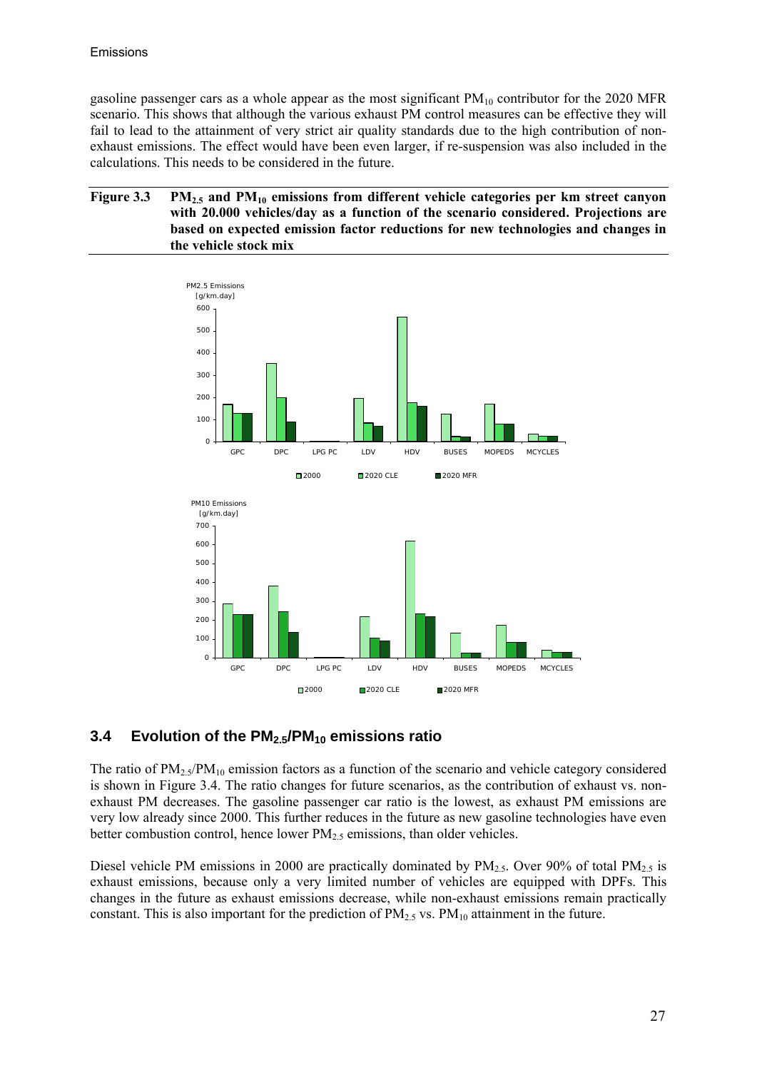gasoline passenger cars as a whole appear as the most significant $PM_{10}$ contributor for the 2020 MFR scenario. This shows that although the various exhaust PM control measures can be effective they will fail to lead to the attainment of very strict air quality standards due to the high contribution of non-exhaust emissions. The effect would have been even larger, if re-suspension was also included in the calculations. This needs to be considered in the future.

**Figure 3.3 $PM_{2.5}$ and $PM_{10}$ emissions from different vehicle categories per km street canyon with 20.000 vehicles/day as a function of the scenario considered. Projections are based on expected emission factor reductions for new technologies and changes in the vehicle stock mix**

## 3.4 Evolution of the $PM_{2.5}/PM_{10}$ emissions ratio

The ratio of $PM_{2.5}/PM_{10}$ emission factors as a function of the scenario and vehicle category considered is shown in Figure 3.4. The ratio changes for future scenarios, as the contribution of exhaust vs. non-exhaust PM decreases. The gasoline passenger car ratio is the lowest, as exhaust PM emissions are very low already since 2000. This further reduces in the future as new gasoline technologies have even better combustion control, hence lower $PM_{2.5}$ emissions, than older vehicles.

Diesel vehicle PM emissions in 2000 are practically dominated by $PM_{2.5}$. Over 90% of total $PM_{2.5}$ is exhaust emissions, because only a very limited number of vehicles are equipped with DPFs. This changes in the future as exhaust emissions decrease, while non-exhaust emissions remain practically constant. This is also important for the prediction of $PM_{2.5}$ vs. $PM_{10}$ attainment in the future.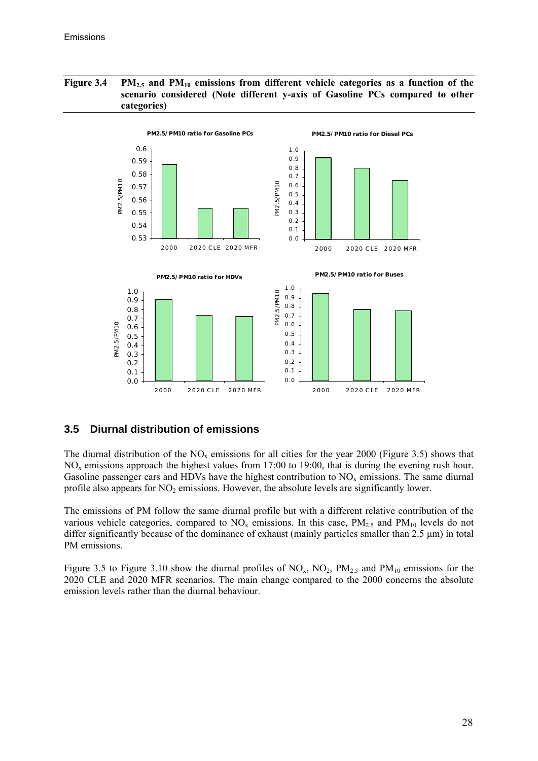**Figure 3.4 $PM_{2.5}$ and $PM_{10}$ emissions from different vehicle categories as a function of the scenario considered (Note different y-axis of Gasoline PCs compared to other categories)**

## 3.5 Diurnal distribution of emissions

The diurnal distribution of the $NO_x$ emissions for all cities for the year 2000 (Figure 3.5) shows that $NO_x$ emissions approach the highest values from 17:00 to 19:00, that is during the evening rush hour. Gasoline passenger cars and HDVs have the highest contribution to $NO_x$ emissions. The same diurnal profile also appears for $NO_2$ emissions. However, the absolute levels are significantly lower.

The emissions of PM follow the same diurnal profile but with a different relative contribution of the various vehicle categories, compared to $NO_x$ emissions. In this case, $PM_{2.5}$ and $PM_{10}$ levels do not differ significantly because of the dominance of exhaust (mainly particles smaller than 2.5 μm) in total PM emissions.

Figure 3.5 to Figure 3.10 show the diurnal profiles of $NO_x$, $NO_2$, $PM_{2.5}$ and $PM_{10}$ emissions for the 2020 CLE and 2020 MFR scenarios. The main change compared to the 2000 concerns the absolute emission levels rather than the diurnal behaviour.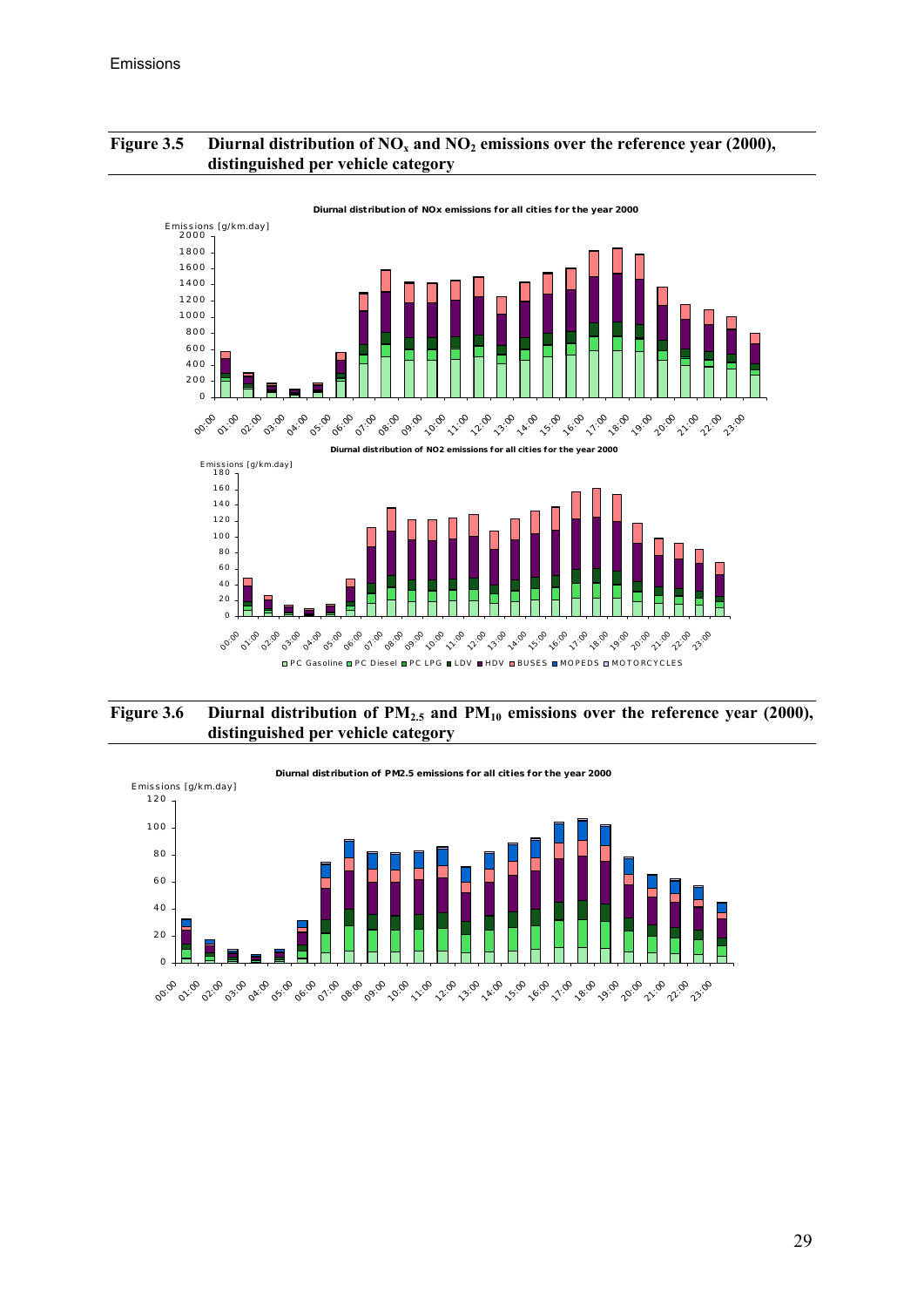**Figure 3.5 Diurnal distribution of $NO_x$ and $NO_2$ emissions over the reference year (2000), distinguished per vehicle category**

**Figure 3.6 Diurnal distribution of $PM_{2.5}$ and $PM_{10}$ emissions over the reference year (2000), distinguished per vehicle category**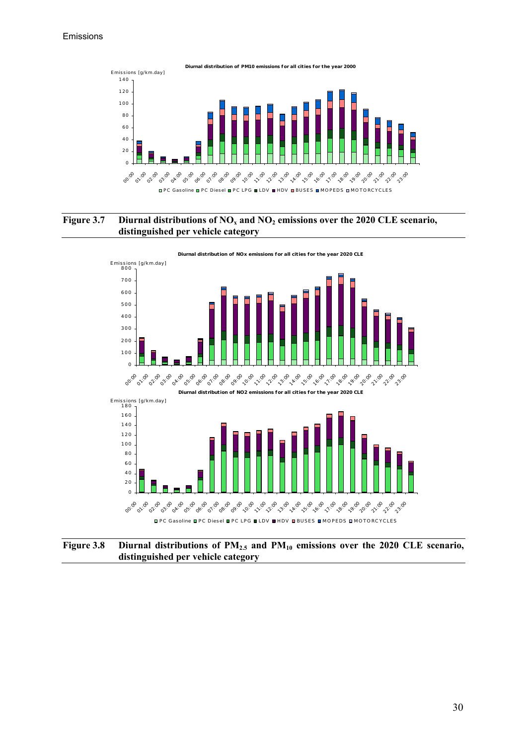Figure 3.7 Diurnal distributions of $NO_x$ and $NO_2$ emissions over the 2020 CLE scenario, distinguished per vehicle category

Figure 3.8 Diurnal distributions of $PM_{2.5}$ and $PM_{10}$ emissions over the 2020 CLE scenario, distinguished per vehicle category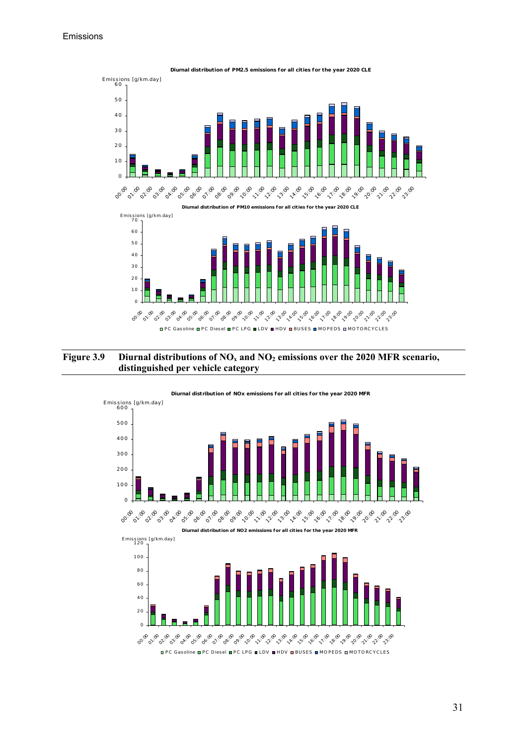**Figure 3.9 Diurnal distributions of $NO_x$ and $NO_2$ emissions over the 2020 MFR scenario, distinguished per vehicle category**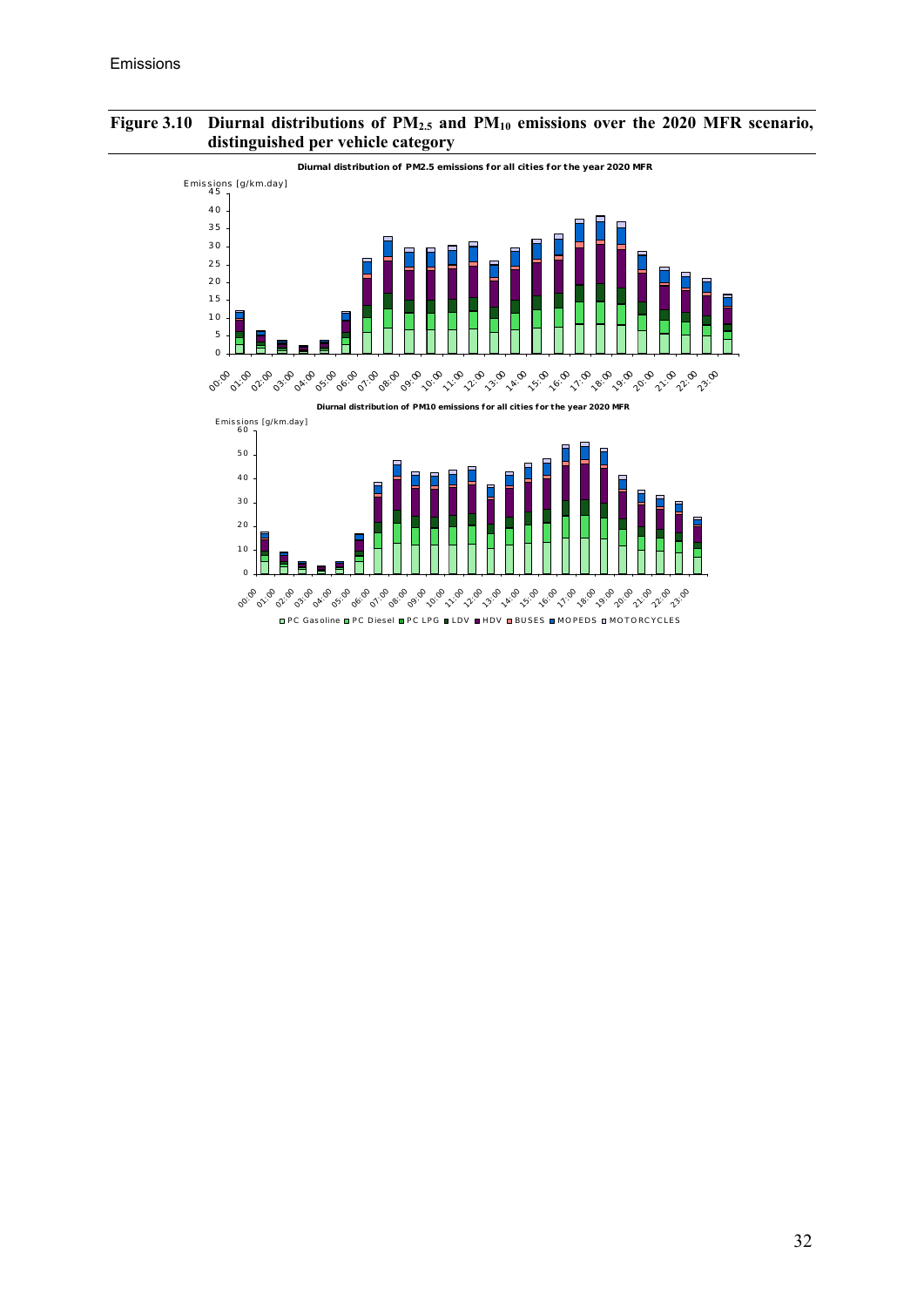**Figure 3.10 Diurnal distributions of $PM_{2.5}$ and $PM_{10}$ emissions over the 2020 MFR scenario, distinguished per vehicle category**

Diurnal distribution of PM2.5 emissions for all cities for the year 2020 MFR

Diurnal distribution of PM10 emissions for all cities for the year 2020 MFR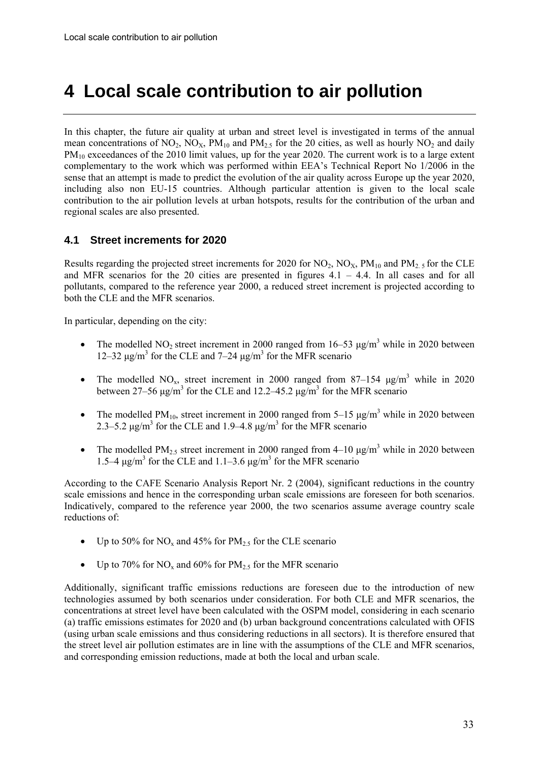# 4 Local scale contribution to air pollution

In this chapter, the future air quality at urban and street level is investigated in terms of the annual mean concentrations of $NO_2$, $NO_X$, $PM_{10}$ and $PM_{2.5}$ for the 20 cities, as well as hourly $NO_2$ and daily $PM_{10}$ exceedances of the 2010 limit values, up for the year 2020. The current work is to a large extent complementary to the work which was performed within EEA's Technical Report No 1/2006 in the sense that an attempt is made to predict the evolution of the air quality across Europe up the year 2020, including also non EU-15 countries. Although particular attention is given to the local scale contribution to the air pollution levels at urban hotspots, results for the contribution of the urban and regional scales are also presented.

## 4.1 Street increments for 2020

Results regarding the projected street increments for 2020 for $NO_2$, $NO_X$, $PM_{10}$ and $PM_{2.5}$ for the CLE and MFR scenarios for the 20 cities are presented in figures 4.1 – 4.4. In all cases and for all pollutants, compared to the reference year 2000, a reduced street increment is projected according to both the CLE and the MFR scenarios.

In particular, depending on the city:

- The modelled $NO_2$ street increment in 2000 ranged from 16–53 μg/m$^3$ while in 2020 between 12–32 μg/m$^3$ for the CLE and 7–24 μg/m$^3$ for the MFR scenario
- The modelled $NO_x$, street increment in 2000 ranged from 87–154 μg/m$^3$ while in 2020 between 27–56 μg/m$^3$ for the CLE and 12.2–45.2 μg/m$^3$ for the MFR scenario
- The modelled $PM_{10}$, street increment in 2000 ranged from 5–15 μg/m$^3$ while in 2020 between 2.3–5.2 μg/m$^3$ for the CLE and 1.9–4.8 μg/m$^3$ for the MFR scenario
- The modelled $PM_{2.5}$ street increment in 2000 ranged from 4–10 μg/m$^3$ while in 2020 between 1.5–4 μg/m$^3$ for the CLE and 1.1–3.6 μg/m$^3$ for the MFR scenario

According to the CAFE Scenario Analysis Report Nr. 2 (2004), significant reductions in the country scale emissions and hence in the corresponding urban scale emissions are foreseen for both scenarios. Indicatively, compared to the reference year 2000, the two scenarios assume average country scale reductions of:

- Up to 50% for $NO_x$ and 45% for $PM_{2.5}$ for the CLE scenario
- Up to 70% for $NO_x$ and 60% for $PM_{2.5}$ for the MFR scenario

Additionally, significant traffic emissions reductions are foreseen due to the introduction of new technologies assumed by both scenarios under consideration. For both CLE and MFR scenarios, the concentrations at street level have been calculated with the OSPM model, considering in each scenario (a) traffic emissions estimates for 2020 and (b) urban background concentrations calculated with OFIS (using urban scale emissions and thus considering reductions in all sectors). It is therefore ensured that the street level air pollution estimates are in line with the assumptions of the CLE and MFR scenarios, and corresponding emission reductions, made at both the local and urban scale.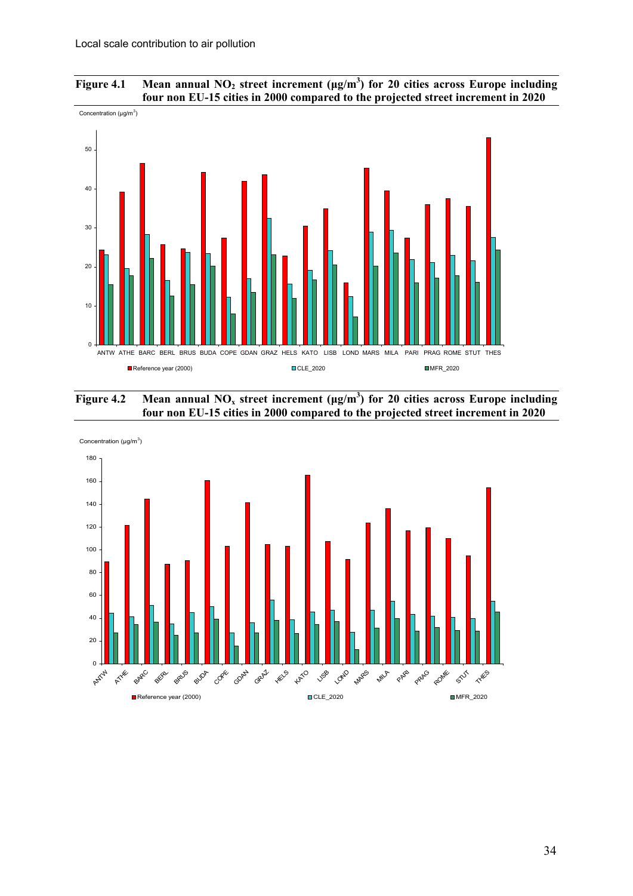**Figure 4.1 Mean annual $NO_2$ street increment ($\mu g/m^3$) for 20 cities across Europe including four non EU-15 cities in 2000 compared to the projected street increment in 2020**

**Figure 4.2 Mean annual $NO_x$ street increment ($\mu g/m^3$) for 20 cities across Europe including four non EU-15 cities in 2000 compared to the projected street increment in 2020**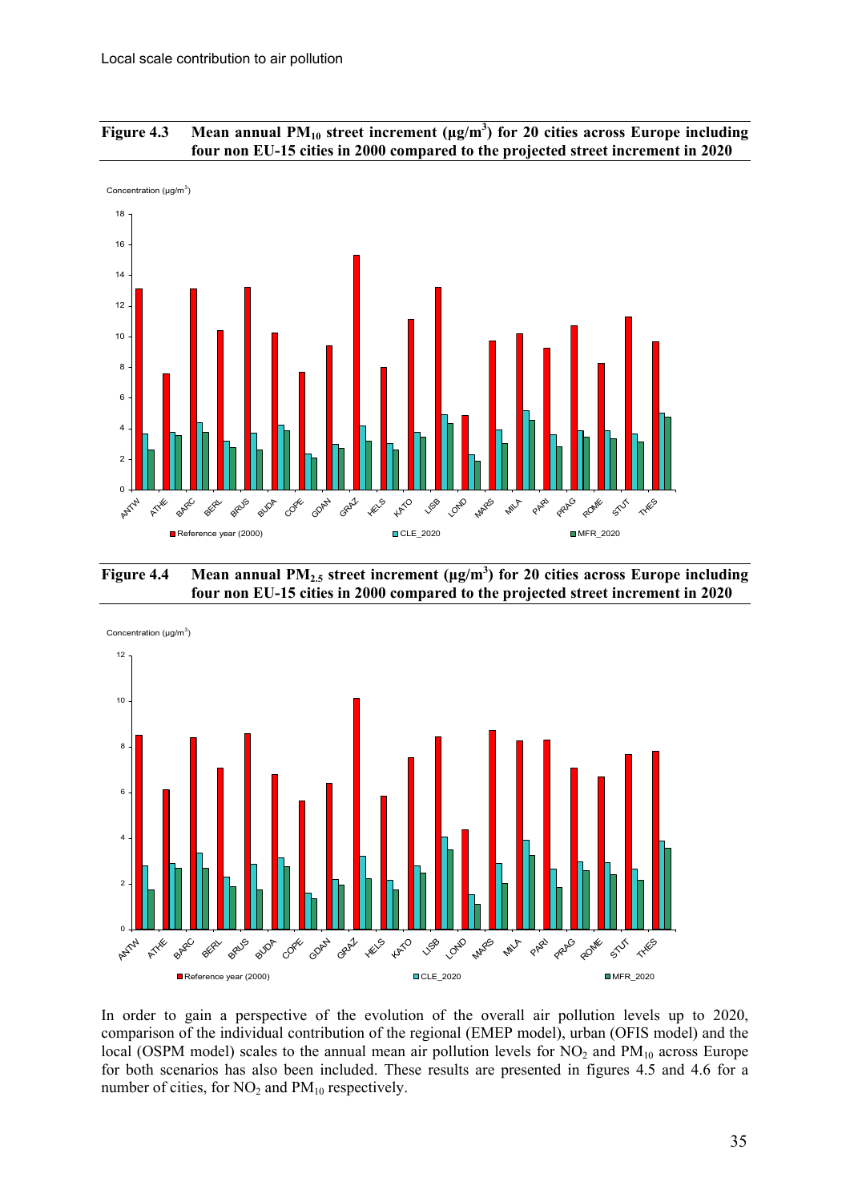**Figure 4.3 Mean annual $PM_{10}$ street increment ($\mu g/m^3$) for 20 cities across Europe including four non EU-15 cities in 2000 compared to the projected street increment in 2020**

**Figure 4.4 Mean annual $PM_{2.5}$ street increment ($\mu g/m^3$) for 20 cities across Europe including four non EU-15 cities in 2000 compared to the projected street increment in 2020**

In order to gain a perspective of the evolution of the overall air pollution levels up to 2020, comparison of the individual contribution of the regional (EMEP model), urban (OFIS model) and the local (OSPM model) scales to the annual mean air pollution levels for $NO_2$ and $PM_{10}$ across Europe for both scenarios has also been included. These results are presented in figures 4.5 and 4.6 for a number of cities, for $NO_2$ and $PM_{10}$ respectively.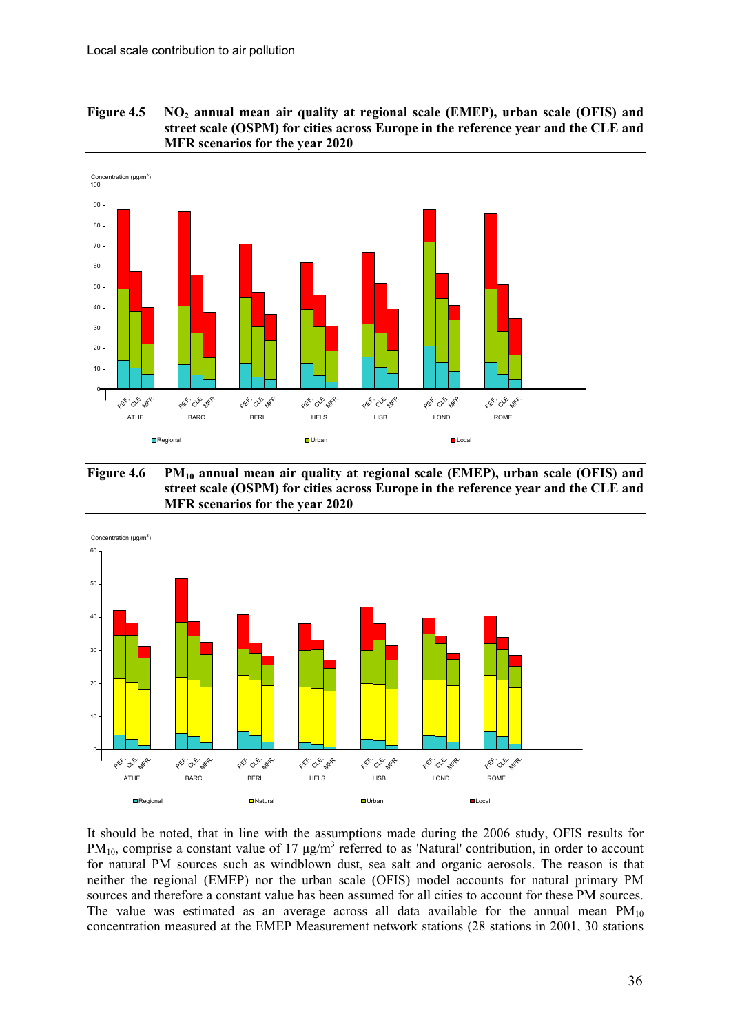**Figure 4.5 $NO_2$ annual mean air quality at regional scale (EMEP), urban scale (OFIS) and street scale (OSPM) for cities across Europe in the reference year and the CLE and MFR scenarios for the year 2020**

**Figure 4.6 $PM_{10}$ annual mean air quality at regional scale (EMEP), urban scale (OFIS) and street scale (OSPM) for cities across Europe in the reference year and the CLE and MFR scenarios for the year 2020**

It should be noted, that in line with the assumptions made during the 2006 study, OFIS results for $PM_{10}$, comprise a constant value of 17 µg/m$^3$ referred to as 'Natural' contribution, in order to account for natural PM sources such as windblown dust, sea salt and organic aerosols. The reason is that neither the regional (EMEP) nor the urban scale (OFIS) model accounts for natural primary PM sources and therefore a constant value has been assumed for all cities to account for these PM sources. The value was estimated as an average across all data available for the annual mean $PM_{10}$ concentration measured at the EMEP Measurement network stations (28 stations in 2001, 30 stations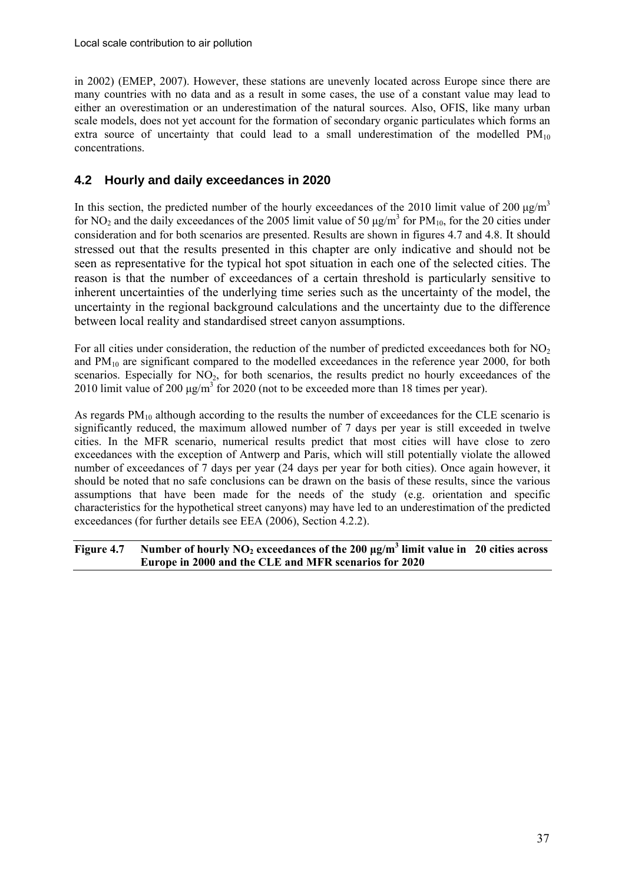in 2002) (EMEP, 2007). However, these stations are unevenly located across Europe since there are many countries with no data and as a result in some cases, the use of a constant value may lead to either an overestimation or an underestimation of the natural sources. Also, OFIS, like many urban scale models, does not yet account for the formation of secondary organic particulates which forms an extra source of uncertainty that could lead to a small underestimation of the modelled $PM_{10}$ concentrations.

## 4.2 Hourly and daily exceedances in 2020

In this section, the predicted number of the hourly exceedances of the 2010 limit value of 200 $\mu g/m^3$ for $NO_2$ and the daily exceedances of the 2005 limit value of 50 $\mu g/m^3$ for $PM_{10}$, for the 20 cities under consideration and for both scenarios are presented. Results are shown in figures 4.7 and 4.8. It should stressed out that the results presented in this chapter are only indicative and should not be seen as representative for the typical hot spot situation in each one of the selected cities. The reason is that the number of exceedances of a certain threshold is particularly sensitive to inherent uncertainties of the underlying time series such as the uncertainty of the model, the uncertainty in the regional background calculations and the uncertainty due to the difference between local reality and standardised street canyon assumptions.

For all cities under consideration, the reduction of the number of predicted exceedances both for $NO_2$ and $PM_{10}$ are significant compared to the modelled exceedances in the reference year 2000, for both scenarios. Especially for $NO_2$, for both scenarios, the results predict no hourly exceedances of the 2010 limit value of 200 $\mu g/m^3$ for 2020 (not to be exceeded more than 18 times per year).

As regards $PM_{10}$ although according to the results the number of exceedances for the CLE scenario is significantly reduced, the maximum allowed number of 7 days per year is still exceeded in twelve cities. In the MFR scenario, numerical results predict that most cities will have close to zero exceedances with the exception of Antwerp and Paris, which will still potentially violate the allowed number of exceedances of 7 days per year (24 days per year for both cities). Once again however, it should be noted that no safe conclusions can be drawn on the basis of these results, since the various assumptions that have been made for the needs of the study (e.g. orientation and specific characteristics for the hypothetical street canyons) may have led to an underestimation of the predicted exceedances (for further details see EEA (2006), Section 4.2.2).

**Figure 4.7 Number of hourly $NO_2$ exceedances of the 200 $\mu g/m^3$ limit value in 20 cities across Europe in 2000 and the CLE and MFR scenarios for 2020**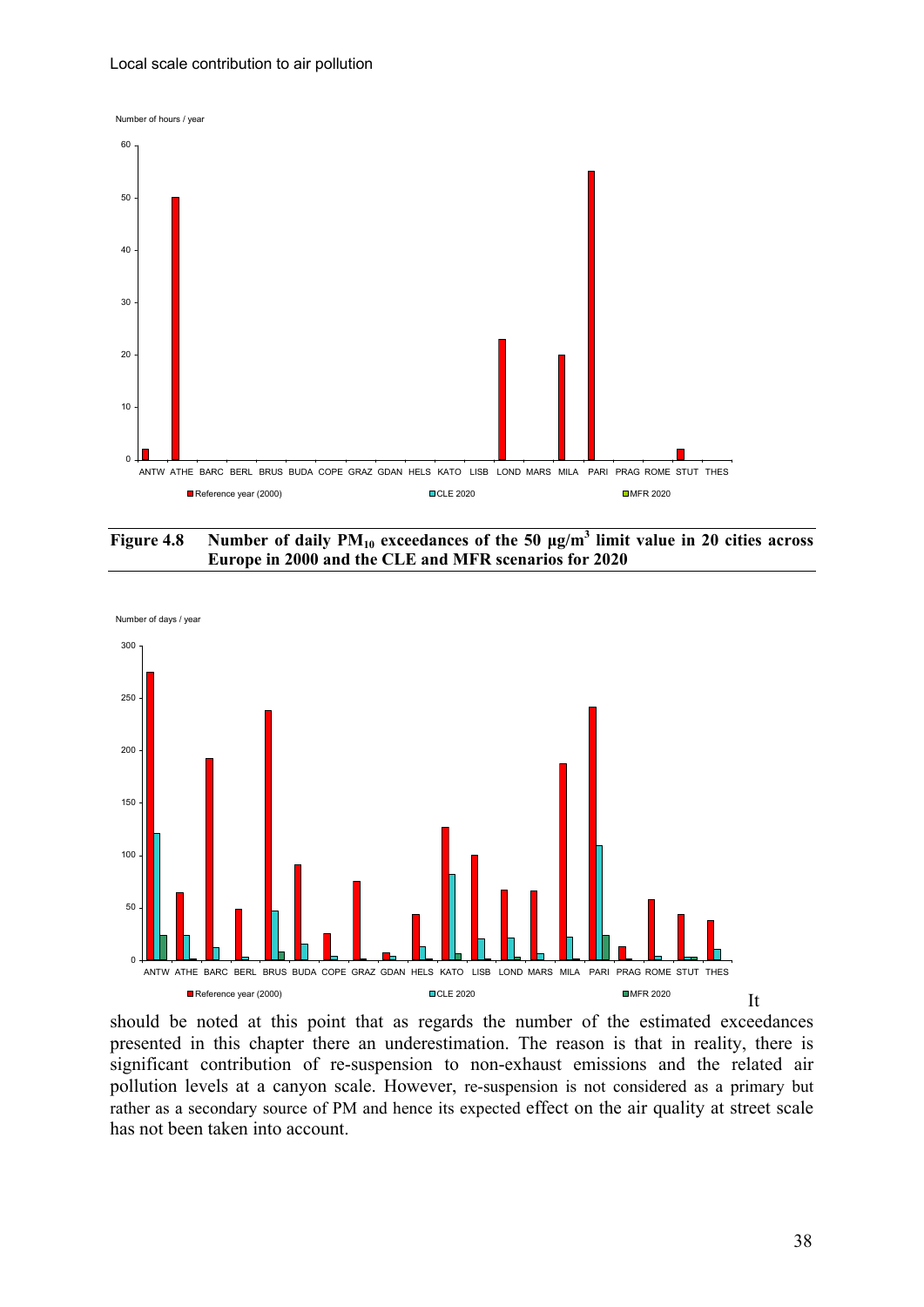Number of hours / year

ANTW ATHE BARC BERL BRUS BUDA COPE GRAZ GDAN HELS KATO LISB LOND MARS MILA PARI PRAG ROME STUT THES

Reference year (2000) CLE 2020 MFR 2020

**Figure 4.8 Number of daily $PM_{10}$ exceedances of the 50 μg/m$^3$ limit value in 20 cities across Europe in 2000 and the CLE and MFR scenarios for 2020**

Number of days / year

ANTW ATHE BARC BERL BRUS BUDA COPE GRAZ GDAN HELS KATO LISB LOND MARS MILA PARI PRAG ROME STUT THES

Reference year (2000) CLE 2020 MFR 2020

It should be noted at this point that as regards the number of the estimated exceedances presented in this chapter there an underestimation. The reason is that in reality, there is significant contribution of re-suspension to non-exhaust emissions and the related air pollution levels at a canyon scale. However, re-suspension is not considered as a primary but rather as a secondary source of PM and hence its expected effect on the air quality at street scale has not been taken into account.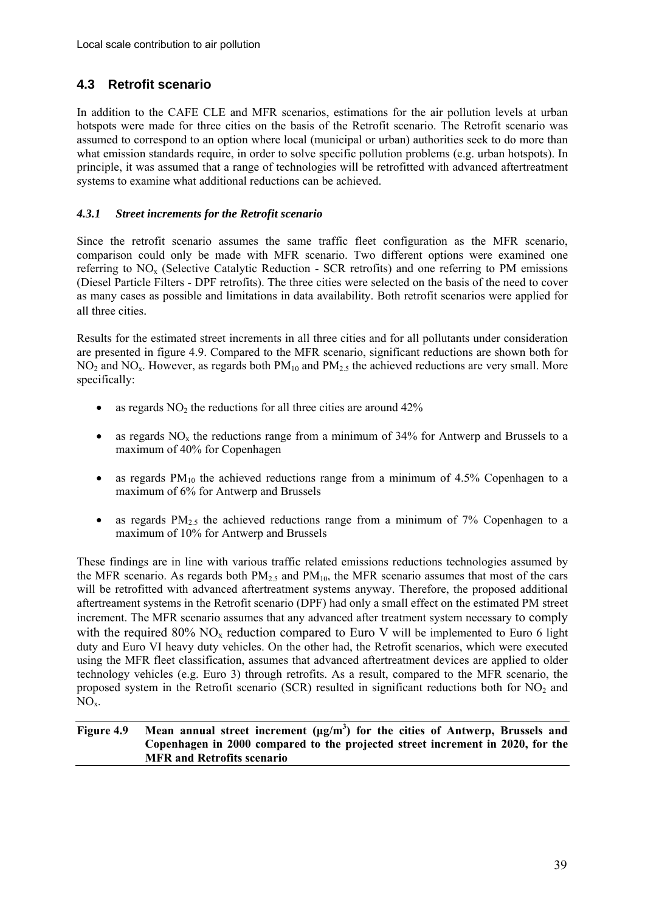## 4.3 Retrofit scenario

In addition to the CAFE CLE and MFR scenarios, estimations for the air pollution levels at urban hotspots were made for three cities on the basis of the Retrofit scenario. The Retrofit scenario was assumed to correspond to an option where local (municipal or urban) authorities seek to do more than what emission standards require, in order to solve specific pollution problems (e.g. urban hotspots). In principle, it was assumed that a range of technologies will be retrofitted with advanced aftertreatment systems to examine what additional reductions can be achieved.

### *4.3.1 Street increments for the Retrofit scenario*

Since the retrofit scenario assumes the same traffic fleet configuration as the MFR scenario, comparison could only be made with MFR scenario. Two different options were examined one referring to $NO_x$ (Selective Catalytic Reduction - SCR retrofits) and one referring to PM emissions (Diesel Particle Filters - DPF retrofits). The three cities were selected on the basis of the need to cover as many cases as possible and limitations in data availability. Both retrofit scenarios were applied for all three cities.

Results for the estimated street increments in all three cities and for all pollutants under consideration are presented in figure 4.9. Compared to the MFR scenario, significant reductions are shown both for $NO_2$ and $NO_x$. However, as regards both $PM_{10}$ and $PM_{2.5}$ the achieved reductions are very small. More specifically:

- as regards $NO_2$ the reductions for all three cities are around 42%
- as regards $NO_x$ the reductions range from a minimum of 34% for Antwerp and Brussels to a maximum of 40% for Copenhagen
- as regards $PM_{10}$ the achieved reductions range from a minimum of 4.5% Copenhagen to a maximum of 6% for Antwerp and Brussels
- as regards $PM_{2.5}$ the achieved reductions range from a minimum of 7% Copenhagen to a maximum of 10% for Antwerp and Brussels

These findings are in line with various traffic related emissions reductions technologies assumed by the MFR scenario. As regards both $PM_{2.5}$ and $PM_{10}$, the MFR scenario assumes that most of the cars will be retrofitted with advanced aftertreatment systems anyway. Therefore, the proposed additional aftertreament systems in the Retrofit scenario (DPF) had only a small effect on the estimated PM street increment. The MFR scenario assumes that any advanced after treatment system necessary to comply with the required 80% $NO_x$ reduction compared to Euro V will be implemented to Euro 6 light duty and Euro VI heavy duty vehicles. On the other had, the Retrofit scenarios, which were executed using the MFR fleet classification, assumes that advanced aftertreatment devices are applied to older technology vehicles (e.g. Euro 3) through retrofits. As a result, compared to the MFR scenario, the proposed system in the Retrofit scenario (SCR) resulted in significant reductions both for $NO_2$ and $NO_x$.

**Figure 4.9 Mean annual street increment (µg/m$^3$) for the cities of Antwerp, Brussels and Copenhagen in 2000 compared to the projected street increment in 2020, for the MFR and Retrofits scenario**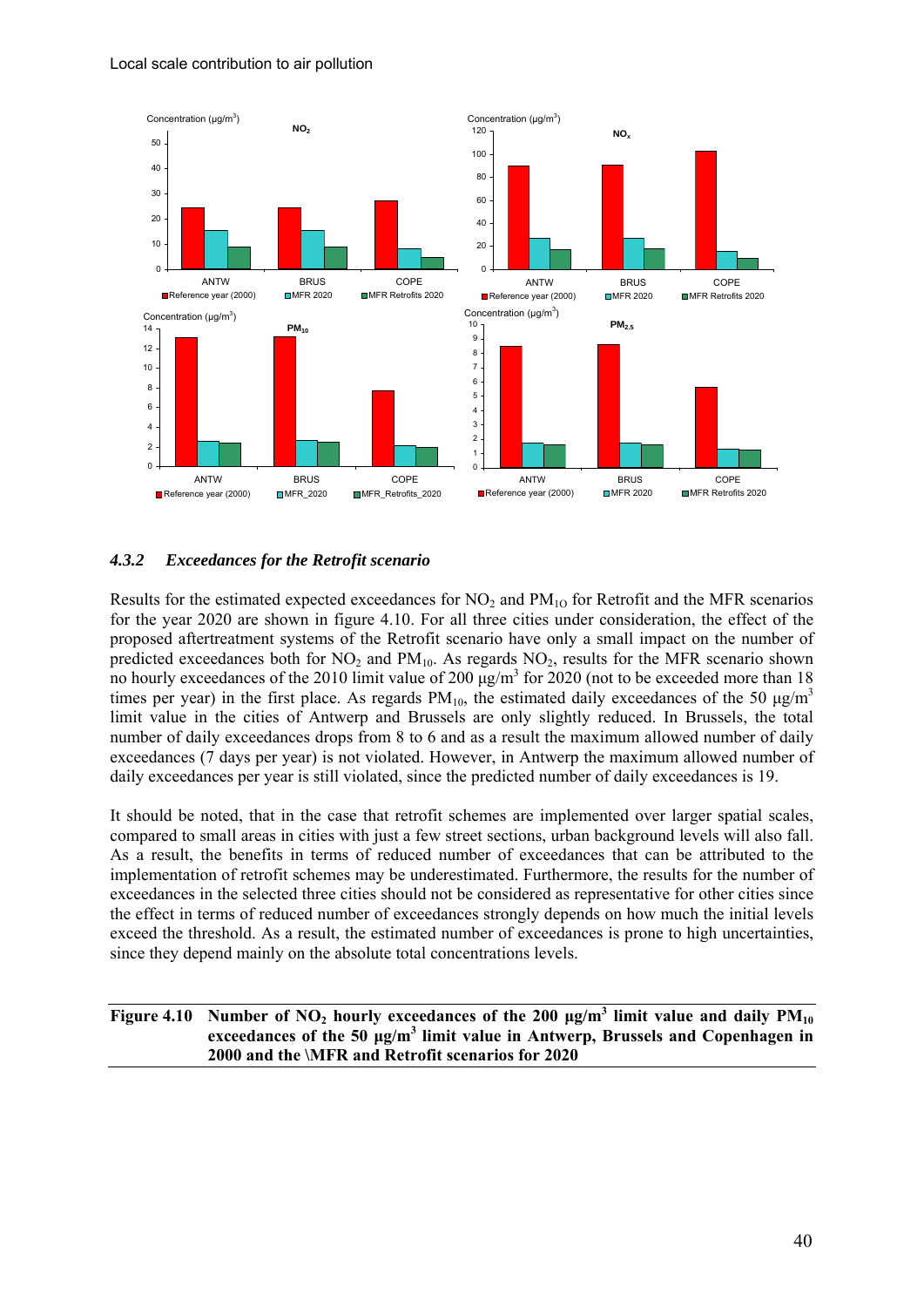### 4.3.2 *Exceedances for the Retrofit scenario*

Results for the estimated expected exceedances for $NO_2$ and $PM_{10}$ for Retrofit and the MFR scenarios for the year 2020 are shown in figure 4.10. For all three cities under consideration, the effect of the proposed aftertreatment systems of the Retrofit scenario have only a small impact on the number of predicted exceedances both for $NO_2$ and $PM_{10}$. As regards $NO_2$, results for the MFR scenario shown no hourly exceedances of the 2010 limit value of 200 μg/m$^3$ for 2020 (not to be exceeded more than 18 times per year) in the first place. As regards $PM_{10}$, the estimated daily exceedances of the 50 μg/m$^3$ limit value in the cities of Antwerp and Brussels are only slightly reduced. In Brussels, the total number of daily exceedances drops from 8 to 6 and as a result the maximum allowed number of daily exceedances (7 days per year) is not violated. However, in Antwerp the maximum allowed number of daily exceedances per year is still violated, since the predicted number of daily exceedances is 19.

It should be noted, that in the case that retrofit schemes are implemented over larger spatial scales, compared to small areas in cities with just a few street sections, urban background levels will also fall. As a result, the benefits in terms of reduced number of exceedances that can be attributed to the implementation of retrofit schemes may be underestimated. Furthermore, the results for the number of exceedances in the selected three cities should not be considered as representative for other cities since the effect in terms of reduced number of exceedances strongly depends on how much the initial levels exceed the threshold. As a result, the estimated number of exceedances is prone to high uncertainties, since they depend mainly on the absolute total concentrations levels.

**Figure 4.10 Number of $NO_2$ hourly exceedances of the 200 μg/m$^3$ limit value and daily $PM_{10}$ exceedances of the 50 μg/m$^3$ limit value in Antwerp, Brussels and Copenhagen in 2000 and the \MFR and Retrofit scenarios for 2020**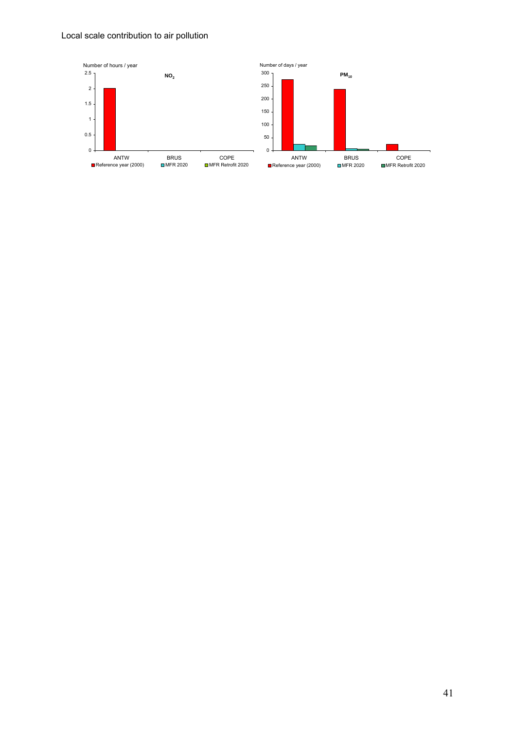Local scale contribution to air pollution

Number of hours / year

$NO_2$

ANTW BRUS COPE

Reference year (2000) MFR 2020 MFR Retrofit 2020

Number of days / year

$PM_{10}$

ANTW BRUS COPE

Reference year (2000) MFR 2020 MFR Retrofit 2020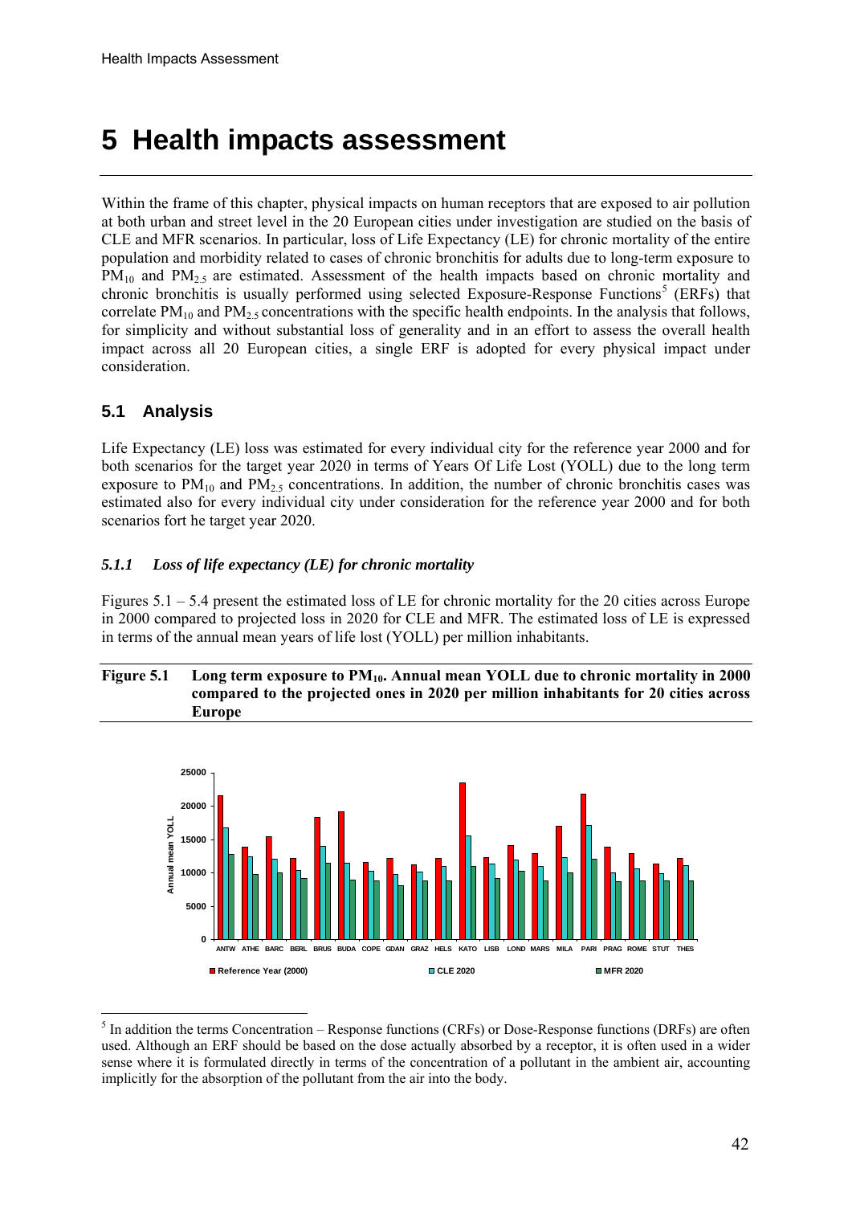# 5 Health impacts assessment

Within the frame of this chapter, physical impacts on human receptors that are exposed to air pollution at both urban and street level in the 20 European cities under investigation are studied on the basis of CLE and MFR scenarios. In particular, loss of Life Expectancy (LE) for chronic mortality of the entire population and morbidity related to cases of chronic bronchitis for adults due to long-term exposure to $PM_{10}$ and $PM_{2.5}$ are estimated. Assessment of the health impacts based on chronic mortality and chronic bronchitis is usually performed using selected Exposure-Response Functions[5] (ERFs) that correlate $PM_{10}$ and $PM_{2.5}$ concentrations with the specific health endpoints. In the analysis that follows, for simplicity and without substantial loss of generality and in an effort to assess the overall health impact across all 20 European cities, a single ERF is adopted for every physical impact under consideration.

## 5.1 Analysis

Life Expectancy (LE) loss was estimated for every individual city for the reference year 2000 and for both scenarios for the target year 2020 in terms of Years Of Life Lost (YOLL) due to the long term exposure to $PM_{10}$ and $PM_{2.5}$ concentrations. In addition, the number of chronic bronchitis cases was estimated also for every individual city under consideration for the reference year 2000 and for both scenarios fort he target year 2020.

### *5.1.1 Loss of life expectancy (LE) for chronic mortality*

Figures 5.1 – 5.4 present the estimated loss of LE for chronic mortality for the 20 cities across Europe in 2000 compared to projected loss in 2020 for CLE and MFR. The estimated loss of LE is expressed in terms of the annual mean years of life lost (YOLL) per million inhabitants.

**Figure 5.1 Long term exposure to $PM_{10}$. Annual mean YOLL due to chronic mortality in 2000 compared to the projected ones in 2020 per million inhabitants for 20 cities across Europe**

---

[5] In addition the terms Concentration – Response functions (CRFs) or Dose-Response functions (DRFs) are often used. Although an ERF should be based on the dose actually absorbed by a receptor, it is often used in a wider sense where it is formulated directly in terms of the concentration of a pollutant in the ambient air, accounting implicitly for the absorption of the pollutant from the air into the body.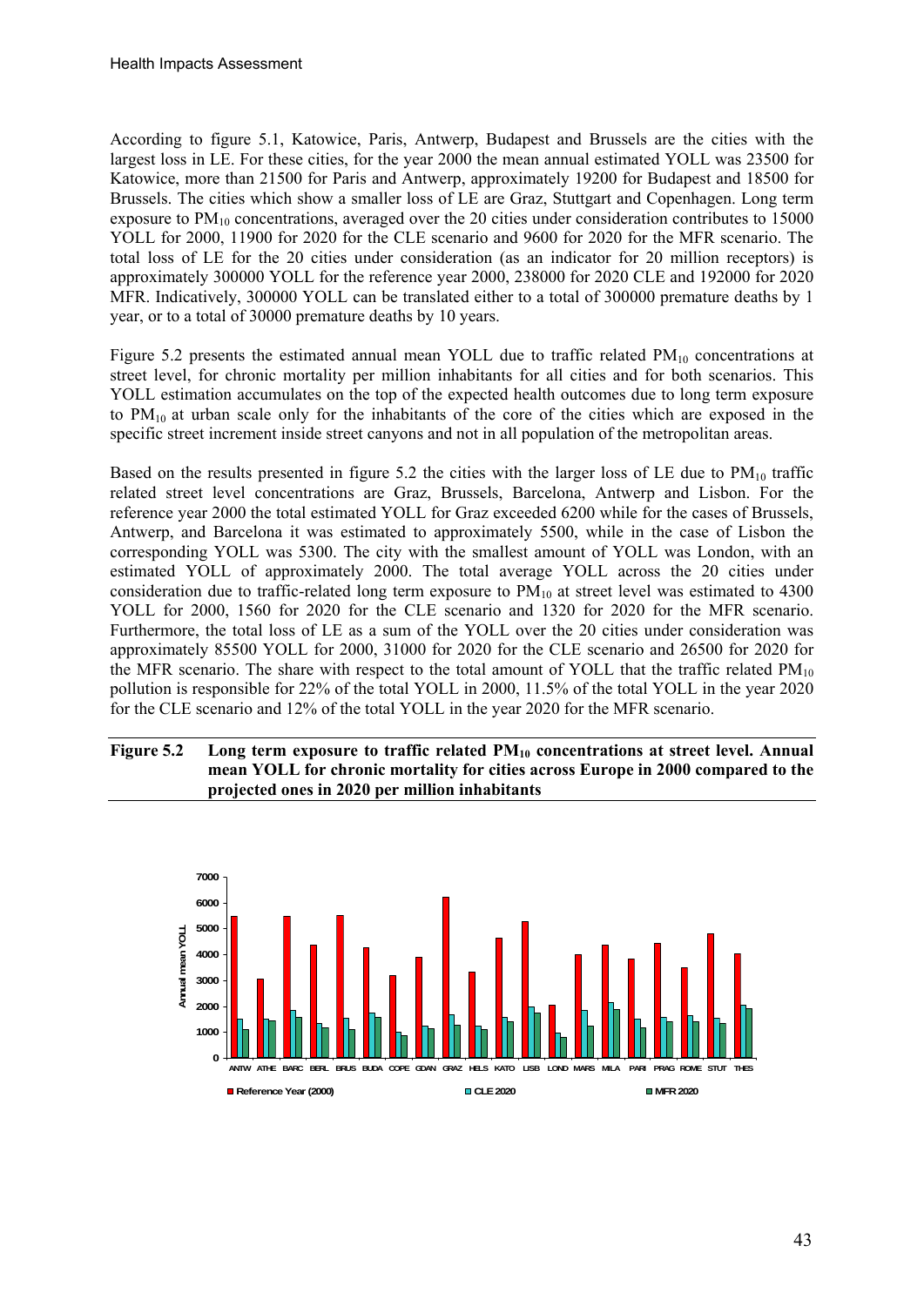According to figure 5.1, Katowice, Paris, Antwerp, Budapest and Brussels are the cities with the largest loss in LE. For these cities, for the year 2000 the mean annual estimated YOLL was 23500 for Katowice, more than 21500 for Paris and Antwerp, approximately 19200 for Budapest and 18500 for Brussels. The cities which show a smaller loss of LE are Graz, Stuttgart and Copenhagen. Long term exposure to $PM_{10}$ concentrations, averaged over the 20 cities under consideration contributes to 15000 YOLL for 2000, 11900 for 2020 for the CLE scenario and 9600 for 2020 for the MFR scenario. The total loss of LE for the 20 cities under consideration (as an indicator for 20 million receptors) is approximately 300000 YOLL for the reference year 2000, 238000 for 2020 CLE and 192000 for 2020 MFR. Indicatively, 300000 YOLL can be translated either to a total of 300000 premature deaths by 1 year, or to a total of 30000 premature deaths by 10 years.

Figure 5.2 presents the estimated annual mean YOLL due to traffic related $PM_{10}$ concentrations at street level, for chronic mortality per million inhabitants for all cities and for both scenarios. This YOLL estimation accumulates on the top of the expected health outcomes due to long term exposure to $PM_{10}$ at urban scale only for the inhabitants of the core of the cities which are exposed in the specific street increment inside street canyons and not in all population of the metropolitan areas.

Based on the results presented in figure 5.2 the cities with the larger loss of LE due to $PM_{10}$ traffic related street level concentrations are Graz, Brussels, Barcelona, Antwerp and Lisbon. For the reference year 2000 the total estimated YOLL for Graz exceeded 6200 while for the cases of Brussels, Antwerp, and Barcelona it was estimated to approximately 5500, while in the case of Lisbon the corresponding YOLL was 5300. The city with the smallest amount of YOLL was London, with an estimated YOLL of approximately 2000. The total average YOLL across the 20 cities under consideration due to traffic-related long term exposure to $PM_{10}$ at street level was estimated to 4300 YOLL for 2000, 1560 for 2020 for the CLE scenario and 1320 for 2020 for the MFR scenario. Furthermore, the total loss of LE as a sum of the YOLL over the 20 cities under consideration was approximately 85500 YOLL for 2000, 31000 for 2020 for the CLE scenario and 26500 for 2020 for the MFR scenario. The share with respect to the total amount of YOLL that the traffic related $PM_{10}$ pollution is responsible for 22% of the total YOLL in 2000, 11.5% of the total YOLL in the year 2020 for the CLE scenario and 12% of the total YOLL in the year 2020 for the MFR scenario.

**Figure 5.2 Long term exposure to traffic related $PM_{10}$ concentrations at street level. Annual mean YOLL for chronic mortality for cities across Europe in 2000 compared to the projected ones in 2020 per million inhabitants**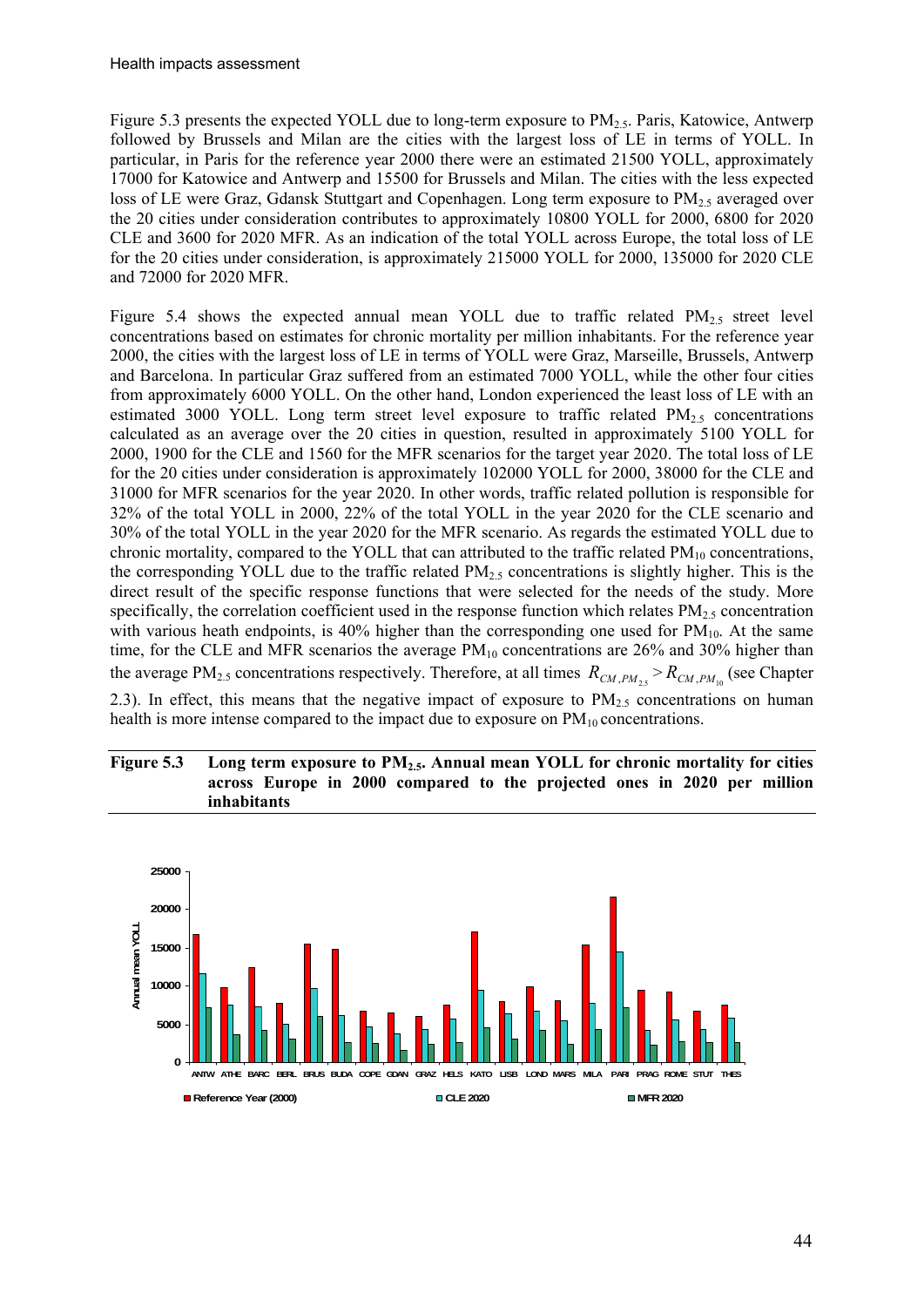Figure 5.3 presents the expected YOLL due to long-term exposure to $PM_{2.5}$. Paris, Katowice, Antwerp followed by Brussels and Milan are the cities with the largest loss of LE in terms of YOLL. In particular, in Paris for the reference year 2000 there were an estimated 21500 YOLL, approximately 17000 for Katowice and Antwerp and 15500 for Brussels and Milan. The cities with the less expected loss of LE were Graz, Gdansk Stuttgart and Copenhagen. Long term exposure to $PM_{2.5}$ averaged over the 20 cities under consideration contributes to approximately 10800 YOLL for 2000, 6800 for 2020 CLE and 3600 for 2020 MFR. As an indication of the total YOLL across Europe, the total loss of LE for the 20 cities under consideration, is approximately 215000 YOLL for 2000, 135000 for 2020 CLE and 72000 for 2020 MFR.

Figure 5.4 shows the expected annual mean YOLL due to traffic related $PM_{2.5}$ street level concentrations based on estimates for chronic mortality per million inhabitants. For the reference year 2000, the cities with the largest loss of LE in terms of YOLL were Graz, Marseille, Brussels, Antwerp and Barcelona. In particular Graz suffered from an estimated 7000 YOLL, while the other four cities from approximately 6000 YOLL. On the other hand, London experienced the least loss of LE with an estimated 3000 YOLL. Long term street level exposure to traffic related $PM_{2.5}$ concentrations calculated as an average over the 20 cities in question, resulted in approximately 5100 YOLL for 2000, 1900 for the CLE and 1560 for the MFR scenarios for the target year 2020. The total loss of LE for the 20 cities under consideration is approximately 102000 YOLL for 2000, 38000 for the CLE and 31000 for MFR scenarios for the year 2020. In other words, traffic related pollution is responsible for 32% of the total YOLL in 2000, 22% of the total YOLL in the year 2020 for the CLE scenario and 30% of the total YOLL in the year 2020 for the MFR scenario. As regards the estimated YOLL due to chronic mortality, compared to the YOLL that can attributed to the traffic related $PM_{10}$ concentrations, the corresponding YOLL due to the traffic related $PM_{2.5}$ concentrations is slightly higher. This is the direct result of the specific response functions that were selected for the needs of the study. More specifically, the correlation coefficient used in the response function which relates $PM_{2.5}$ concentration with various heath endpoints, is 40% higher than the corresponding one used for $PM_{10}$. At the same time, for the CLE and MFR scenarios the average $PM_{10}$ concentrations are 26% and 30% higher than the average $PM_{2.5}$ concentrations respectively. Therefore, at all times $R_{CM,PM_{2.5}} > R_{CM,PM_{10}}$ (see Chapter 2.3). In effect, this means that the negative impact of exposure to $PM_{2.5}$ concentrations on human health is more intense compared to the impact due to exposure on $PM_{10}$ concentrations.

**Figure 5.3 Long term exposure to $PM_{2.5}$. Annual mean YOLL for chronic mortality for cities across Europe in 2000 compared to the projected ones in 2020 per million inhabitants**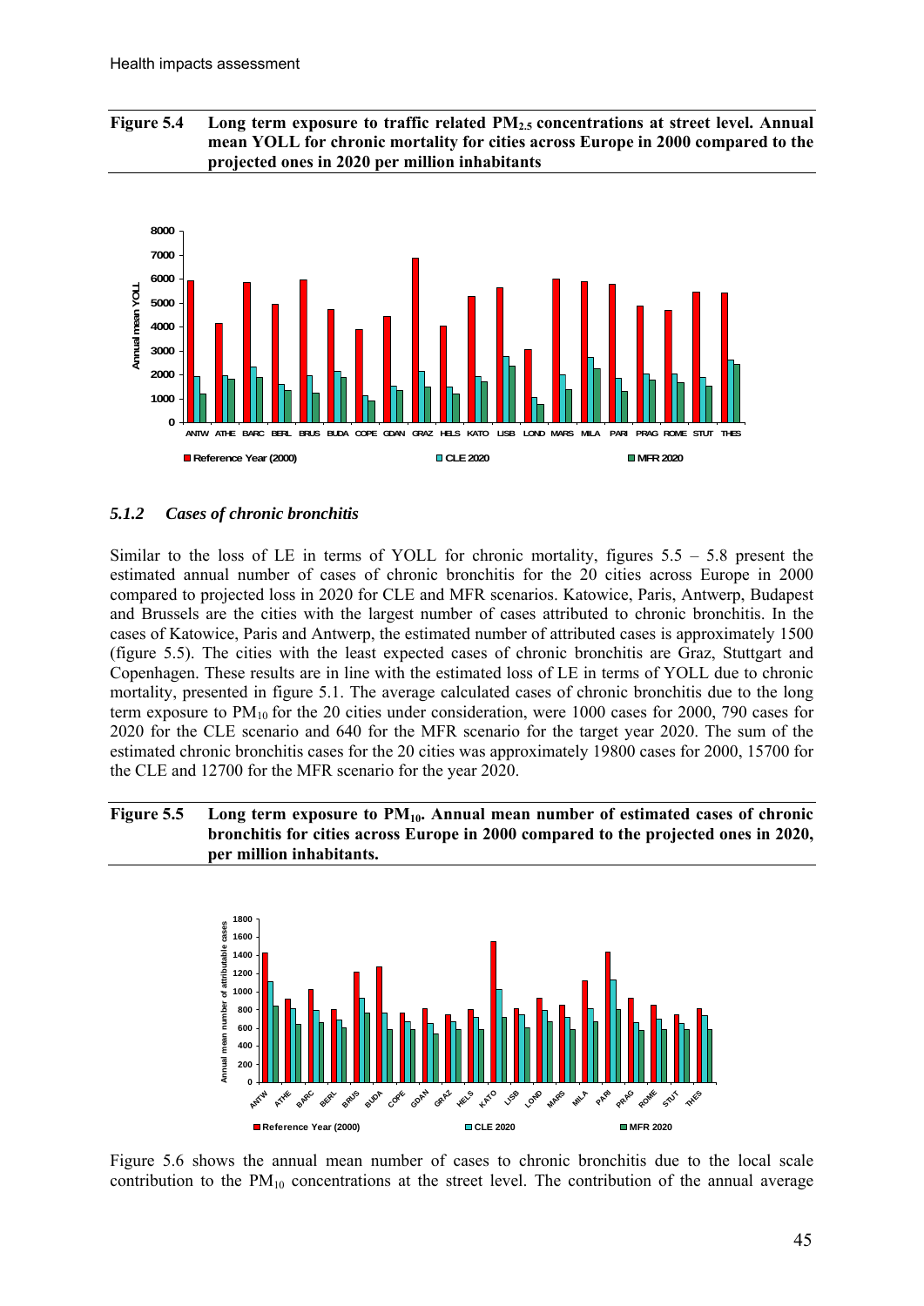**Figure 5.4 Long term exposure to traffic related $PM_{2.5}$ concentrations at street level. Annual mean YOLL for chronic mortality for cities across Europe in 2000 compared to the projected ones in 2020 per million inhabitants**

### *5.1.2 Cases of chronic bronchitis*

Similar to the loss of LE in terms of YOLL for chronic mortality, figures 5.5 – 5.8 present the estimated annual number of cases of chronic bronchitis for the 20 cities across Europe in 2000 compared to projected loss in 2020 for CLE and MFR scenarios. Katowice, Paris, Antwerp, Budapest and Brussels are the cities with the largest number of cases attributed to chronic bronchitis. In the cases of Katowice, Paris and Antwerp, the estimated number of attributed cases is approximately 1500 (figure 5.5). The cities with the least expected cases of chronic bronchitis are Graz, Stuttgart and Copenhagen. These results are in line with the estimated loss of LE in terms of YOLL due to chronic mortality, presented in figure 5.1. The average calculated cases of chronic bronchitis due to the long term exposure to $PM_{10}$ for the 20 cities under consideration, were 1000 cases for 2000, 790 cases for 2020 for the CLE scenario and 640 for the MFR scenario for the target year 2020. The sum of the estimated chronic bronchitis cases for the 20 cities was approximately 19800 cases for 2000, 15700 for the CLE and 12700 for the MFR scenario for the year 2020.

**Figure 5.5 Long term exposure to $PM_{10}$. Annual mean number of estimated cases of chronic bronchitis for cities across Europe in 2000 compared to the projected ones in 2020, per million inhabitants.**

Figure 5.6 shows the annual mean number of cases to chronic bronchitis due to the local scale contribution to the $PM_{10}$ concentrations at the street level. The contribution of the annual average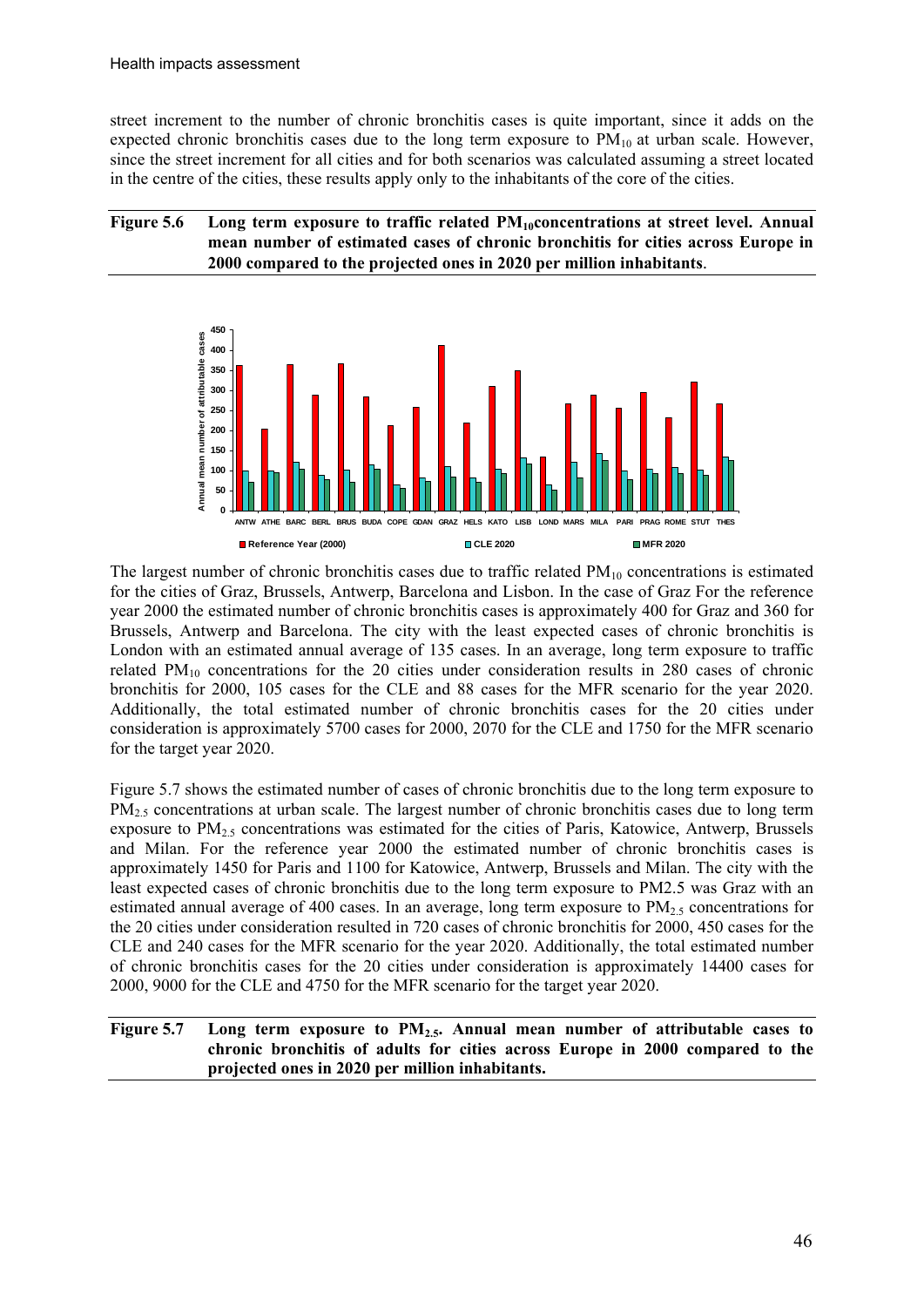street increment to the number of chronic bronchitis cases is quite important, since it adds on the expected chronic bronchitis cases due to the long term exposure to $PM_{10}$ at urban scale. However, since the street increment for all cities and for both scenarios was calculated assuming a street located in the centre of the cities, these results apply only to the inhabitants of the core of the cities.

**Figure 5.6 Long term exposure to traffic related $PM_{10}$ concentrations at street level. Annual mean number of estimated cases of chronic bronchitis for cities across Europe in 2000 compared to the projected ones in 2020 per million inhabitants.**

The largest number of chronic bronchitis cases due to traffic related $PM_{10}$ concentrations is estimated for the cities of Graz, Brussels, Antwerp, Barcelona and Lisbon. In the case of Graz For the reference year 2000 the estimated number of chronic bronchitis cases is approximately 400 for Graz and 360 for Brussels, Antwerp and Barcelona. The city with the least expected cases of chronic bronchitis is London with an estimated annual average of 135 cases. In an average, long term exposure to traffic related $PM_{10}$ concentrations for the 20 cities under consideration results in 280 cases of chronic bronchitis for 2000, 105 cases for the CLE and 88 cases for the MFR scenario for the year 2020. Additionally, the total estimated number of chronic bronchitis cases for the 20 cities under consideration is approximately 5700 cases for 2000, 2070 for the CLE and 1750 for the MFR scenario for the target year 2020.

Figure 5.7 shows the estimated number of cases of chronic bronchitis due to the long term exposure to $PM_{2.5}$ concentrations at urban scale. The largest number of chronic bronchitis cases due to long term exposure to $PM_{2.5}$ concentrations was estimated for the cities of Paris, Katowice, Antwerp, Brussels and Milan. For the reference year 2000 the estimated number of chronic bronchitis cases is approximately 1450 for Paris and 1100 for Katowice, Antwerp, Brussels and Milan. The city with the least expected cases of chronic bronchitis due to the long term exposure to PM2.5 was Graz with an estimated annual average of 400 cases. In an average, long term exposure to $PM_{2.5}$ concentrations for the 20 cities under consideration resulted in 720 cases of chronic bronchitis for 2000, 450 cases for the CLE and 240 cases for the MFR scenario for the year 2020. Additionally, the total estimated number of chronic bronchitis cases for the 20 cities under consideration is approximately 14400 cases for 2000, 9000 for the CLE and 4750 for the MFR scenario for the target year 2020.

**Figure 5.7 Long term exposure to $PM_{2.5}$. Annual mean number of attributable cases to chronic bronchitis of adults for cities across Europe in 2000 compared to the projected ones in 2020 per million inhabitants.**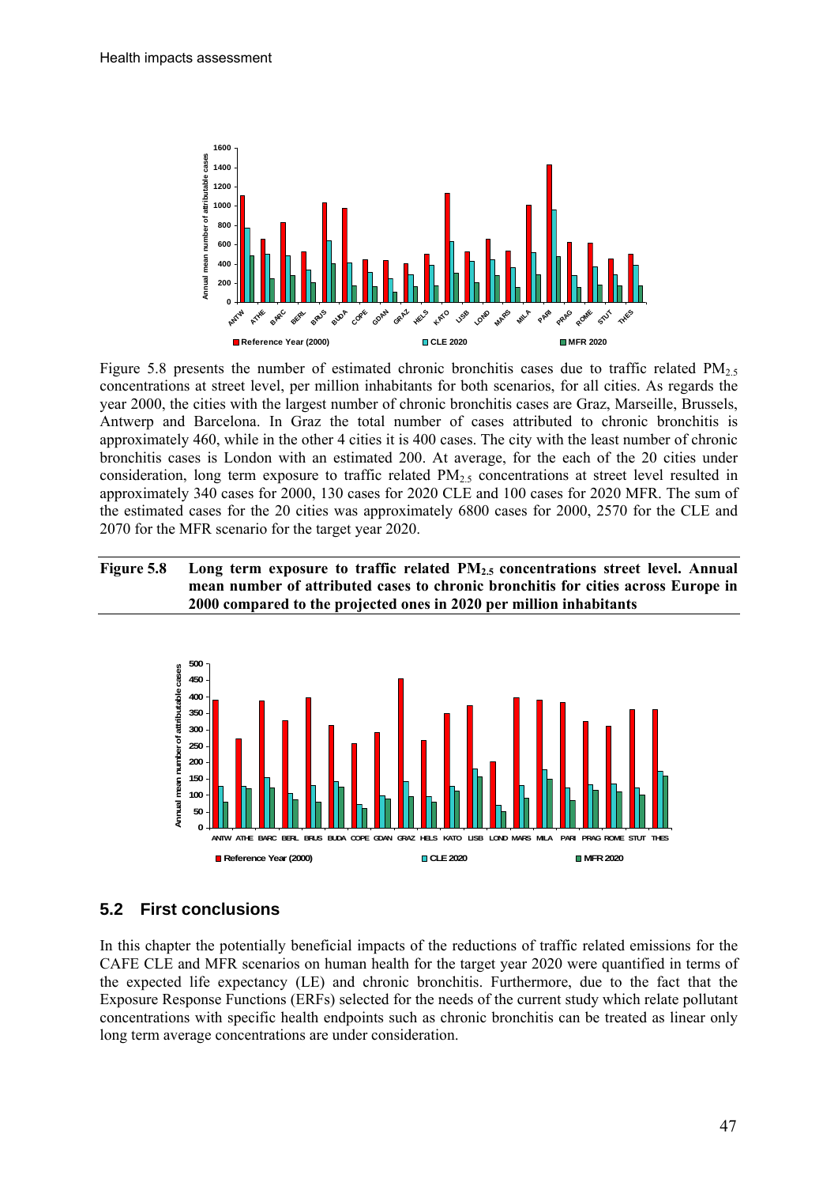Figure 5.8 presents the number of estimated chronic bronchitis cases due to traffic related $PM_{2.5}$ concentrations at street level, per million inhabitants for both scenarios, for all cities. As regards the year 2000, the cities with the largest number of chronic bronchitis cases are Graz, Marseille, Brussels, Antwerp and Barcelona. In Graz the total number of cases attributed to chronic bronchitis is approximately 460, while in the other 4 cities it is 400 cases. The city with the least number of chronic bronchitis cases is London with an estimated 200. At average, for the each of the 20 cities under consideration, long term exposure to traffic related $PM_{2.5}$ concentrations at street level resulted in approximately 340 cases for 2000, 130 cases for 2020 CLE and 100 cases for 2020 MFR. The sum of the estimated cases for the 20 cities was approximately 6800 cases for 2000, 2570 for the CLE and 2070 for the MFR scenario for the target year 2020.

**Figure 5.8 Long term exposure to traffic related $PM_{2.5}$ concentrations street level. Annual mean number of attributed cases to chronic bronchitis for cities across Europe in 2000 compared to the projected ones in 2020 per million inhabitants**

## 5.2 First conclusions

In this chapter the potentially beneficial impacts of the reductions of traffic related emissions for the CAFE CLE and MFR scenarios on human health for the target year 2020 were quantified in terms of the expected life expectancy (LE) and chronic bronchitis. Furthermore, due to the fact that the Exposure Response Functions (ERFs) selected for the needs of the current study which relate pollutant concentrations with specific health endpoints such as chronic bronchitis can be treated as linear only long term average concentrations are under consideration.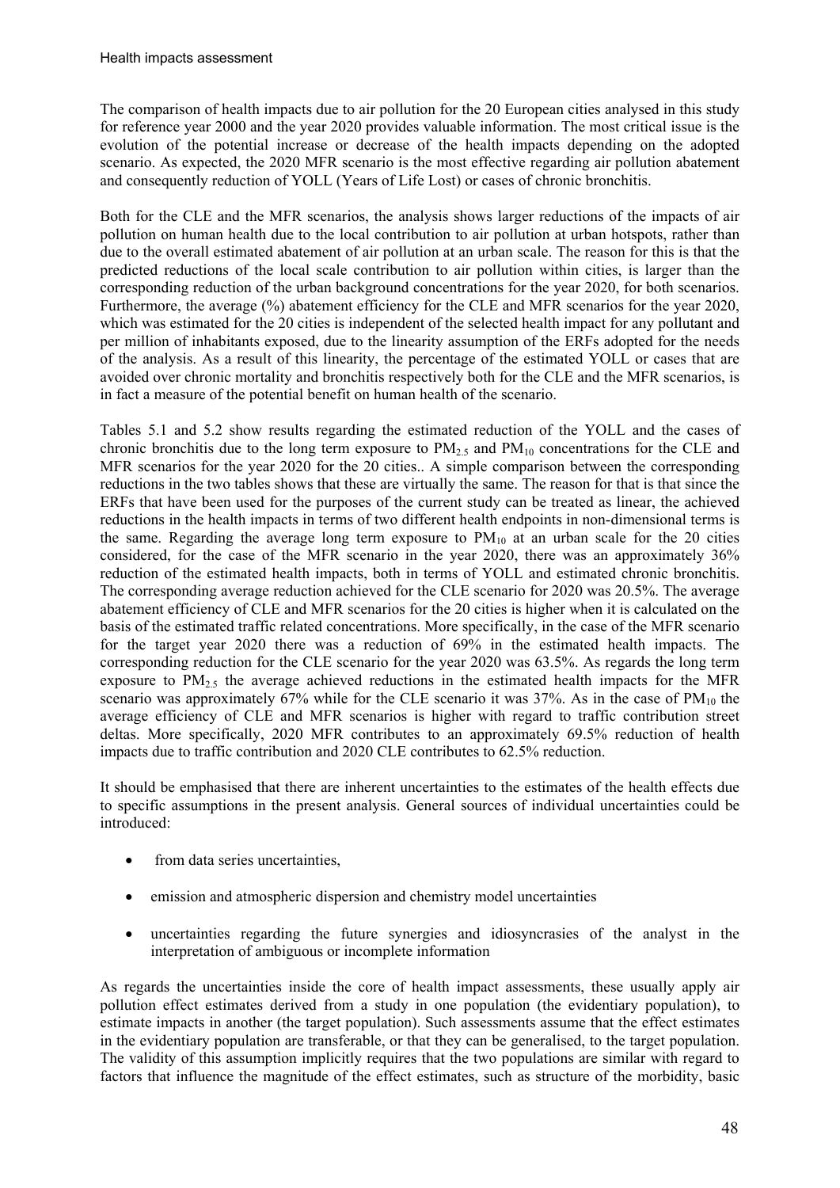The comparison of health impacts due to air pollution for the 20 European cities analysed in this study for reference year 2000 and the year 2020 provides valuable information. The most critical issue is the evolution of the potential increase or decrease of the health impacts depending on the adopted scenario. As expected, the 2020 MFR scenario is the most effective regarding air pollution abatement and consequently reduction of YOLL (Years of Life Lost) or cases of chronic bronchitis.

Both for the CLE and the MFR scenarios, the analysis shows larger reductions of the impacts of air pollution on human health due to the local contribution to air pollution at urban hotspots, rather than due to the overall estimated abatement of air pollution at an urban scale. The reason for this is that the predicted reductions of the local scale contribution to air pollution within cities, is larger than the corresponding reduction of the urban background concentrations for the year 2020, for both scenarios. Furthermore, the average (%) abatement efficiency for the CLE and MFR scenarios for the year 2020, which was estimated for the 20 cities is independent of the selected health impact for any pollutant and per million of inhabitants exposed, due to the linearity assumption of the ERFs adopted for the needs of the analysis. As a result of this linearity, the percentage of the estimated YOLL or cases that are avoided over chronic mortality and bronchitis respectively both for the CLE and the MFR scenarios, is in fact a measure of the potential benefit on human health of the scenario.

Tables 5.1 and 5.2 show results regarding the estimated reduction of the YOLL and the cases of chronic bronchitis due to the long term exposure to $PM_{2.5}$ and $PM_{10}$ concentrations for the CLE and MFR scenarios for the year 2020 for the 20 cities.. A simple comparison between the corresponding reductions in the two tables shows that these are virtually the same. The reason for that is that since the ERFs that have been used for the purposes of the current study can be treated as linear, the achieved reductions in the health impacts in terms of two different health endpoints in non-dimensional terms is the same. Regarding the average long term exposure to $PM_{10}$ at an urban scale for the 20 cities considered, for the case of the MFR scenario in the year 2020, there was an approximately 36% reduction of the estimated health impacts, both in terms of YOLL and estimated chronic bronchitis. The corresponding average reduction achieved for the CLE scenario for 2020 was 20.5%. The average abatement efficiency of CLE and MFR scenarios for the 20 cities is higher when it is calculated on the basis of the estimated traffic related concentrations. More specifically, in the case of the MFR scenario for the target year 2020 there was a reduction of 69% in the estimated health impacts. The corresponding reduction for the CLE scenario for the year 2020 was 63.5%. As regards the long term exposure to $PM_{2.5}$ the average achieved reductions in the estimated health impacts for the MFR scenario was approximately 67% while for the CLE scenario it was 37%. As in the case of $PM_{10}$ the average efficiency of CLE and MFR scenarios is higher with regard to traffic contribution street deltas. More specifically, 2020 MFR contributes to an approximately 69.5% reduction of health impacts due to traffic contribution and 2020 CLE contributes to 62.5% reduction.

It should be emphasised that there are inherent uncertainties to the estimates of the health effects due to specific assumptions in the present analysis. General sources of individual uncertainties could be introduced:

- from data series uncertainties,
- emission and atmospheric dispersion and chemistry model uncertainties
- uncertainties regarding the future synergies and idiosyncrasies of the analyst in the interpretation of ambiguous or incomplete information

As regards the uncertainties inside the core of health impact assessments, these usually apply air pollution effect estimates derived from a study in one population (the evidentiary population), to estimate impacts in another (the target population). Such assessments assume that the effect estimates in the evidentiary population are transferable, or that they can be generalised, to the target population. The validity of this assumption implicitly requires that the two populations are similar with regard to factors that influence the magnitude of the effect estimates, such as structure of the morbidity, basic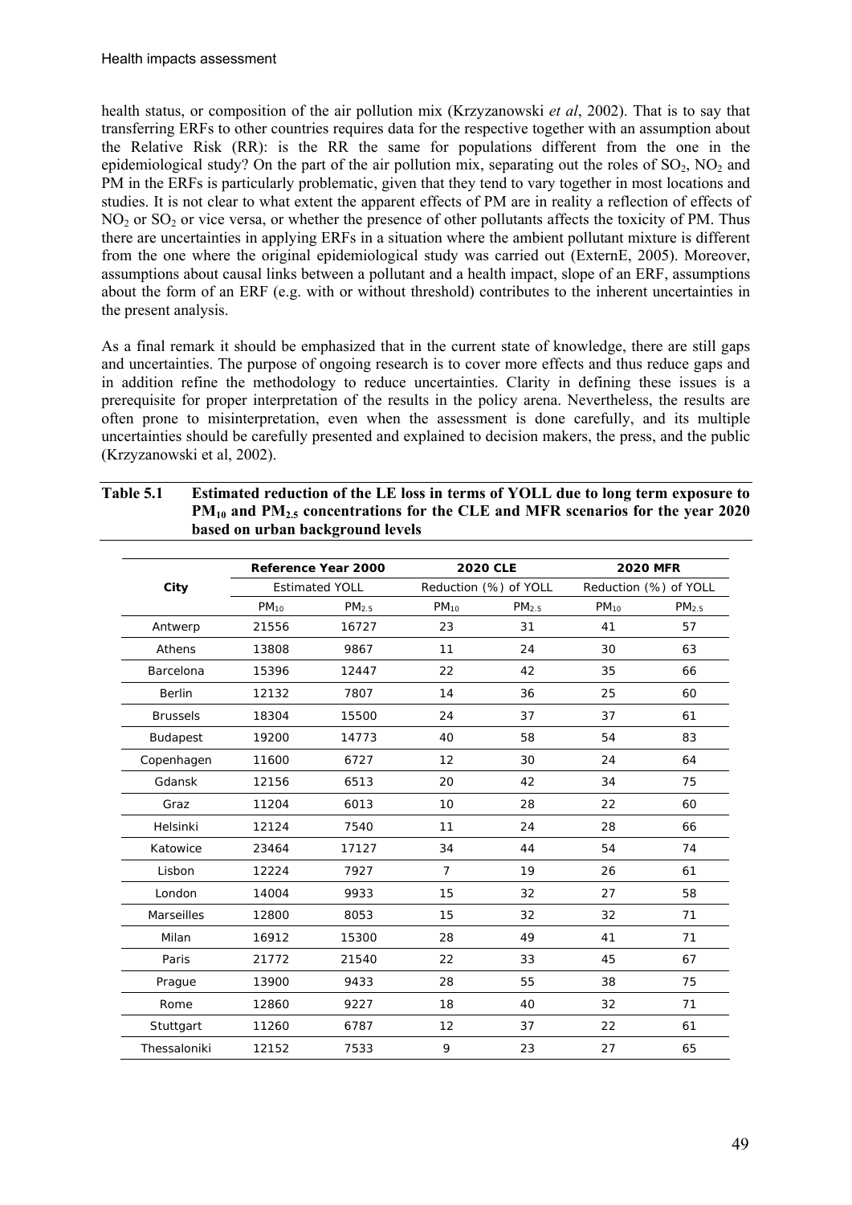health status, or composition of the air pollution mix (Krzyzanowski *et al*, 2002). That is to say that transferring ERFs to other countries requires data for the respective together with an assumption about the Relative Risk (RR): is the RR the same for populations different from the one in the epidemiological study? On the part of the air pollution mix, separating out the roles of $SO_2$, $NO_2$ and PM in the ERFs is particularly problematic, given that they tend to vary together in most locations and studies. It is not clear to what extent the apparent effects of PM are in reality a reflection of effects of $NO_2$ or $SO_2$ or vice versa, or whether the presence of other pollutants affects the toxicity of PM. Thus there are uncertainties in applying ERFs in a situation where the ambient pollutant mixture is different from the one where the original epidemiological study was carried out (ExternE, 2005). Moreover, assumptions about causal links between a pollutant and a health impact, slope of an ERF, assumptions about the form of an ERF (e.g. with or without threshold) contributes to the inherent uncertainties in the present analysis.

As a final remark it should be emphasized that in the current state of knowledge, there are still gaps and uncertainties. The purpose of ongoing research is to cover more effects and thus reduce gaps and in addition refine the methodology to reduce uncertainties. Clarity in defining these issues is a prerequisite for proper interpretation of the results in the policy arena. Nevertheless, the results are often prone to misinterpretation, even when the assessment is done carefully, and its multiple uncertainties should be carefully presented and explained to decision makers, the press, and the public (Krzyzanowski et al, 2002).

**Table 5.1 Estimated reduction of the LE loss in terms of YOLL due to long term exposure to $PM_{10}$ and $PM_{2.5}$ concentrations for the CLE and MFR scenarios for the year 2020 based on urban background levels**

| City | Reference Year 2000 | | 2020 CLE | | 2020 MFR | |
|---|---|---|---|---|---|---|
| | Estimated YOLL | | Reduction (%) of YOLL | | Reduction (%) of YOLL | |
| | $PM_{10}$ | $PM_{2.5}$ | $PM_{10}$ | $PM_{2.5}$ | $PM_{10}$ | $PM_{2.5}$ |
| Antwerp | 21556 | 16727 | 23 | 31 | 41 | 57 |
| Athens | 13808 | 9867 | 11 | 24 | 30 | 63 |
| Barcelona | 15396 | 12447 | 22 | 42 | 35 | 66 |
| Berlin | 12132 | 7807 | 14 | 36 | 25 | 60 |
| Brussels | 18304 | 15500 | 24 | 37 | 37 | 61 |
| Budapest | 19200 | 14773 | 40 | 58 | 54 | 83 |
| Copenhagen | 11600 | 6727 | 12 | 30 | 24 | 64 |
| Gdansk | 12156 | 6513 | 20 | 42 | 34 | 75 |
| Graz | 11204 | 6013 | 10 | 28 | 22 | 60 |
| Helsinki | 12124 | 7540 | 11 | 24 | 28 | 66 |
| Katowice | 23464 | 17127 | 34 | 44 | 54 | 74 |
| Lisbon | 12224 | 7927 | 7 | 19 | 26 | 61 |
| London | 14004 | 9933 | 15 | 32 | 27 | 58 |
| Marseilles | 12800 | 8053 | 15 | 32 | 32 | 71 |
| Milan | 16912 | 15300 | 28 | 49 | 41 | 71 |
| Paris | 21772 | 21540 | 22 | 33 | 45 | 67 |
| Prague | 13900 | 9433 | 28 | 55 | 38 | 75 |
| Rome | 12860 | 9227 | 18 | 40 | 32 | 71 |
| Stuttgart | 11260 | 6787 | 12 | 37 | 22 | 61 |
| Thessaloniki | 12152 | 7533 | 9 | 23 | 27 | 65 |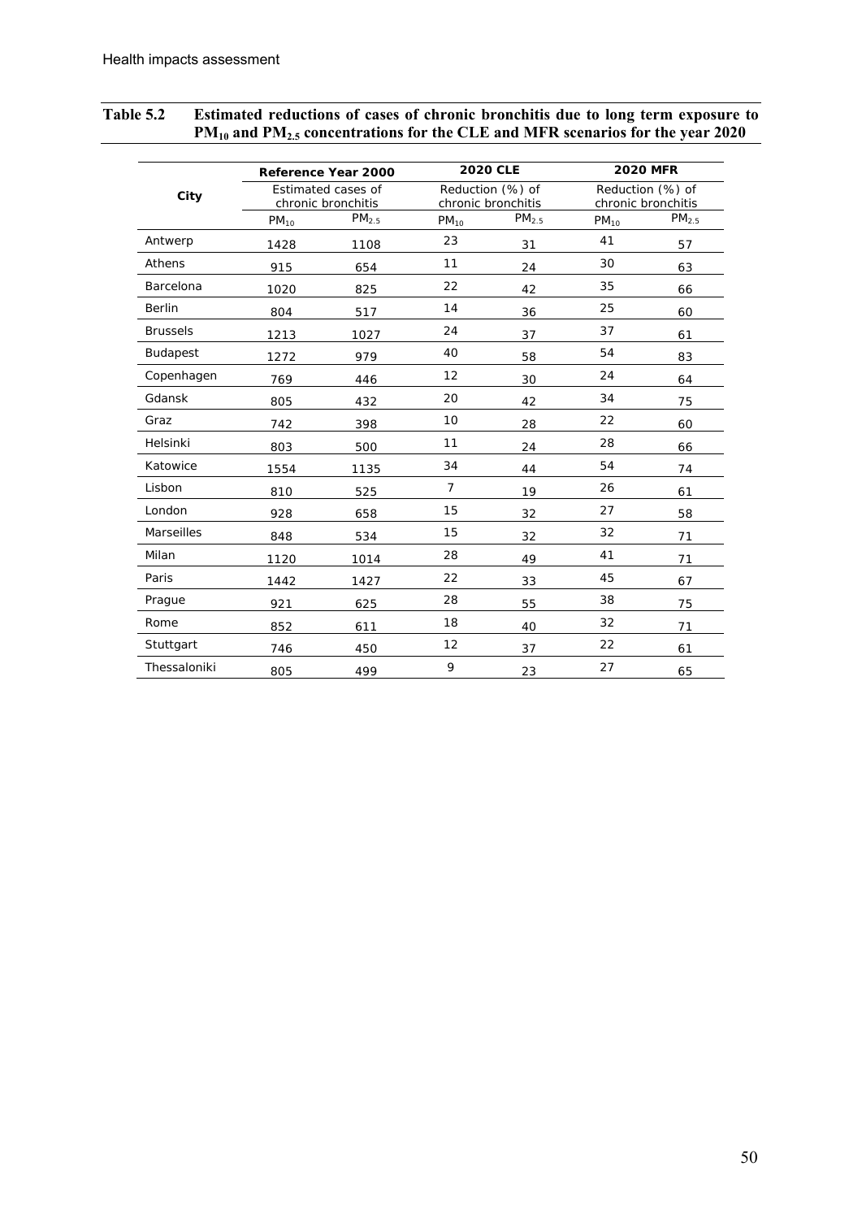**Table 5.2 Estimated reductions of cases of chronic bronchitis due to long term exposure to $PM_{10}$ and $PM_{2.5}$ concentrations for the CLE and MFR scenarios for the year 2020**

| City | Reference Year 2000 | | 2020 CLE | | 2020 MFR | |
|---|---|---|---|---|---|---|
| | Estimated cases of chronic bronchitis | | Reduction (%) of chronic bronchitis | | Reduction (%) of chronic bronchitis | |
| | $PM_{10}$ | $PM_{2.5}$ | $PM_{10}$ | $PM_{2.5}$ | $PM_{10}$ | $PM_{2.5}$ |
| Antwerp | 1428 | 1108 | 23 | 31 | 41 | 57 |
| Athens | 915 | 654 | 11 | 24 | 30 | 63 |
| Barcelona | 1020 | 825 | 22 | 42 | 35 | 66 |
| Berlin | 804 | 517 | 14 | 36 | 25 | 60 |
| Brussels | 1213 | 1027 | 24 | 37 | 37 | 61 |
| Budapest | 1272 | 979 | 40 | 58 | 54 | 83 |
| Copenhagen | 769 | 446 | 12 | 30 | 24 | 64 |
| Gdansk | 805 | 432 | 20 | 42 | 34 | 75 |
| Graz | 742 | 398 | 10 | 28 | 22 | 60 |
| Helsinki | 803 | 500 | 11 | 24 | 28 | 66 |
| Katowice | 1554 | 1135 | 34 | 44 | 54 | 74 |
| Lisbon | 810 | 525 | 7 | 19 | 26 | 61 |
| London | 928 | 658 | 15 | 32 | 27 | 58 |
| Marseilles | 848 | 534 | 15 | 32 | 32 | 71 |
| Milan | 1120 | 1014 | 28 | 49 | 41 | 71 |
| Paris | 1442 | 1427 | 22 | 33 | 45 | 67 |
| Prague | 921 | 625 | 28 | 55 | 38 | 75 |
| Rome | 852 | 611 | 18 | 40 | 32 | 71 |
| Stuttgart | 746 | 450 | 12 | 37 | 22 | 61 |
| Thessaloniki | 805 | 499 | 9 | 23 | 27 | 65 |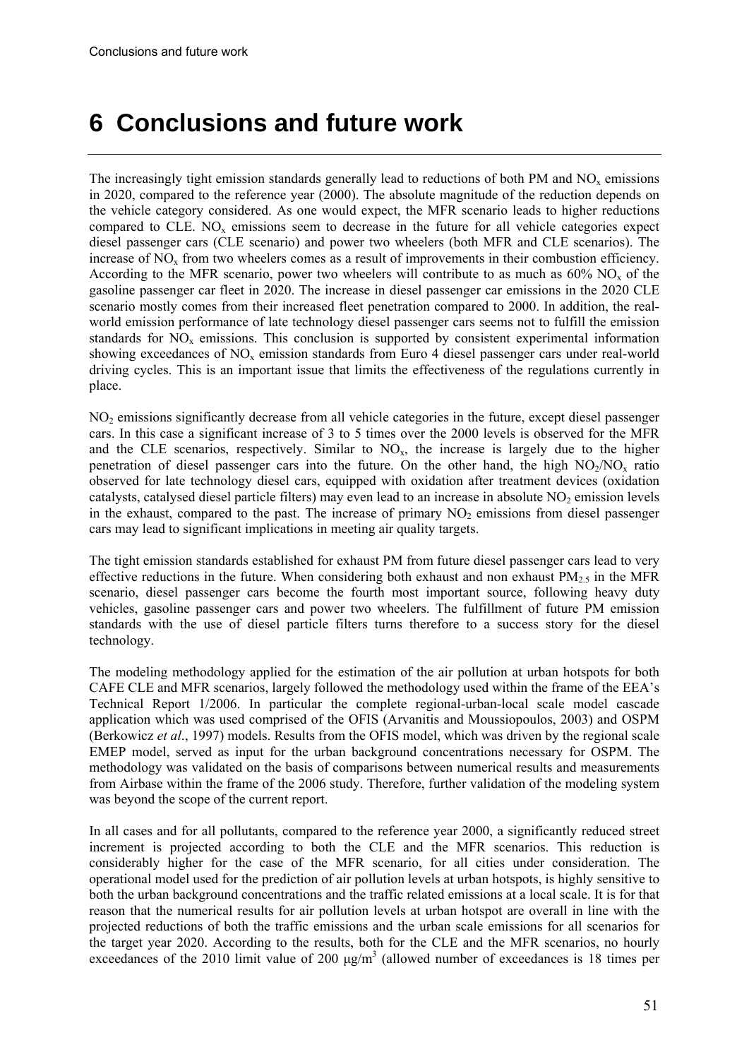# 6 Conclusions and future work

The increasingly tight emission standards generally lead to reductions of both PM and $NO_x$ emissions in 2020, compared to the reference year (2000). The absolute magnitude of the reduction depends on the vehicle category considered. As one would expect, the MFR scenario leads to higher reductions compared to CLE. $NO_x$ emissions seem to decrease in the future for all vehicle categories expect diesel passenger cars (CLE scenario) and power two wheelers (both MFR and CLE scenarios). The increase of $NO_x$ from two wheelers comes as a result of improvements in their combustion efficiency. According to the MFR scenario, power two wheelers will contribute to as much as 60% $NO_x$ of the gasoline passenger car fleet in 2020. The increase in diesel passenger car emissions in the 2020 CLE scenario mostly comes from their increased fleet penetration compared to 2000. In addition, the real-world emission performance of late technology diesel passenger cars seems not to fulfill the emission standards for $NO_x$ emissions. This conclusion is supported by consistent experimental information showing exceedances of $NO_x$ emission standards from Euro 4 diesel passenger cars under real-world driving cycles. This is an important issue that limits the effectiveness of the regulations currently in place.

$NO_2$ emissions significantly decrease from all vehicle categories in the future, except diesel passenger cars. In this case a significant increase of 3 to 5 times over the 2000 levels is observed for the MFR and the CLE scenarios, respectively. Similar to $NO_x$, the increase is largely due to the higher penetration of diesel passenger cars into the future. On the other hand, the high $NO_2/NO_x$ ratio observed for late technology diesel cars, equipped with oxidation after treatment devices (oxidation catalysts, catalysed diesel particle filters) may even lead to an increase in absolute $NO_2$ emission levels in the exhaust, compared to the past. The increase of primary $NO_2$ emissions from diesel passenger cars may lead to significant implications in meeting air quality targets.

The tight emission standards established for exhaust PM from future diesel passenger cars lead to very effective reductions in the future. When considering both exhaust and non exhaust $PM_{2.5}$ in the MFR scenario, diesel passenger cars become the fourth most important source, following heavy duty vehicles, gasoline passenger cars and power two wheelers. The fulfillment of future PM emission standards with the use of diesel particle filters turns therefore to a success story for the diesel technology.

The modeling methodology applied for the estimation of the air pollution at urban hotspots for both CAFE CLE and MFR scenarios, largely followed the methodology used within the frame of the EEA's Technical Report 1/2006. In particular the complete regional-urban-local scale model cascade application which was used comprised of the OFIS (Arvanitis and Moussiopoulos, 2003) and OSPM (Berkowicz *et al*., 1997) models. Results from the OFIS model, which was driven by the regional scale EMEP model, served as input for the urban background concentrations necessary for OSPM. The methodology was validated on the basis of comparisons between numerical results and measurements from Airbase within the frame of the 2006 study. Therefore, further validation of the modeling system was beyond the scope of the current report.

In all cases and for all pollutants, compared to the reference year 2000, a significantly reduced street increment is projected according to both the CLE and the MFR scenarios. This reduction is considerably higher for the case of the MFR scenario, for all cities under consideration. The operational model used for the prediction of air pollution levels at urban hotspots, is highly sensitive to both the urban background concentrations and the traffic related emissions at a local scale. It is for that reason that the numerical results for air pollution levels at urban hotspot are overall in line with the projected reductions of both the traffic emissions and the urban scale emissions for all scenarios for the target year 2020. According to the results, both for the CLE and the MFR scenarios, no hourly exceedances of the 2010 limit value of 200 $\mu g/m^3$ (allowed number of exceedances is 18 times per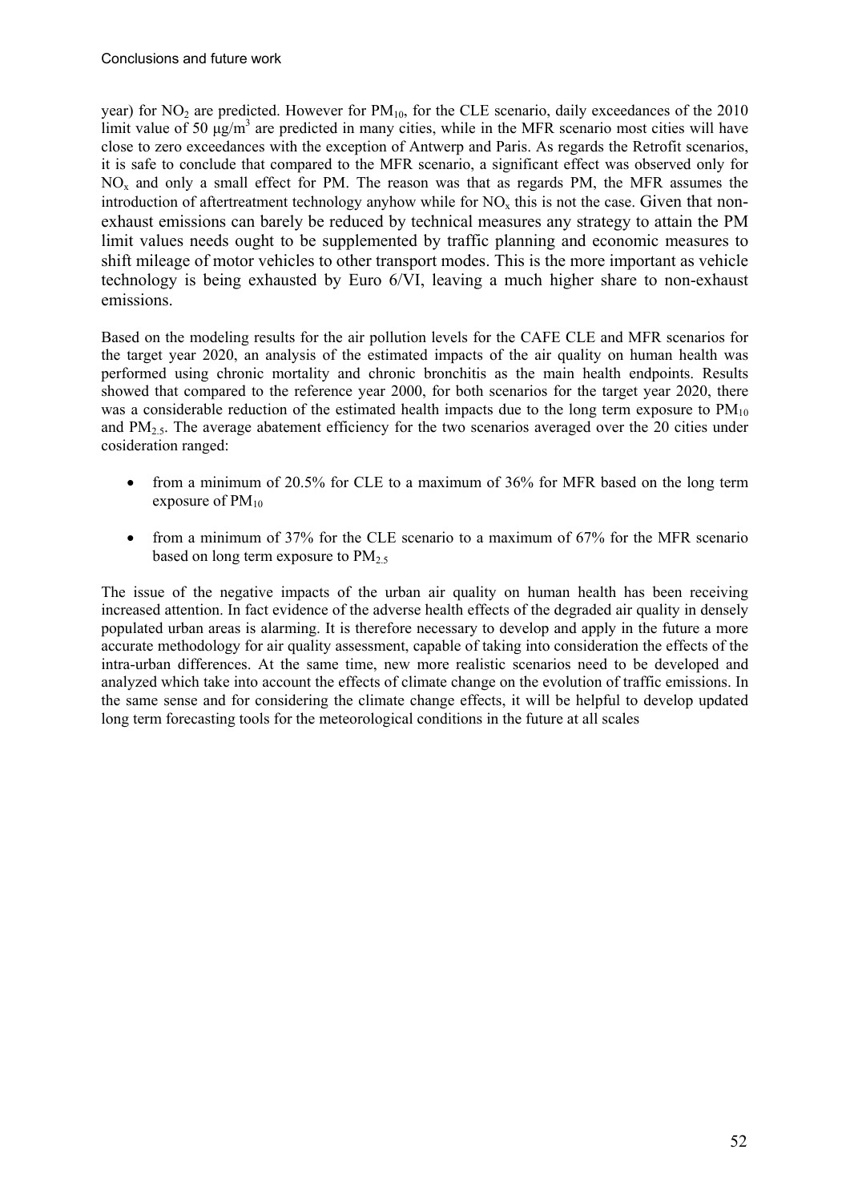year) for $NO_2$ are predicted. However for $PM_{10}$, for the CLE scenario, daily exceedances of the 2010 limit value of 50 $\mu g/m^3$ are predicted in many cities, while in the MFR scenario most cities will have close to zero exceedances with the exception of Antwerp and Paris. As regards the Retrofit scenarios, it is safe to conclude that compared to the MFR scenario, a significant effect was observed only for $NO_x$ and only a small effect for PM. The reason was that as regards PM, the MFR assumes the introduction of aftertreatment technology anyhow while for $NO_x$ this is not the case. Given that non-exhaust emissions can barely be reduced by technical measures any strategy to attain the PM limit values needs ought to be supplemented by traffic planning and economic measures to shift mileage of motor vehicles to other transport modes. This is the more important as vehicle technology is being exhausted by Euro 6/VI, leaving a much higher share to non-exhaust emissions.

Based on the modeling results for the air pollution levels for the CAFE CLE and MFR scenarios for the target year 2020, an analysis of the estimated impacts of the air quality on human health was performed using chronic mortality and chronic bronchitis as the main health endpoints. Results showed that compared to the reference year 2000, for both scenarios for the target year 2020, there was a considerable reduction of the estimated health impacts due to the long term exposure to $PM_{10}$ and $PM_{2.5}$. The average abatement efficiency for the two scenarios averaged over the 20 cities under cosideration ranged:

- from a minimum of 20.5% for CLE to a maximum of 36% for MFR based on the long term exposure of $PM_{10}$
- from a minimum of 37% for the CLE scenario to a maximum of 67% for the MFR scenario based on long term exposure to $PM_{2.5}$

The issue of the negative impacts of the urban air quality on human health has been receiving increased attention. In fact evidence of the adverse health effects of the degraded air quality in densely populated urban areas is alarming. It is therefore necessary to develop and apply in the future a more accurate methodology for air quality assessment, capable of taking into consideration the effects of the intra-urban differences. At the same time, new more realistic scenarios need to be developed and analyzed which take into account the effects of climate change on the evolution of traffic emissions. In the same sense and for considering the climate change effects, it will be helpful to develop updated long term forecasting tools for the meteorological conditions in the future at all scales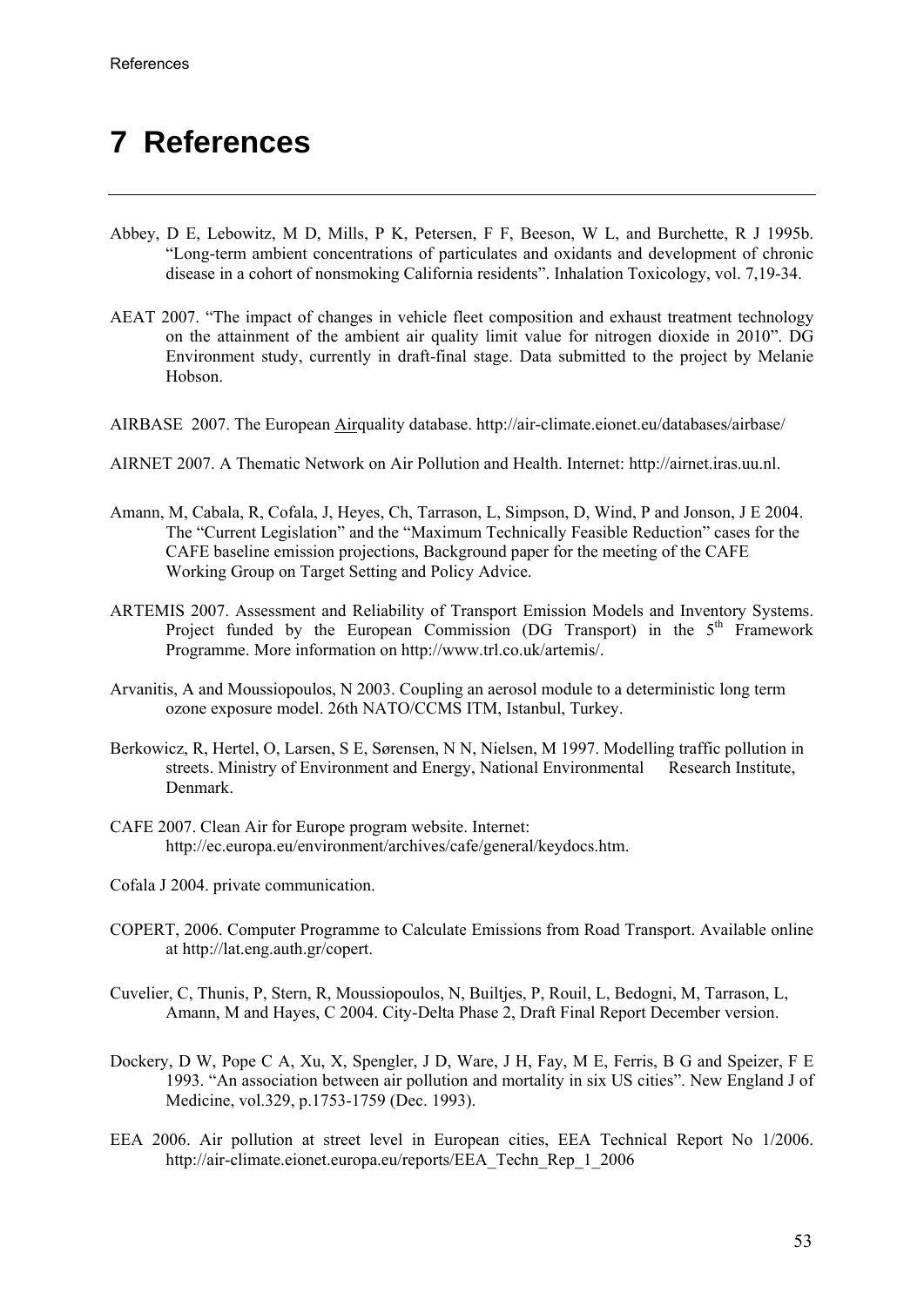# 7 References

Abbey, D E, Lebowitz, M D, Mills, P K, Petersen, F F, Beeson, W L, and Burchette, R J 1995b. "Long-term ambient concentrations of particulates and oxidants and development of chronic disease in a cohort of nonsmoking California residents". Inhalation Toxicology, vol. 7,19-34.

AEAT 2007. "The impact of changes in vehicle fleet composition and exhaust treatment technology on the attainment of the ambient air quality limit value for nitrogen dioxide in 2010". DG Environment study, currently in draft-final stage. Data submitted to the project by Melanie Hobson.

AIRBASE 2007. The European Airquality database. http://air-climate.eionet.eu/databases/airbase/

AIRNET 2007. A Thematic Network on Air Pollution and Health. Internet: http://airnet.iras.uu.nl.

Amann, M, Cabala, R, Cofala, J, Heyes, Ch, Tarrason, L, Simpson, D, Wind, P and Jonson, J E 2004. The "Current Legislation" and the "Maximum Technically Feasible Reduction" cases for the CAFE baseline emission projections, Background paper for the meeting of the CAFE Working Group on Target Setting and Policy Advice.

ARTEMIS 2007. Assessment and Reliability of Transport Emission Models and Inventory Systems. Project funded by the European Commission (DG Transport) in the 5th Framework Programme. More information on http://www.trl.co.uk/artemis/.

Arvanitis, A and Moussiopoulos, N 2003. Coupling an aerosol module to a deterministic long term ozone exposure model. 26th NATO/CCMS ITM, Istanbul, Turkey.

Berkowicz, R, Hertel, O, Larsen, S E, Sørensen, N N, Nielsen, M 1997. Modelling traffic pollution in streets. Ministry of Environment and Energy, National Environmental Research Institute, Denmark.

CAFE 2007. Clean Air for Europe program website. Internet: http://ec.europa.eu/environment/archives/cafe/general/keydocs.htm.

Cofala J 2004. private communication.

COPERT, 2006. Computer Programme to Calculate Emissions from Road Transport. Available online at http://lat.eng.auth.gr/copert.

Cuvelier, C, Thunis, P, Stern, R, Moussiopoulos, N, Builtjes, P, Rouil, L, Bedogni, M, Tarrason, L, Amann, M and Hayes, C 2004. City-Delta Phase 2, Draft Final Report December version.

Dockery, D W, Pope C A, Xu, X, Spengler, J D, Ware, J H, Fay, M E, Ferris, B G and Speizer, F E 1993. "An association between air pollution and mortality in six US cities". New England J of Medicine, vol.329, p.1753-1759 (Dec. 1993).

EEA 2006. Air pollution at street level in European cities, EEA Technical Report No 1/2006. http://air-climate.eionet.europa.eu/reports/EEA_Techn_Rep_1_2006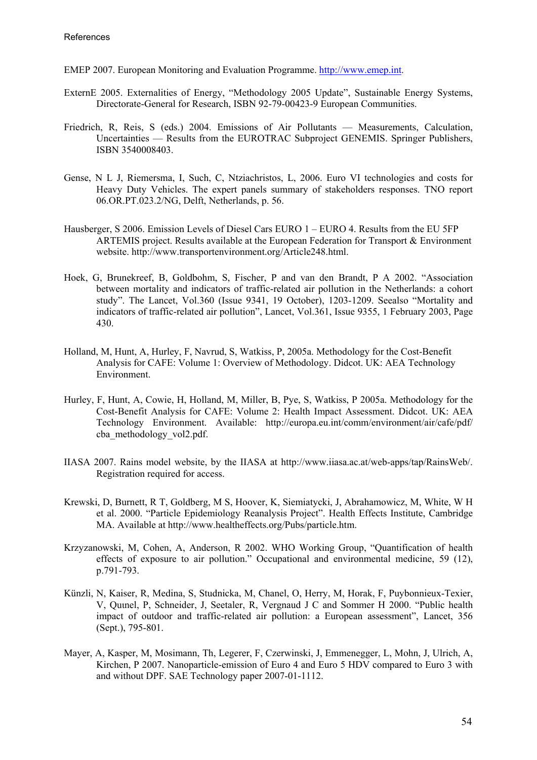References

EMEP 2007. European Monitoring and Evaluation Programme. http://www.emep.int.

ExternE 2005. Externalities of Energy, "Methodology 2005 Update", Sustainable Energy Systems, Directorate-General for Research, ISBN 92-79-00423-9 European Communities.

Friedrich, R, Reis, S (eds.) 2004. Emissions of Air Pollutants — Measurements, Calculation, Uncertainties — Results from the EUROTRAC Subproject GENEMIS. Springer Publishers, ISBN 3540008403.

Gense, N L J, Riemersma, I, Such, C, Ntziachristos, L, 2006. Euro VI technologies and costs for Heavy Duty Vehicles. The expert panels summary of stakeholders responses. TNO report 06.OR.PT.023.2/NG, Delft, Netherlands, p. 56.

Hausberger, S 2006. Emission Levels of Diesel Cars EURO 1 – EURO 4. Results from the EU 5FP ARTEMIS project. Results available at the European Federation for Transport & Environment website. http://www.transportenvironment.org/Article248.html.

Hoek, G, Brunekreef, B, Goldbohm, S, Fischer, P and van den Brandt, P A 2002. "Association between mortality and indicators of traffic-related air pollution in the Netherlands: a cohort study". The Lancet, Vol.360 (Issue 9341, 19 October), 1203-1209. Seealso "Mortality and indicators of traffic-related air pollution", Lancet, Vol.361, Issue 9355, 1 February 2003, Page 430.

Holland, M, Hunt, A, Hurley, F, Navrud, S, Watkiss, P, 2005a. Methodology for the Cost-Benefit Analysis for CAFE: Volume 1: Overview of Methodology. Didcot. UK: AEA Technology Environment.

Hurley, F, Hunt, A, Cowie, H, Holland, M, Miller, B, Pye, S, Watkiss, P 2005a. Methodology for the Cost-Benefit Analysis for CAFE: Volume 2: Health Impact Assessment. Didcot. UK: AEA Technology Environment. Available: http://europa.eu.int/comm/environment/air/cafe/pdf/cba_methodology_vol2.pdf.

IIASA 2007. Rains model website, by the IIASA at http://www.iiasa.ac.at/web-apps/tap/RainsWeb/. Registration required for access.

Krewski, D, Burnett, R T, Goldberg, M S, Hoover, K, Siemiatycki, J, Abrahamowicz, M, White, W H et al. 2000. "Particle Epidemiology Reanalysis Project". Health Effects Institute, Cambridge MA. Available at http://www.healtheffects.org/Pubs/particle.htm.

Krzyzanowski, M, Cohen, A, Anderson, R 2002. WHO Working Group, "Quantification of health effects of exposure to air pollution." Occupational and environmental medicine, 59 (12), p.791-793.

Künzli, N, Kaiser, R, Medina, S, Studnicka, M, Chanel, O, Herry, M, Horak, F, Puybonnieux-Texier, V, Qunel, P, Schneider, J, Seetaler, R, Vergnaud J C and Sommer H 2000. "Public health impact of outdoor and traffic-related air pollution: a European assessment", Lancet, 356 (Sept.), 795-801.

Mayer, A, Kasper, M, Mosimann, Th, Legerer, F, Czerwinski, J, Emmenegger, L, Mohn, J, Ulrich, A, Kirchen, P 2007. Nanoparticle-emission of Euro 4 and Euro 5 HDV compared to Euro 3 with and without DPF. SAE Technology paper 2007-01-1112.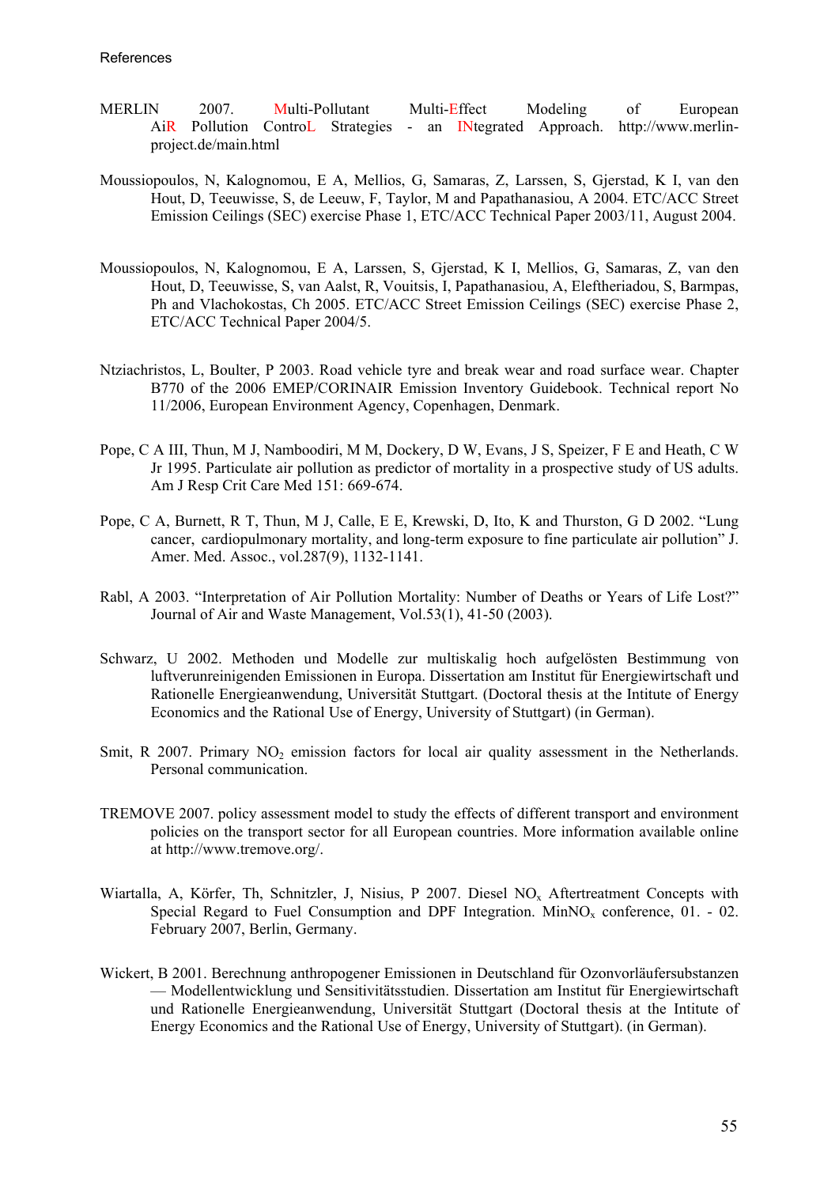MERLIN 2007. Multi-Pollutant Multi-Effect Modeling of European AiR Pollution ControL Strategies - an INtegrated Approach. http://www.merlin-project.de/main.html

Moussiopoulos, N, Kalognomou, E A, Mellios, G, Samaras, Z, Larssen, S, Gjerstad, K I, van den Hout, D, Teeuwisse, S, de Leeuw, F, Taylor, M and Papathanasiou, A 2004. ETC/ACC Street Emission Ceilings (SEC) exercise Phase 1, ETC/ACC Technical Paper 2003/11, August 2004.

Moussiopoulos, N, Kalognomou, E A, Larssen, S, Gjerstad, K I, Mellios, G, Samaras, Z, van den Hout, D, Teeuwisse, S, van Aalst, R, Vouitsis, I, Papathanasiou, A, Eleftheriadou, S, Barmpas, Ph and Vlachokostas, Ch 2005. ETC/ACC Street Emission Ceilings (SEC) exercise Phase 2, ETC/ACC Technical Paper 2004/5.

Ntziachristos, L, Boulter, P 2003. Road vehicle tyre and break wear and road surface wear. Chapter B770 of the 2006 EMEP/CORINAIR Emission Inventory Guidebook. Technical report No 11/2006, European Environment Agency, Copenhagen, Denmark.

Pope, C A III, Thun, M J, Namboodiri, M M, Dockery, D W, Evans, J S, Speizer, F E and Heath, C W Jr 1995. Particulate air pollution as predictor of mortality in a prospective study of US adults. Am J Resp Crit Care Med 151: 669-674.

Pope, C A, Burnett, R T, Thun, M J, Calle, E E, Krewski, D, Ito, K and Thurston, G D 2002. "Lung cancer, cardiopulmonary mortality, and long-term exposure to fine particulate air pollution" J. Amer. Med. Assoc., vol.287(9), 1132-1141.

Rabl, A 2003. "Interpretation of Air Pollution Mortality: Number of Deaths or Years of Life Lost?" Journal of Air and Waste Management, Vol.53(1), 41-50 (2003).

Schwarz, U 2002. Methoden und Modelle zur multiskalig hoch aufgelösten Bestimmung von luftverunreinigenden Emissionen in Europa. Dissertation am Institut für Energiewirtschaft und Rationelle Energieanwendung, Universität Stuttgart. (Doctoral thesis at the Intitute of Energy Economics and the Rational Use of Energy, University of Stuttgart) (in German).

Smit, R 2007. Primary $NO_2$ emission factors for local air quality assessment in the Netherlands. Personal communication.

TREMOVE 2007. policy assessment model to study the effects of different transport and environment policies on the transport sector for all European countries. More information available online at http://www.tremove.org/.

Wiartalla, A, Körfer, Th, Schnitzler, J, Nisius, P 2007. Diesel $NO_x$ Aftertreatment Concepts with Special Regard to Fuel Consumption and DPF Integration. Min$NO_x$ conference, 01. - 02. February 2007, Berlin, Germany.

Wickert, B 2001. Berechnung anthropogener Emissionen in Deutschland für Ozonvorläufersubstanzen — Modellentwicklung und Sensitivitätsstudien. Dissertation am Institut für Energiewirtschaft und Rationelle Energieanwendung, Universität Stuttgart (Doctoral thesis at the Intitute of Energy Economics and the Rational Use of Energy, University of Stuttgart). (in German).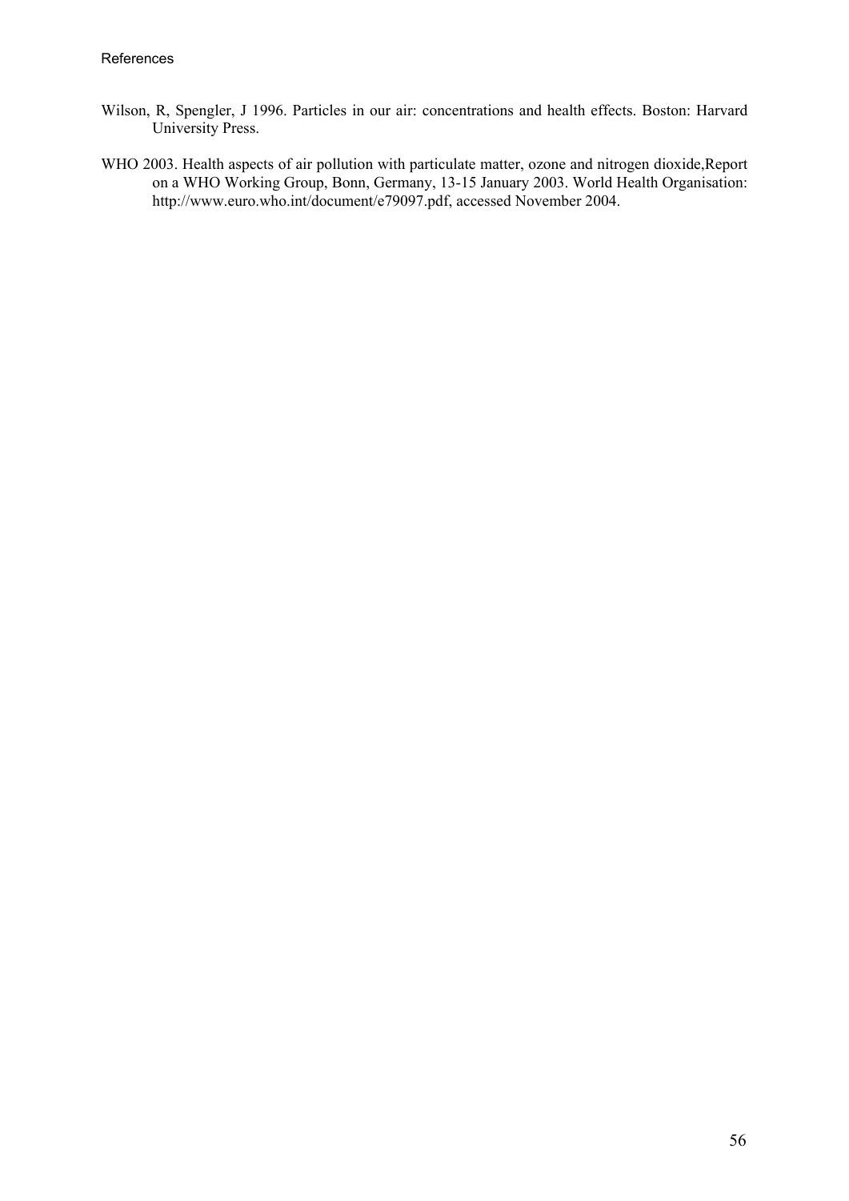Wilson, R, Spengler, J 1996. Particles in our air: concentrations and health effects. Boston: Harvard University Press.

WHO 2003. Health aspects of air pollution with particulate matter, ozone and nitrogen dioxide,Report on a WHO Working Group, Bonn, Germany, 13-15 January 2003. World Health Organisation: http://www.euro.who.int/document/e79097.pdf, accessed November 2004.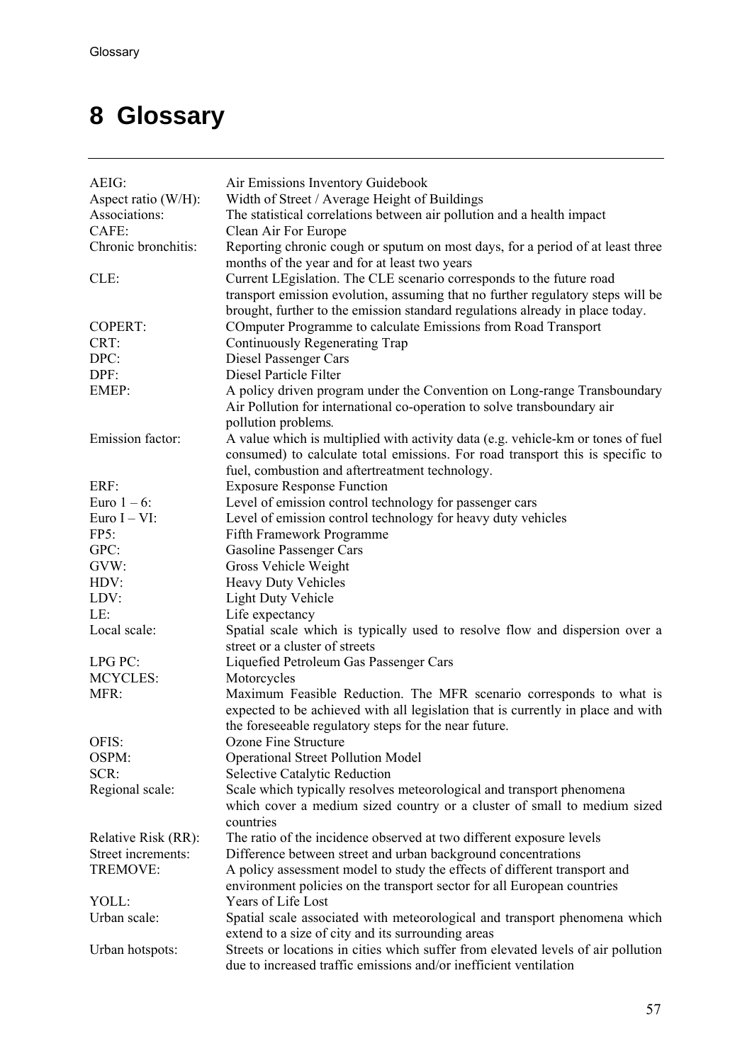# 8 Glossary

| | |
|---|---|
| AEIG: | Air Emissions Inventory Guidebook |
| Aspect ratio (W/H): | Width of Street / Average Height of Buildings |
| Associations: | The statistical correlations between air pollution and a health impact |
| CAFE: | Clean Air For Europe |
| Chronic bronchitis: | Reporting chronic cough or sputum on most days, for a period of at least three months of the year and for at least two years |
| CLE: | Current LEgislation. The CLE scenario corresponds to the future road transport emission evolution, assuming that no further regulatory steps will be brought, further to the emission standard regulations already in place today. |
| COPERT: | COmputer Programme to calculate Emissions from Road Transport |
| CRT: | Continuously Regenerating Trap |
| DPC: | Diesel Passenger Cars |
| DPF: | Diesel Particle Filter |
| EMEP: | A policy driven program under the Convention on Long-range Transboundary Air Pollution for international co-operation to solve transboundary air pollution problems. |
| Emission factor: | A value which is multiplied with activity data (e.g. vehicle-km or tones of fuel consumed) to calculate total emissions. For road transport this is specific to fuel, combustion and aftertreatment technology. |
| ERF: | Exposure Response Function |
| Euro 1 – 6: | Level of emission control technology for passenger cars |
| Euro I – VI: | Level of emission control technology for heavy duty vehicles |
| FP5: | Fifth Framework Programme |
| GPC: | Gasoline Passenger Cars |
| GVW: | Gross Vehicle Weight |
| HDV: | Heavy Duty Vehicles |
| LDV: | Light Duty Vehicle |
| LE: | Life expectancy |
| Local scale: | Spatial scale which is typically used to resolve flow and dispersion over a street or a cluster of streets |
| LPG PC: | Liquefied Petroleum Gas Passenger Cars |
| MCYCLES: | Motorcycles |
| MFR: | Maximum Feasible Reduction. The MFR scenario corresponds to what is expected to be achieved with all legislation that is currently in place and with the foreseeable regulatory steps for the near future. |
| OFIS: | Ozone Fine Structure |
| OSPM: | Operational Street Pollution Model |
| SCR: | Selective Catalytic Reduction |
| Regional scale: | Scale which typically resolves meteorological and transport phenomena which cover a medium sized country or a cluster of small to medium sized countries |
| Relative Risk (RR): | The ratio of the incidence observed at two different exposure levels |
| Street increments: | Difference between street and urban background concentrations |
| TREMOVE: | A policy assessment model to study the effects of different transport and environment policies on the transport sector for all European countries |
| YOLL: | Years of Life Lost |
| Urban scale: | Spatial scale associated with meteorological and transport phenomena which extend to a size of city and its surrounding areas |
| Urban hotspots: | Streets or locations in cities which suffer from elevated levels of air pollution due to increased traffic emissions and/or inefficient ventilation |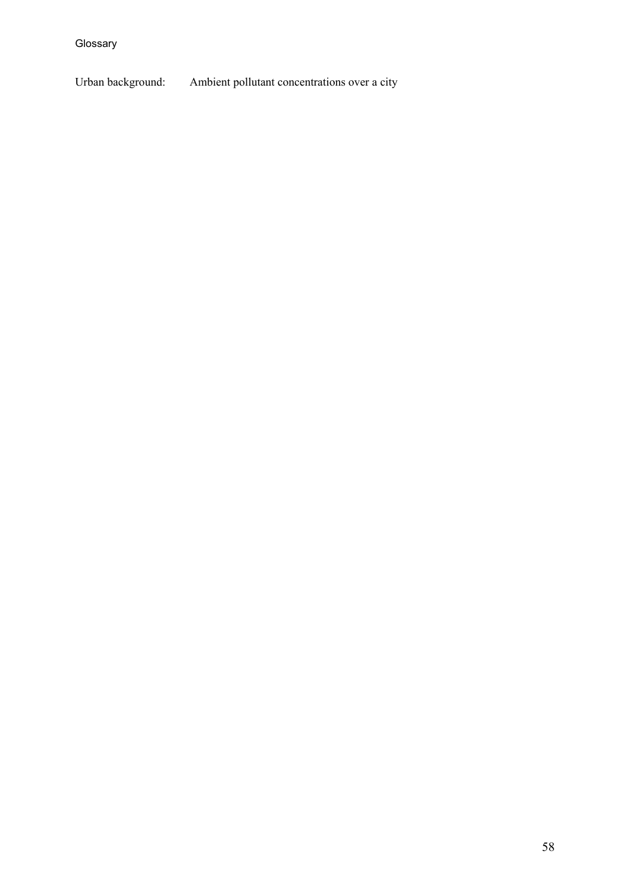Urban background: Ambient pollutant concentrations over a city